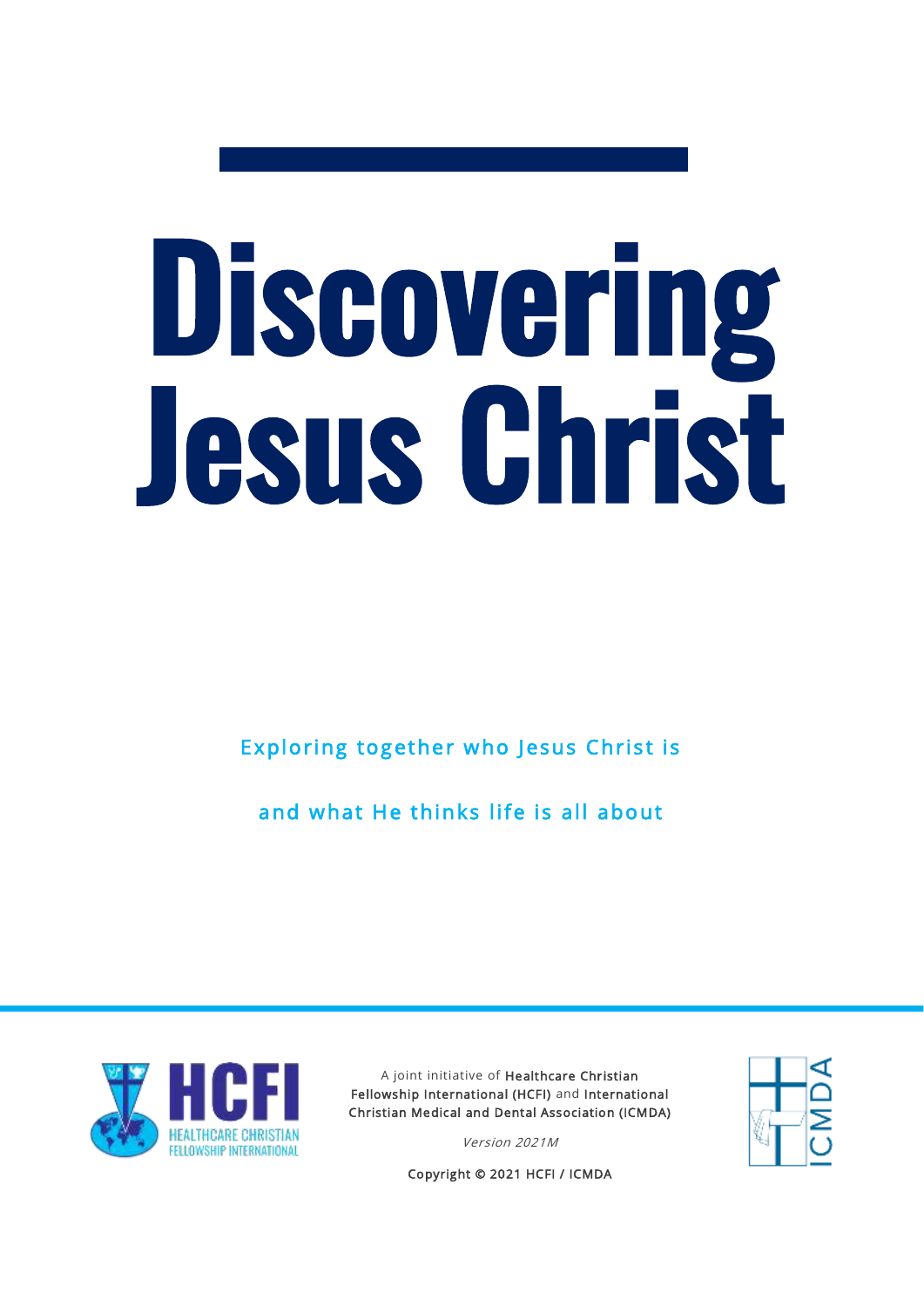# Discovering Jesus Christ

Exploring together who Jesus Christ is

and what He thinks life is all about

A joint initiative of **Healthcare Christian Fellowship International (HCFI)** and **International Christian Medical and Dental Association (ICMDA)**

*Version 2021M*

Copyright © 2021 HCFI / ICMDA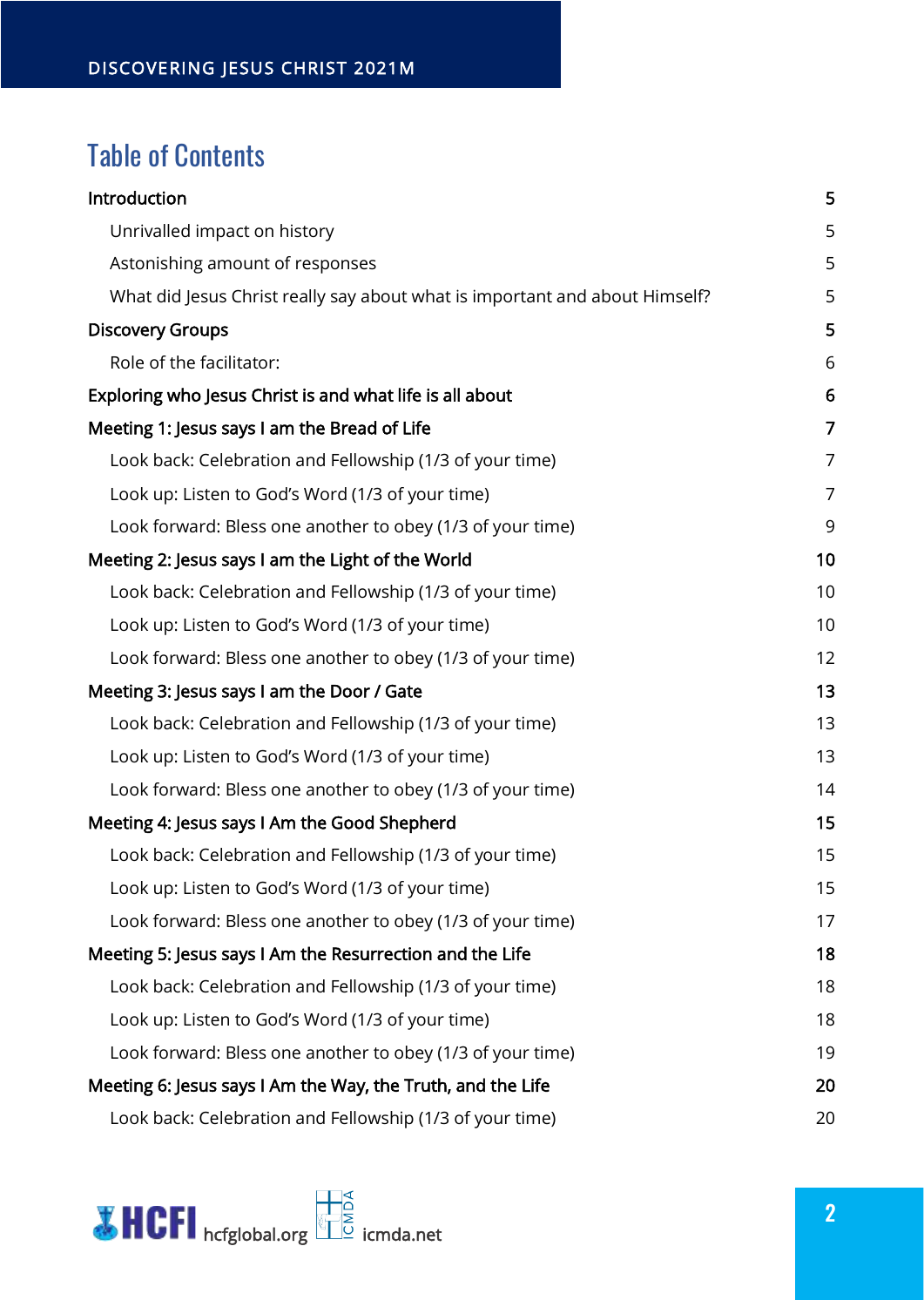# Table of Contents

| | |
|---|---|
| **Introduction** | **5** |
| Unrivalled impact on history | 5 |
| Astonishing amount of responses | 5 |
| What did Jesus Christ really say about what is important and about Himself? | 5 |
| **Discovery Groups** | **5** |
| Role of the facilitator: | 6 |
| **Exploring who Jesus Christ is and what life is all about** | **6** |
| **Meeting 1: Jesus says I am the Bread of Life** | **7** |
| Look back: Celebration and Fellowship (1/3 of your time) | 7 |
| Look up: Listen to God's Word (1/3 of your time) | 7 |
| Look forward: Bless one another to obey (1/3 of your time) | 9 |
| **Meeting 2: Jesus says I am the Light of the World** | **10** |
| Look back: Celebration and Fellowship (1/3 of your time) | 10 |
| Look up: Listen to God's Word (1/3 of your time) | 10 |
| Look forward: Bless one another to obey (1/3 of your time) | 12 |
| **Meeting 3: Jesus says I am the Door / Gate** | **13** |
| Look back: Celebration and Fellowship (1/3 of your time) | 13 |
| Look up: Listen to God's Word (1/3 of your time) | 13 |
| Look forward: Bless one another to obey (1/3 of your time) | 14 |
| **Meeting 4: Jesus says I Am the Good Shepherd** | **15** |
| Look back: Celebration and Fellowship (1/3 of your time) | 15 |
| Look up: Listen to God's Word (1/3 of your time) | 15 |
| Look forward: Bless one another to obey (1/3 of your time) | 17 |
| **Meeting 5: Jesus says I Am the Resurrection and the Life** | **18** |
| Look back: Celebration and Fellowship (1/3 of your time) | 18 |
| Look up: Listen to God's Word (1/3 of your time) | 18 |
| Look forward: Bless one another to obey (1/3 of your time) | 19 |
| **Meeting 6: Jesus says I Am the Way, the Truth, and the Life** | **20** |
| Look back: Celebration and Fellowship (1/3 of your time) | 20 |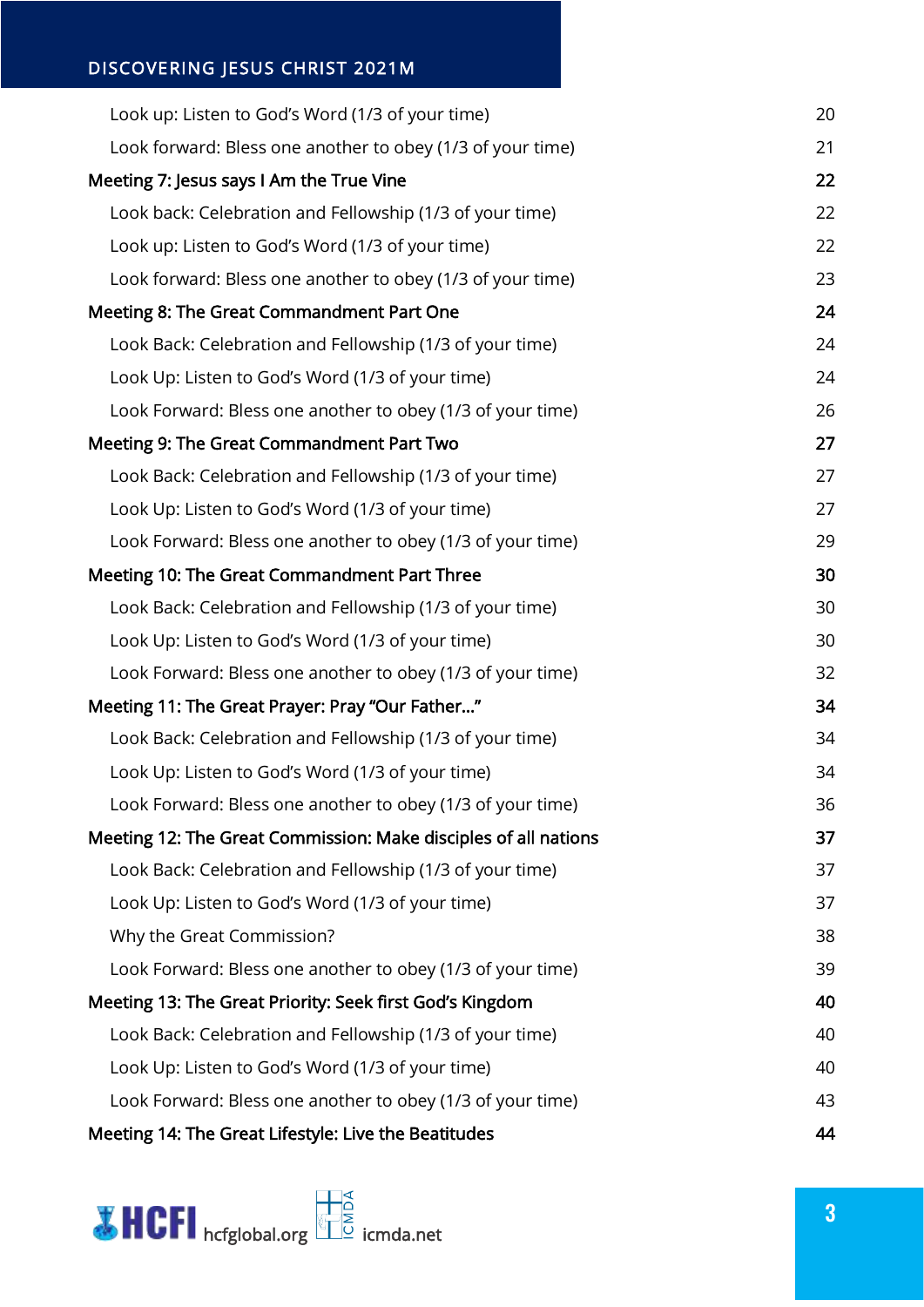Look up: Listen to God's Word (1/3 of your time) 20

Look forward: Bless one another to obey (1/3 of your time) 21

**Meeting 7: Jesus says I Am the True Vine 22**

Look back: Celebration and Fellowship (1/3 of your time) 22

Look up: Listen to God's Word (1/3 of your time) 22

Look forward: Bless one another to obey (1/3 of your time) 23

**Meeting 8: The Great Commandment Part One 24**

Look Back: Celebration and Fellowship (1/3 of your time) 24

Look Up: Listen to God's Word (1/3 of your time) 24

Look Forward: Bless one another to obey (1/3 of your time) 26

**Meeting 9: The Great Commandment Part Two 27**

Look Back: Celebration and Fellowship (1/3 of your time) 27

Look Up: Listen to God's Word (1/3 of your time) 27

Look Forward: Bless one another to obey (1/3 of your time) 29

**Meeting 10: The Great Commandment Part Three 30**

Look Back: Celebration and Fellowship (1/3 of your time) 30

Look Up: Listen to God's Word (1/3 of your time) 30

Look Forward: Bless one another to obey (1/3 of your time) 32

**Meeting 11: The Great Prayer: Pray "Our Father…" 34**

Look Back: Celebration and Fellowship (1/3 of your time) 34

Look Up: Listen to God's Word (1/3 of your time) 34

Look Forward: Bless one another to obey (1/3 of your time) 36

**Meeting 12: The Great Commission: Make disciples of all nations 37**

Look Back: Celebration and Fellowship (1/3 of your time) 37

Look Up: Listen to God's Word (1/3 of your time) 37

Why the Great Commission? 38

Look Forward: Bless one another to obey (1/3 of your time) 39

**Meeting 13: The Great Priority: Seek first God's Kingdom 40**

Look Back: Celebration and Fellowship (1/3 of your time) 40

Look Up: Listen to God's Word (1/3 of your time) 40

Look Forward: Bless one another to obey (1/3 of your time) 43

**Meeting 14: The Great Lifestyle: Live the Beatitudes 44**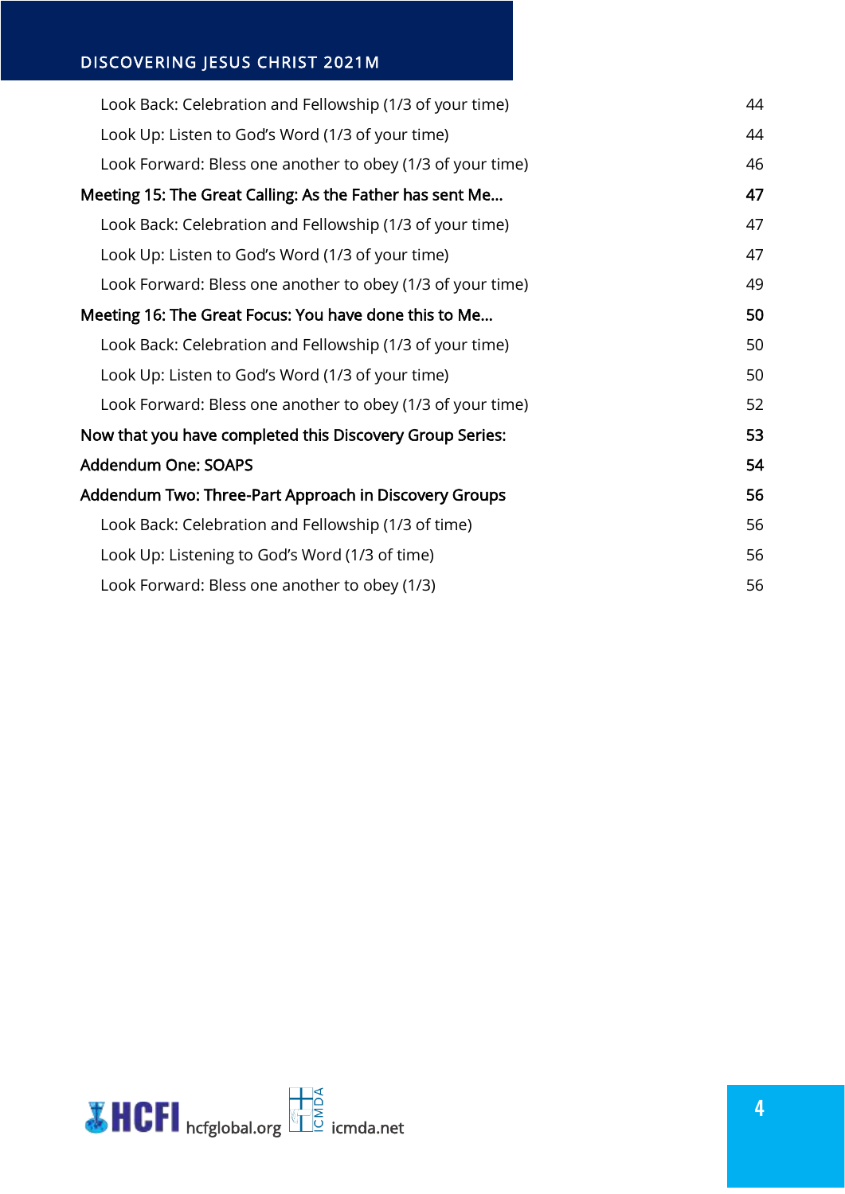- Look Back: Celebration and Fellowship (1/3 of your time) 44
- Look Up: Listen to God's Word (1/3 of your time) 44
- Look Forward: Bless one another to obey (1/3 of your time) 46

**Meeting 15: The Great Calling: As the Father has sent Me… 47**

- Look Back: Celebration and Fellowship (1/3 of your time) 47
- Look Up: Listen to God's Word (1/3 of your time) 47
- Look Forward: Bless one another to obey (1/3 of your time) 49

**Meeting 16: The Great Focus: You have done this to Me… 50**

- Look Back: Celebration and Fellowship (1/3 of your time) 50
- Look Up: Listen to God's Word (1/3 of your time) 50
- Look Forward: Bless one another to obey (1/3 of your time) 52

**Now that you have completed this Discovery Group Series: 53**

**Addendum One: SOAPS 54**

**Addendum Two: Three-Part Approach in Discovery Groups 56**

- Look Back: Celebration and Fellowship (1/3 of time) 56
- Look Up: Listening to God's Word (1/3 of time) 56
- Look Forward: Bless one another to obey (1/3) 56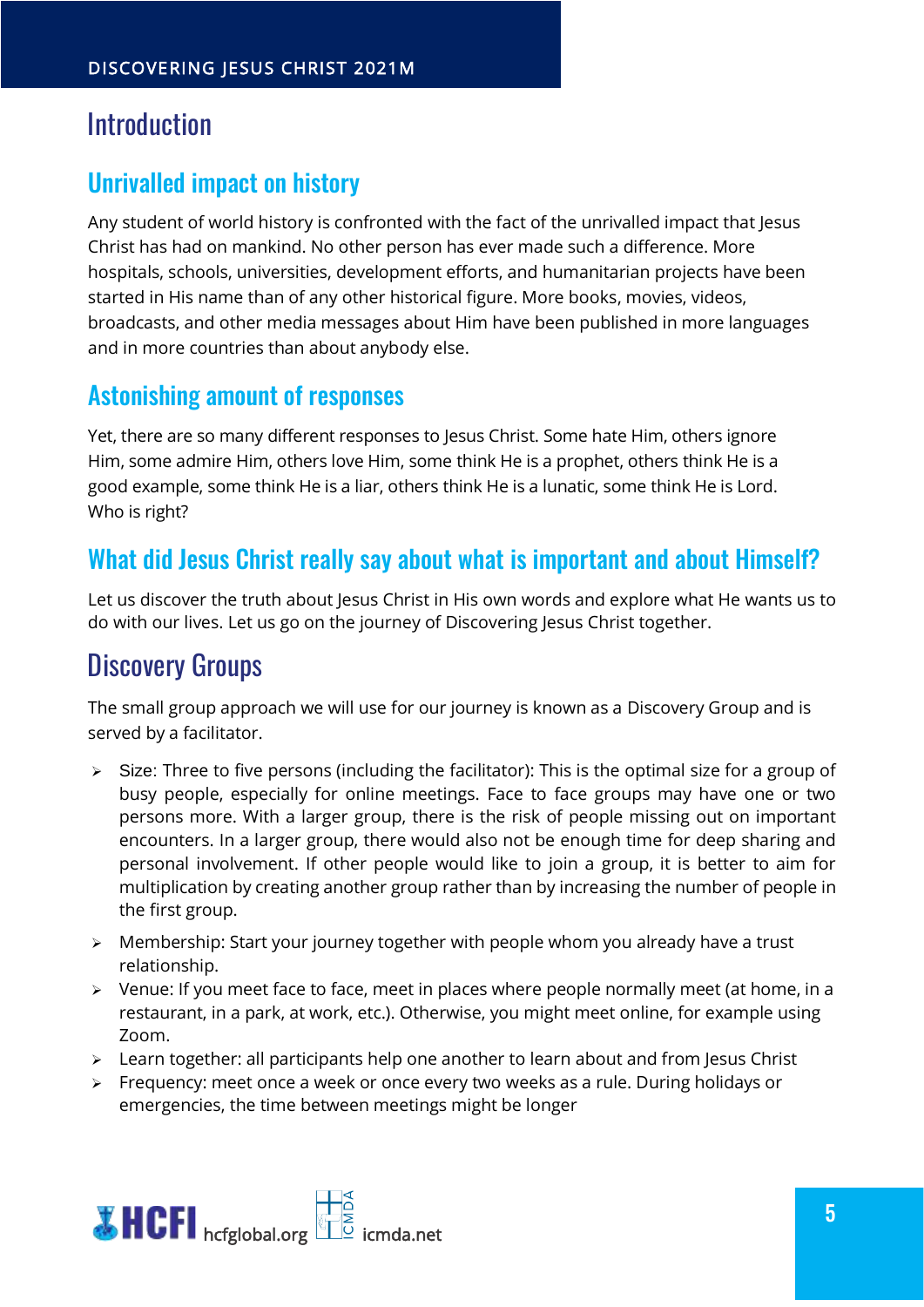# Introduction

## Unrivalled impact on history

Any student of world history is confronted with the fact of the unrivalled impact that Jesus Christ has had on mankind. No other person has ever made such a difference. More hospitals, schools, universities, development efforts, and humanitarian projects have been started in His name than of any other historical figure. More books, movies, videos, broadcasts, and other media messages about Him have been published in more languages and in more countries than about anybody else.

## Astonishing amount of responses

Yet, there are so many different responses to Jesus Christ. Some hate Him, others ignore Him, some admire Him, others love Him, some think He is a prophet, others think He is a good example, some think He is a liar, others think He is a lunatic, some think He is Lord. Who is right?

## What did Jesus Christ really say about what is important and about Himself?

Let us discover the truth about Jesus Christ in His own words and explore what He wants us to do with our lives. Let us go on the journey of Discovering Jesus Christ together.

# Discovery Groups

The small group approach we will use for our journey is known as a Discovery Group and is served by a facilitator.

- Size: Three to five persons (including the facilitator): This is the optimal size for a group of busy people, especially for online meetings. Face to face groups may have one or two persons more. With a larger group, there is the risk of people missing out on important encounters. In a larger group, there would also not be enough time for deep sharing and personal involvement. If other people would like to join a group, it is better to aim for multiplication by creating another group rather than by increasing the number of people in the first group.
- Membership: Start your journey together with people whom you already have a trust relationship.
- Venue: If you meet face to face, meet in places where people normally meet (at home, in a restaurant, in a park, at work, etc.). Otherwise, you might meet online, for example using Zoom.
- Learn together: all participants help one another to learn about and from Jesus Christ
- Frequency: meet once a week or once every two weeks as a rule. During holidays or emergencies, the time between meetings might be longer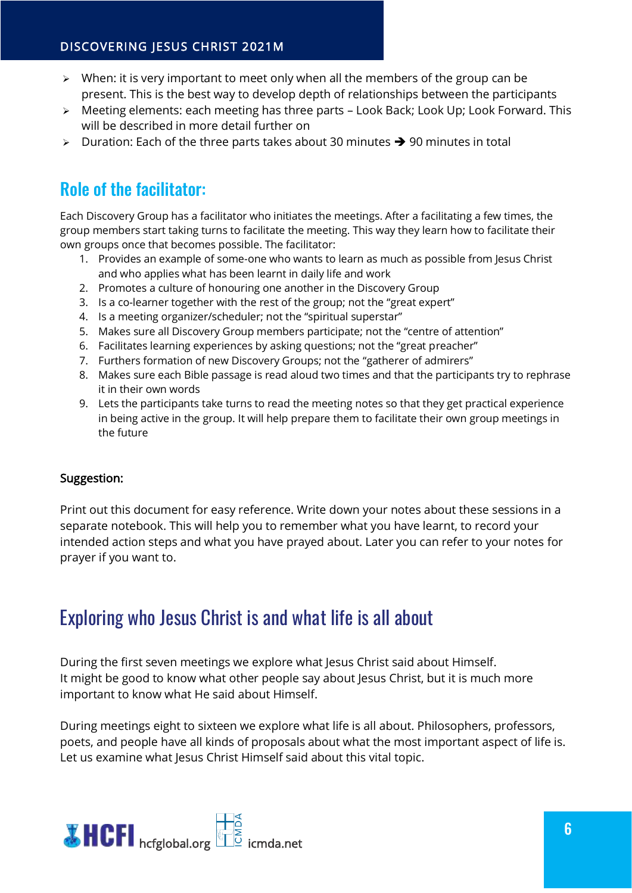- When: it is very important to meet only when all the members of the group can be present. This is the best way to develop depth of relationships between the participants
- Meeting elements: each meeting has three parts – Look Back; Look Up; Look Forward. This will be described in more detail further on
- Duration: Each of the three parts takes about 30 minutes ➔ 90 minutes in total

## Role of the facilitator:

Each Discovery Group has a facilitator who initiates the meetings. After a facilitating a few times, the group members start taking turns to facilitate the meeting. This way they learn how to facilitate their own groups once that becomes possible. The facilitator:

1. Provides an example of some-one who wants to learn as much as possible from Jesus Christ and who applies what has been learnt in daily life and work
2. Promotes a culture of honouring one another in the Discovery Group
3. Is a co-learner together with the rest of the group; not the "great expert"
4. Is a meeting organizer/scheduler; not the "spiritual superstar"
5. Makes sure all Discovery Group members participate; not the "centre of attention"
6. Facilitates learning experiences by asking questions; not the "great preacher"
7. Furthers formation of new Discovery Groups; not the "gatherer of admirers"
8. Makes sure each Bible passage is read aloud two times and that the participants try to rephrase it in their own words
9. Lets the participants take turns to read the meeting notes so that they get practical experience in being active in the group. It will help prepare them to facilitate their own group meetings in the future

**Suggestion:**

Print out this document for easy reference. Write down your notes about these sessions in a separate notebook. This will help you to remember what you have learnt, to record your intended action steps and what you have prayed about. Later you can refer to your notes for prayer if you want to.

# Exploring who Jesus Christ is and what life is all about

During the first seven meetings we explore what Jesus Christ said about Himself.
It might be good to know what other people say about Jesus Christ, but it is much more important to know what He said about Himself.

During meetings eight to sixteen we explore what life is all about. Philosophers, professors, poets, and people have all kinds of proposals about what the most important aspect of life is. Let us examine what Jesus Christ Himself said about this vital topic.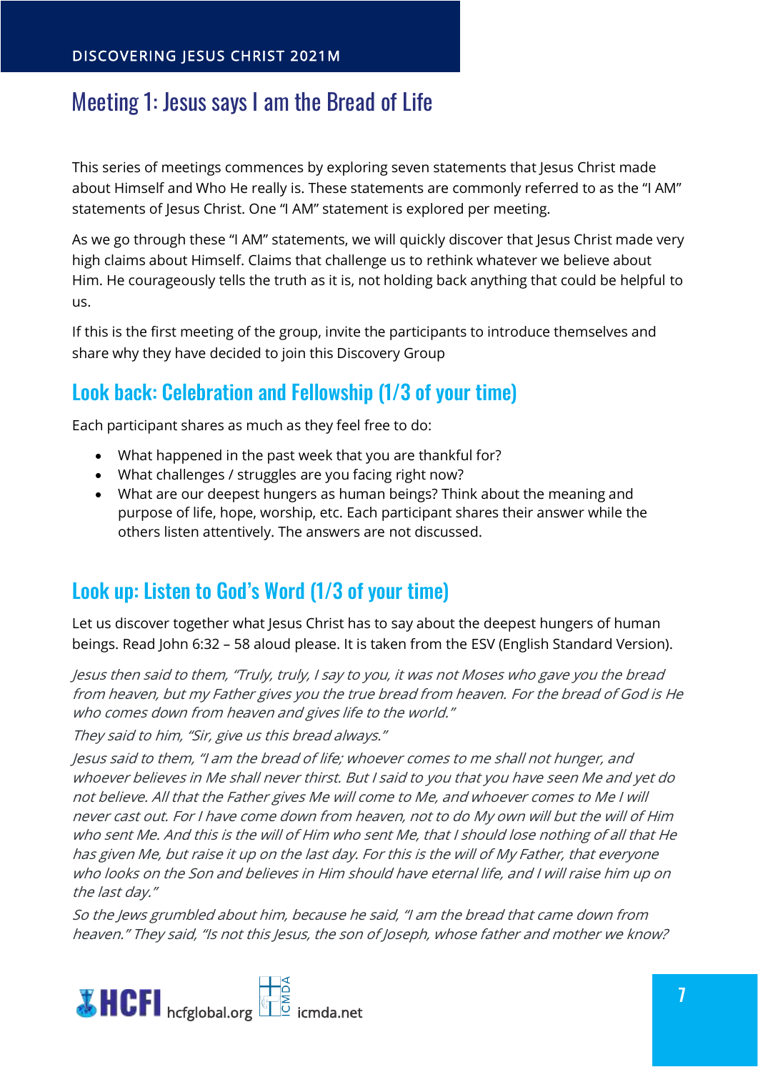# Meeting 1: Jesus says I am the Bread of Life

This series of meetings commences by exploring seven statements that Jesus Christ made about Himself and Who He really is. These statements are commonly referred to as the "I AM" statements of Jesus Christ. One "I AM" statement is explored per meeting.

As we go through these "I AM" statements, we will quickly discover that Jesus Christ made very high claims about Himself. Claims that challenge us to rethink whatever we believe about Him. He courageously tells the truth as it is, not holding back anything that could be helpful to us.

If this is the first meeting of the group, invite the participants to introduce themselves and share why they have decided to join this Discovery Group

## Look back: Celebration and Fellowship (1/3 of your time)

Each participant shares as much as they feel free to do:

- What happened in the past week that you are thankful for?
- What challenges / struggles are you facing right now?
- What are our deepest hungers as human beings? Think about the meaning and purpose of life, hope, worship, etc. Each participant shares their answer while the others listen attentively. The answers are not discussed.

## Look up: Listen to God's Word (1/3 of your time)

Let us discover together what Jesus Christ has to say about the deepest hungers of human beings. Read John 6:32 – 58 aloud please. It is taken from the ESV (English Standard Version).

*Jesus then said to them, "Truly, truly, I say to you, it was not Moses who gave you the bread from heaven, but my Father gives you the true bread from heaven. For the bread of God is He who comes down from heaven and gives life to the world."*

*They said to him, "Sir, give us this bread always."*

*Jesus said to them, "I am the bread of life; whoever comes to me shall not hunger, and whoever believes in Me shall never thirst. But I said to you that you have seen Me and yet do not believe. All that the Father gives Me will come to Me, and whoever comes to Me I will never cast out. For I have come down from heaven, not to do My own will but the will of Him who sent Me. And this is the will of Him who sent Me, that I should lose nothing of all that He has given Me, but raise it up on the last day. For this is the will of My Father, that everyone who looks on the Son and believes in Him should have eternal life, and I will raise him up on the last day."*

*So the Jews grumbled about him, because he said, "I am the bread that came down from heaven." They said, "Is not this Jesus, the son of Joseph, whose father and mother we know?*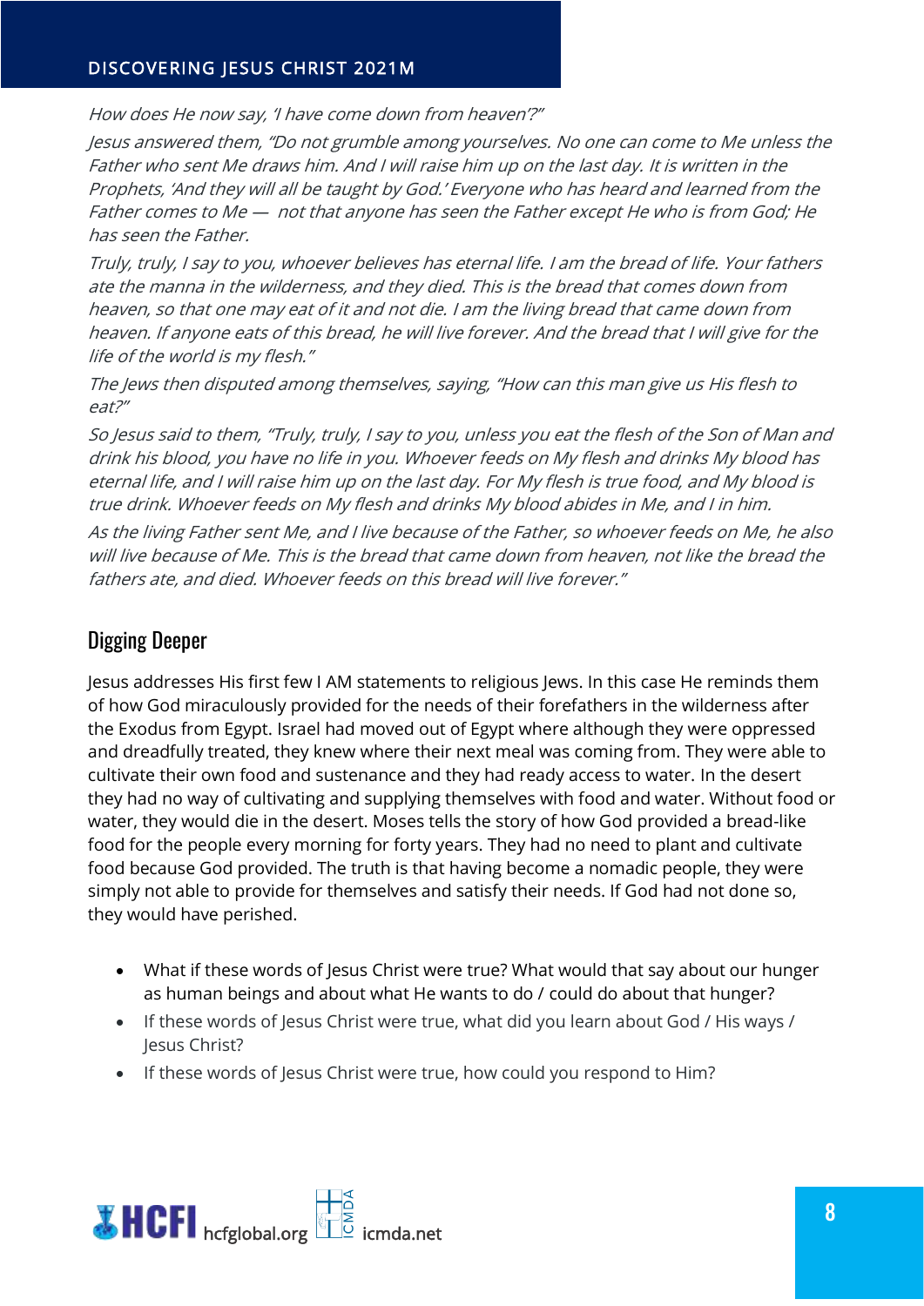*How does He now say, 'I have come down from heaven'?"*

*Jesus answered them, "Do not grumble among yourselves. No one can come to Me unless the Father who sent Me draws him. And I will raise him up on the last day. It is written in the Prophets, 'And they will all be taught by God.' Everyone who has heard and learned from the Father comes to Me — not that anyone has seen the Father except He who is from God; He has seen the Father.*

*Truly, truly, I say to you, whoever believes has eternal life. I am the bread of life. Your fathers ate the manna in the wilderness, and they died. This is the bread that comes down from heaven, so that one may eat of it and not die. I am the living bread that came down from heaven. If anyone eats of this bread, he will live forever. And the bread that I will give for the life of the world is my flesh."*

*The Jews then disputed among themselves, saying, "How can this man give us His flesh to eat?"*

*So Jesus said to them, "Truly, truly, I say to you, unless you eat the flesh of the Son of Man and drink his blood, you have no life in you. Whoever feeds on My flesh and drinks My blood has eternal life, and I will raise him up on the last day. For My flesh is true food, and My blood is true drink. Whoever feeds on My flesh and drinks My blood abides in Me, and I in him.*

*As the living Father sent Me, and I live because of the Father, so whoever feeds on Me, he also will live because of Me. This is the bread that came down from heaven, not like the bread the fathers ate, and died. Whoever feeds on this bread will live forever."*

## Digging Deeper

Jesus addresses His first few I AM statements to religious Jews. In this case He reminds them of how God miraculously provided for the needs of their forefathers in the wilderness after the Exodus from Egypt. Israel had moved out of Egypt where although they were oppressed and dreadfully treated, they knew where their next meal was coming from. They were able to cultivate their own food and sustenance and they had ready access to water. In the desert they had no way of cultivating and supplying themselves with food and water. Without food or water, they would die in the desert. Moses tells the story of how God provided a bread-like food for the people every morning for forty years. They had no need to plant and cultivate food because God provided. The truth is that having become a nomadic people, they were simply not able to provide for themselves and satisfy their needs. If God had not done so, they would have perished.

- What if these words of Jesus Christ were true? What would that say about our hunger as human beings and about what He wants to do / could do about that hunger?
- If these words of Jesus Christ were true, what did you learn about God / His ways / Jesus Christ?
- If these words of Jesus Christ were true, how could you respond to Him?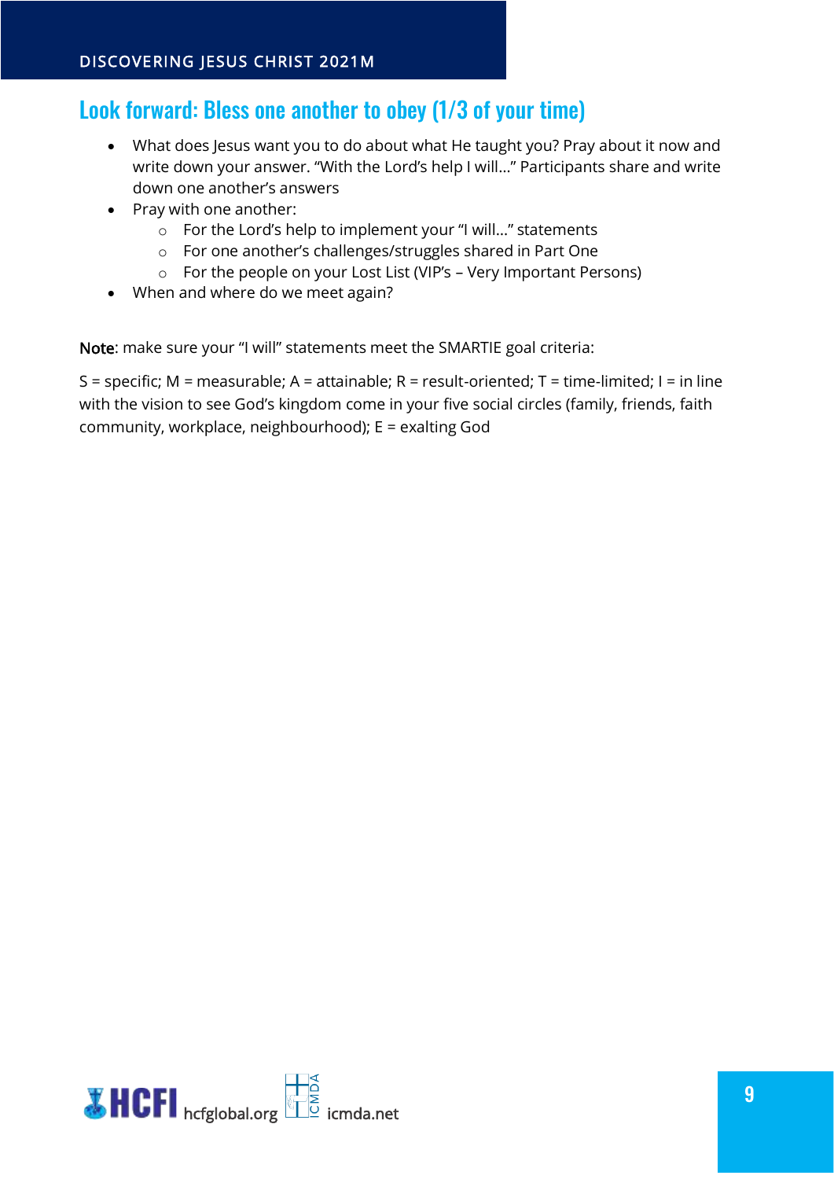## Look forward: Bless one another to obey (1/3 of your time)

- What does Jesus want you to do about what He taught you? Pray about it now and write down your answer. "With the Lord's help I will…" Participants share and write down one another's answers
- Pray with one another:
  - For the Lord's help to implement your "I will…" statements
  - For one another's challenges/struggles shared in Part One
  - For the people on your Lost List (VIP's – Very Important Persons)
- When and where do we meet again?

Note: make sure your "I will" statements meet the SMARTIE goal criteria:

S = specific; M = measurable; A = attainable; R = result-oriented; T = time-limited; I = in line with the vision to see God's kingdom come in your five social circles (family, friends, faith community, workplace, neighbourhood); E = exalting God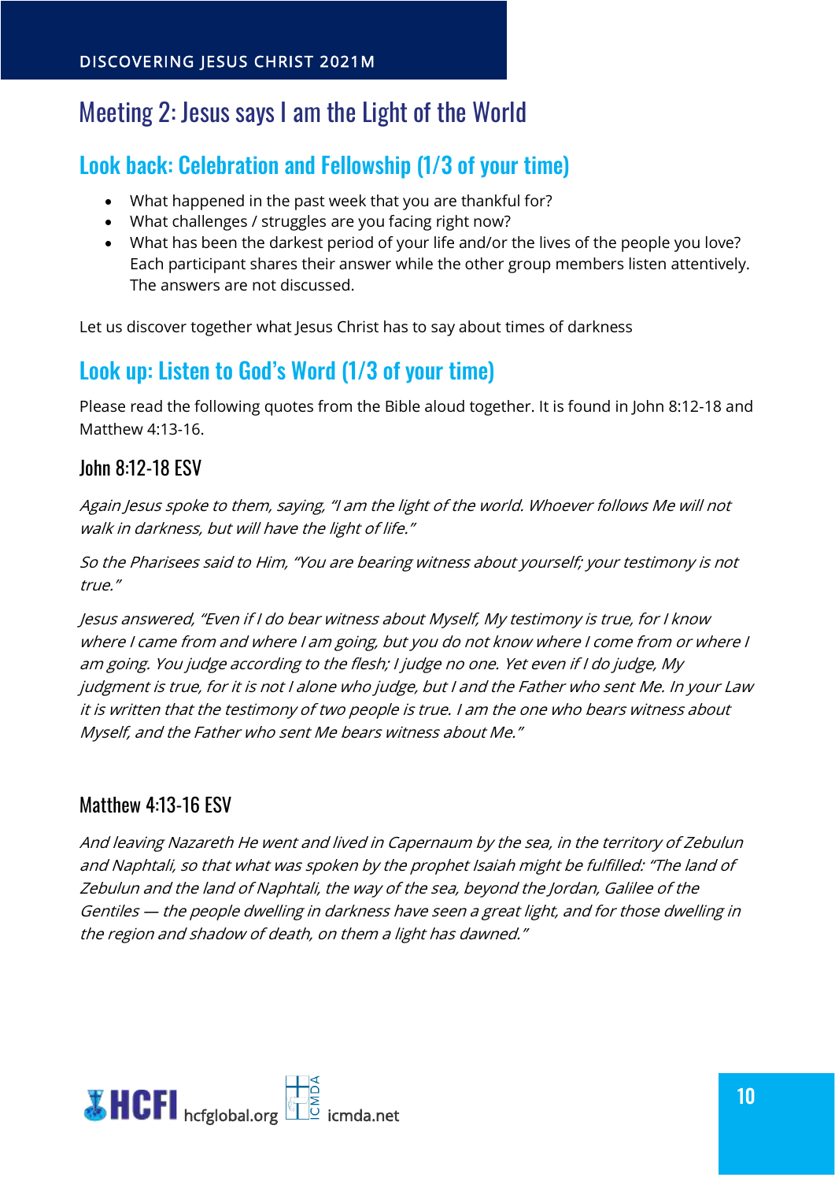# Meeting 2: Jesus says I am the Light of the World

## Look back: Celebration and Fellowship (1/3 of your time)

- What happened in the past week that you are thankful for?
- What challenges / struggles are you facing right now?
- What has been the darkest period of your life and/or the lives of the people you love? Each participant shares their answer while the other group members listen attentively. The answers are not discussed.

Let us discover together what Jesus Christ has to say about times of darkness

## Look up: Listen to God's Word (1/3 of your time)

Please read the following quotes from the Bible aloud together. It is found in John 8:12-18 and Matthew 4:13-16.

### John 8:12-18 ESV

*Again Jesus spoke to them, saying, "I am the light of the world. Whoever follows Me will not walk in darkness, but will have the light of life."*

*So the Pharisees said to Him, "You are bearing witness about yourself; your testimony is not true."*

*Jesus answered, "Even if I do bear witness about Myself, My testimony is true, for I know where I came from and where I am going, but you do not know where I come from or where I am going. You judge according to the flesh; I judge no one. Yet even if I do judge, My judgment is true, for it is not I alone who judge, but I and the Father who sent Me. In your Law it is written that the testimony of two people is true. I am the one who bears witness about Myself, and the Father who sent Me bears witness about Me."*

### Matthew 4:13-16 ESV

*And leaving Nazareth He went and lived in Capernaum by the sea, in the territory of Zebulun and Naphtali, so that what was spoken by the prophet Isaiah might be fulfilled: "The land of Zebulun and the land of Naphtali, the way of the sea, beyond the Jordan, Galilee of the Gentiles — the people dwelling in darkness have seen a great light, and for those dwelling in the region and shadow of death, on them a light has dawned."*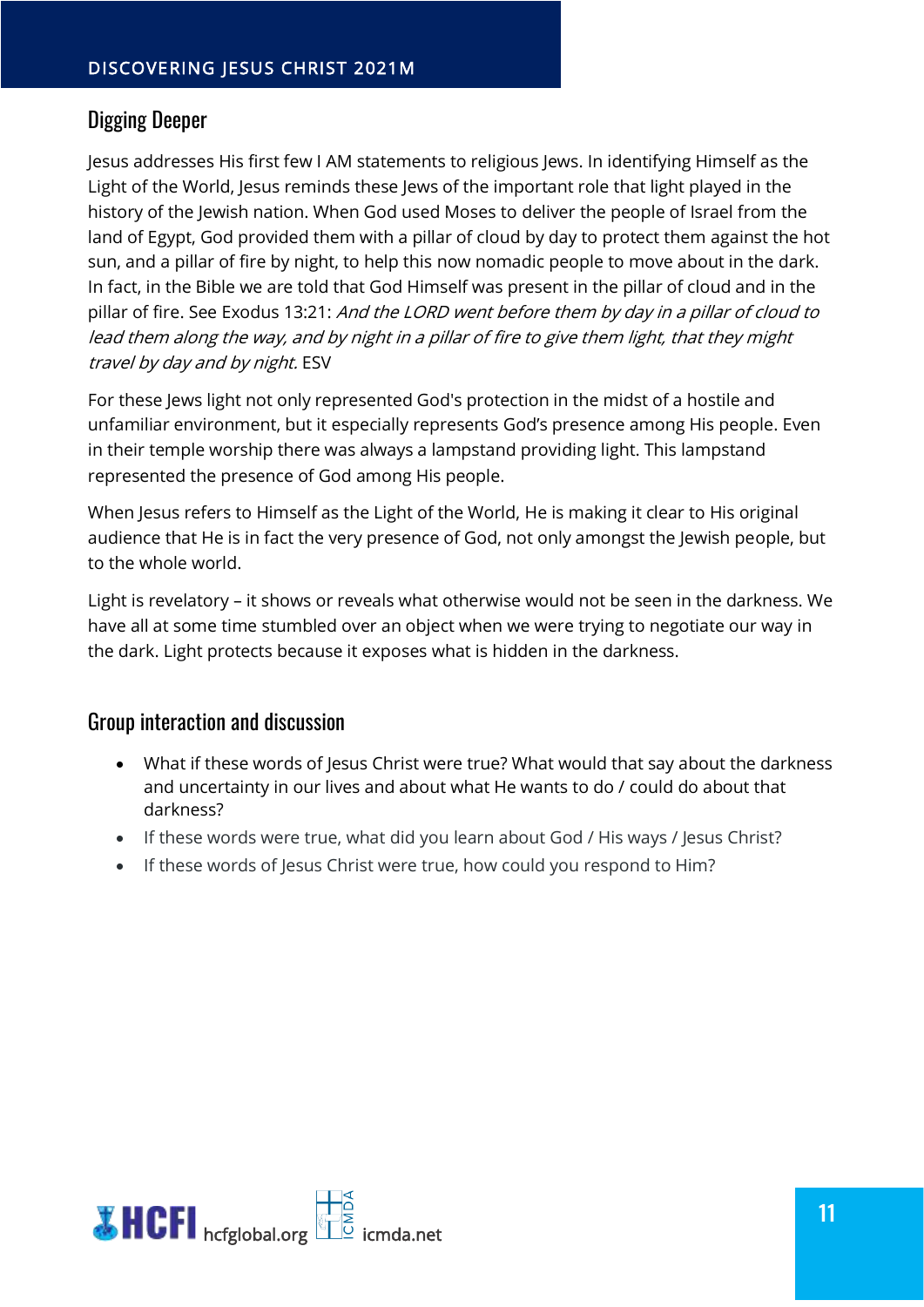## Digging Deeper

Jesus addresses His first few I AM statements to religious Jews. In identifying Himself as the Light of the World, Jesus reminds these Jews of the important role that light played in the history of the Jewish nation. When God used Moses to deliver the people of Israel from the land of Egypt, God provided them with a pillar of cloud by day to protect them against the hot sun, and a pillar of fire by night, to help this now nomadic people to move about in the dark. In fact, in the Bible we are told that God Himself was present in the pillar of cloud and in the pillar of fire. See Exodus 13:21: *And the LORD went before them by day in a pillar of cloud to lead them along the way, and by night in a pillar of fire to give them light, that they might travel by day and by night.* ESV

For these Jews light not only represented God's protection in the midst of a hostile and unfamiliar environment, but it especially represents God's presence among His people. Even in their temple worship there was always a lampstand providing light. This lampstand represented the presence of God among His people.

When Jesus refers to Himself as the Light of the World, He is making it clear to His original audience that He is in fact the very presence of God, not only amongst the Jewish people, but to the whole world.

Light is revelatory – it shows or reveals what otherwise would not be seen in the darkness. We have all at some time stumbled over an object when we were trying to negotiate our way in the dark. Light protects because it exposes what is hidden in the darkness.

## Group interaction and discussion

- What if these words of Jesus Christ were true? What would that say about the darkness and uncertainty in our lives and about what He wants to do / could do about that darkness?
- If these words were true, what did you learn about God / His ways / Jesus Christ?
- If these words of Jesus Christ were true, how could you respond to Him?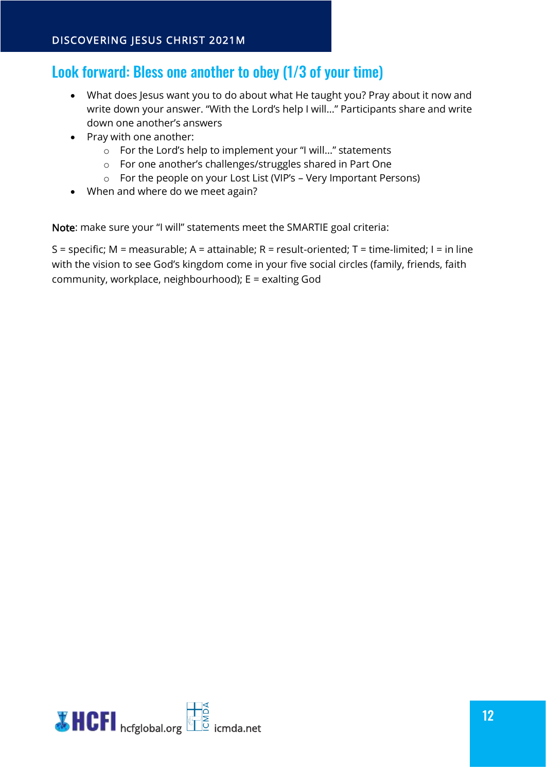## Look forward: Bless one another to obey (1/3 of your time)

- What does Jesus want you to do about what He taught you? Pray about it now and write down your answer. “With the Lord’s help I will…” Participants share and write down one another’s answers
- Pray with one another:
  - For the Lord’s help to implement your “I will…” statements
  - For one another’s challenges/struggles shared in Part One
  - For the people on your Lost List (VIP’s – Very Important Persons)
- When and where do we meet again?

Note: make sure your “I will” statements meet the SMARTIE goal criteria:

S = specific; M = measurable; A = attainable; R = result-oriented; T = time-limited; I = in line with the vision to see God’s kingdom come in your five social circles (family, friends, faith community, workplace, neighbourhood); E = exalting God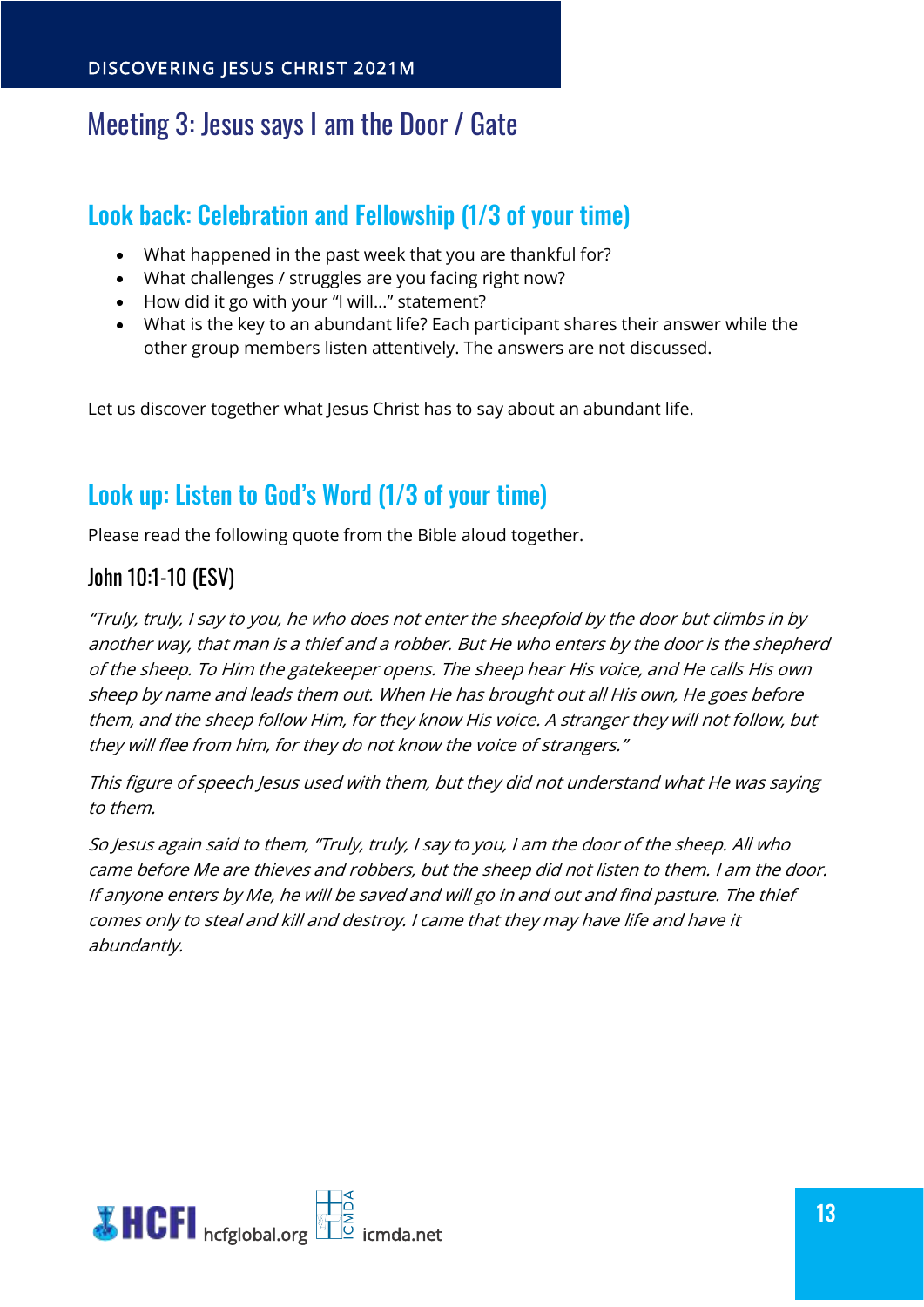# Meeting 3: Jesus says I am the Door / Gate

## Look back: Celebration and Fellowship (1/3 of your time)

- What happened in the past week that you are thankful for?
- What challenges / struggles are you facing right now?
- How did it go with your "I will…" statement?
- What is the key to an abundant life? Each participant shares their answer while the other group members listen attentively. The answers are not discussed.

Let us discover together what Jesus Christ has to say about an abundant life.

## Look up: Listen to God's Word (1/3 of your time)

Please read the following quote from the Bible aloud together.

### John 10:1-10 (ESV)

*"Truly, truly, I say to you, he who does not enter the sheepfold by the door but climbs in by another way, that man is a thief and a robber. But He who enters by the door is the shepherd of the sheep. To Him the gatekeeper opens. The sheep hear His voice, and He calls His own sheep by name and leads them out. When He has brought out all His own, He goes before them, and the sheep follow Him, for they know His voice. A stranger they will not follow, but they will flee from him, for they do not know the voice of strangers."*

*This figure of speech Jesus used with them, but they did not understand what He was saying to them.*

*So Jesus again said to them, "Truly, truly, I say to you, I am the door of the sheep. All who came before Me are thieves and robbers, but the sheep did not listen to them. I am the door. If anyone enters by Me, he will be saved and will go in and out and find pasture. The thief comes only to steal and kill and destroy. I came that they may have life and have it abundantly.*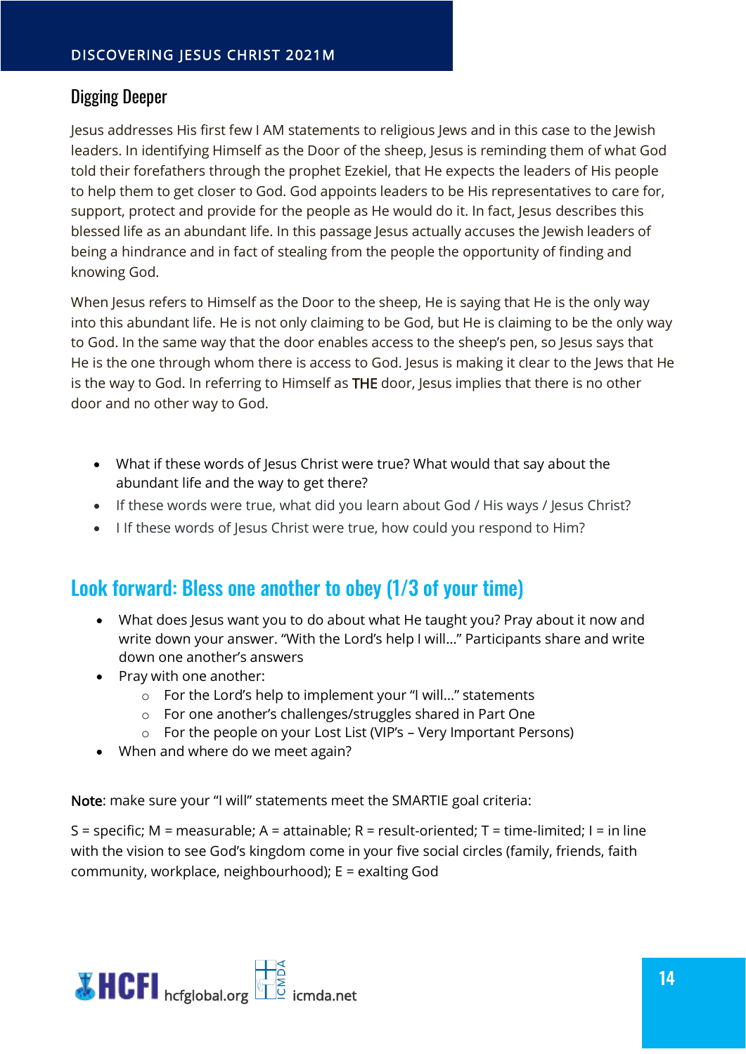## Digging Deeper

Jesus addresses His first few I AM statements to religious Jews and in this case to the Jewish leaders. In identifying Himself as the Door of the sheep, Jesus is reminding them of what God told their forefathers through the prophet Ezekiel, that He expects the leaders of His people to help them to get closer to God. God appoints leaders to be His representatives to care for, support, protect and provide for the people as He would do it. In fact, Jesus describes this blessed life as an abundant life. In this passage Jesus actually accuses the Jewish leaders of being a hindrance and in fact of stealing from the people the opportunity of finding and knowing God.

When Jesus refers to Himself as the Door to the sheep, He is saying that He is the only way into this abundant life. He is not only claiming to be God, but He is claiming to be the only way to God. In the same way that the door enables access to the sheep's pen, so Jesus says that He is the one through whom there is access to God. Jesus is making it clear to the Jews that He is the way to God. In referring to Himself as THE door, Jesus implies that there is no other door and no other way to God.

- What if these words of Jesus Christ were true? What would that say about the abundant life and the way to get there?
- If these words were true, what did you learn about God / His ways / Jesus Christ?
- I If these words of Jesus Christ were true, how could you respond to Him?

## Look forward: Bless one another to obey (1/3 of your time)

- What does Jesus want you to do about what He taught you? Pray about it now and write down your answer. "With the Lord's help I will…" Participants share and write down one another's answers
- Pray with one another:
  - For the Lord's help to implement your "I will…" statements
  - For one another's challenges/struggles shared in Part One
  - For the people on your Lost List (VIP's – Very Important Persons)
- When and where do we meet again?

Note: make sure your "I will" statements meet the SMARTIE goal criteria:

S = specific; M = measurable; A = attainable; R = result-oriented; T = time-limited; I = in line with the vision to see God's kingdom come in your five social circles (family, friends, faith community, workplace, neighbourhood); E = exalting God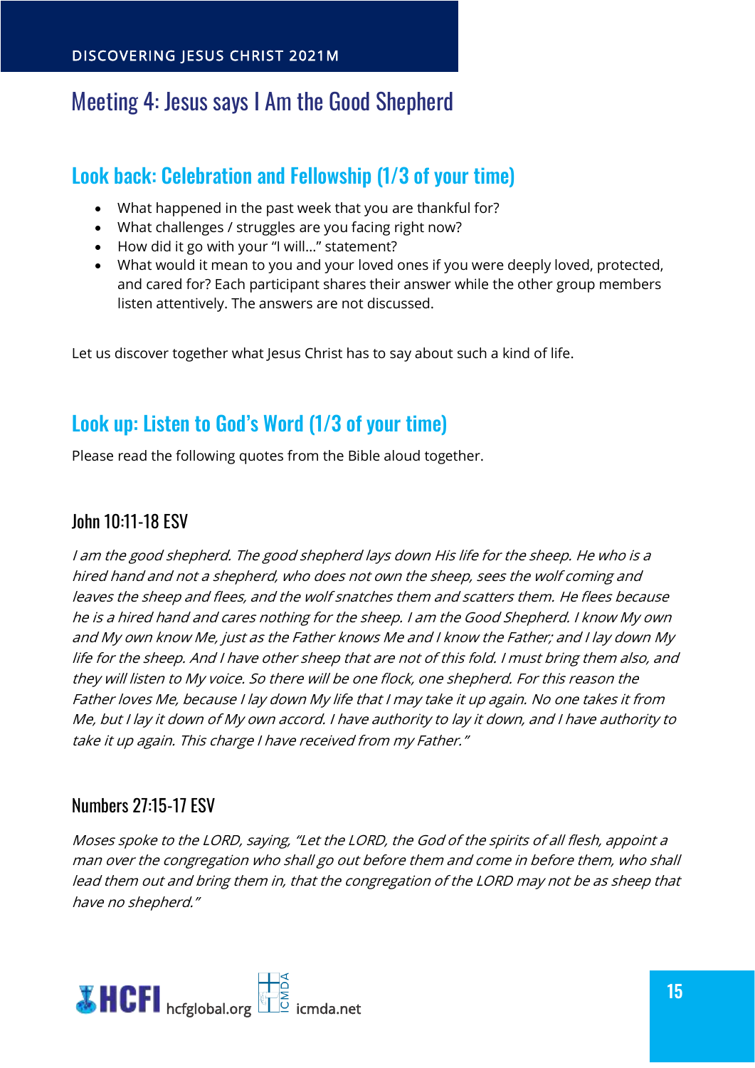# Meeting 4: Jesus says I Am the Good Shepherd

## Look back: Celebration and Fellowship (1/3 of your time)

- What happened in the past week that you are thankful for?
- What challenges / struggles are you facing right now?
- How did it go with your "I will…" statement?
- What would it mean to you and your loved ones if you were deeply loved, protected, and cared for? Each participant shares their answer while the other group members listen attentively. The answers are not discussed.

Let us discover together what Jesus Christ has to say about such a kind of life.

## Look up: Listen to God's Word (1/3 of your time)

Please read the following quotes from the Bible aloud together.

### John 10:11-18 ESV

*I am the good shepherd. The good shepherd lays down His life for the sheep. He who is a hired hand and not a shepherd, who does not own the sheep, sees the wolf coming and leaves the sheep and flees, and the wolf snatches them and scatters them. He flees because he is a hired hand and cares nothing for the sheep. I am the Good Shepherd. I know My own and My own know Me, just as the Father knows Me and I know the Father; and I lay down My life for the sheep. And I have other sheep that are not of this fold. I must bring them also, and they will listen to My voice. So there will be one flock, one shepherd. For this reason the Father loves Me, because I lay down My life that I may take it up again. No one takes it from Me, but I lay it down of My own accord. I have authority to lay it down, and I have authority to take it up again. This charge I have received from my Father."*

### Numbers 27:15-17 ESV

*Moses spoke to the LORD, saying, "Let the LORD, the God of the spirits of all flesh, appoint a man over the congregation who shall go out before them and come in before them, who shall lead them out and bring them in, that the congregation of the LORD may not be as sheep that have no shepherd."*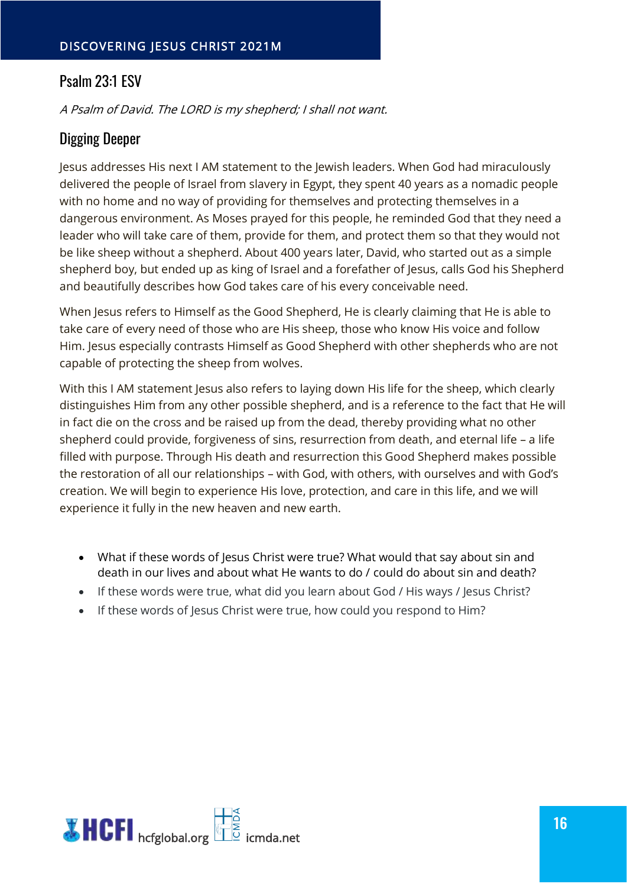## Psalm 23:1 ESV

*A Psalm of David. The LORD is my shepherd; I shall not want.*

## Digging Deeper

Jesus addresses His next I AM statement to the Jewish leaders. When God had miraculously delivered the people of Israel from slavery in Egypt, they spent 40 years as a nomadic people with no home and no way of providing for themselves and protecting themselves in a dangerous environment. As Moses prayed for this people, he reminded God that they need a leader who will take care of them, provide for them, and protect them so that they would not be like sheep without a shepherd. About 400 years later, David, who started out as a simple shepherd boy, but ended up as king of Israel and a forefather of Jesus, calls God his Shepherd and beautifully describes how God takes care of his every conceivable need.

When Jesus refers to Himself as the Good Shepherd, He is clearly claiming that He is able to take care of every need of those who are His sheep, those who know His voice and follow Him. Jesus especially contrasts Himself as Good Shepherd with other shepherds who are not capable of protecting the sheep from wolves.

With this I AM statement Jesus also refers to laying down His life for the sheep, which clearly distinguishes Him from any other possible shepherd, and is a reference to the fact that He will in fact die on the cross and be raised up from the dead, thereby providing what no other shepherd could provide, forgiveness of sins, resurrection from death, and eternal life – a life filled with purpose. Through His death and resurrection this Good Shepherd makes possible the restoration of all our relationships – with God, with others, with ourselves and with God's creation. We will begin to experience His love, protection, and care in this life, and we will experience it fully in the new heaven and new earth.

- What if these words of Jesus Christ were true? What would that say about sin and death in our lives and about what He wants to do / could do about sin and death?
- If these words were true, what did you learn about God / His ways / Jesus Christ?
- If these words of Jesus Christ were true, how could you respond to Him?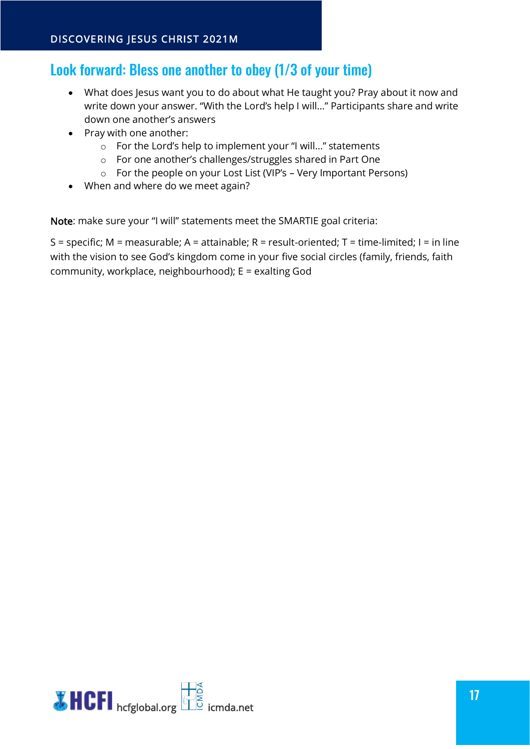## Look forward: Bless one another to obey (1/3 of your time)

- What does Jesus want you to do about what He taught you? Pray about it now and write down your answer. "With the Lord's help I will…" Participants share and write down one another's answers
- Pray with one another:
  - For the Lord's help to implement your "I will…" statements
  - For one another's challenges/struggles shared in Part One
  - For the people on your Lost List (VIP's – Very Important Persons)
- When and where do we meet again?

Note: make sure your "I will" statements meet the SMARTIE goal criteria:

S = specific; M = measurable; A = attainable; R = result-oriented; T = time-limited; I = in line with the vision to see God's kingdom come in your five social circles (family, friends, faith community, workplace, neighbourhood); E = exalting God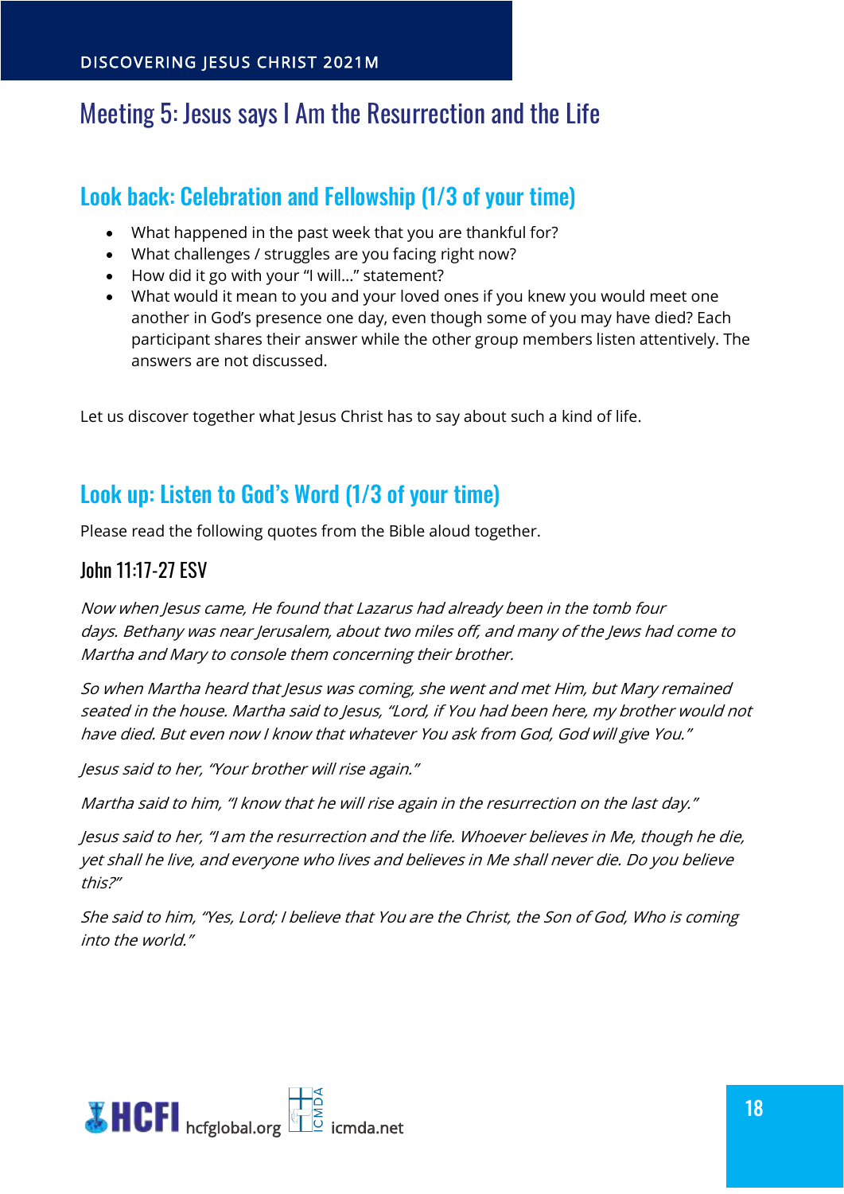# Meeting 5: Jesus says I Am the Resurrection and the Life

## Look back: Celebration and Fellowship (1/3 of your time)

- What happened in the past week that you are thankful for?
- What challenges / struggles are you facing right now?
- How did it go with your "I will…" statement?
- What would it mean to you and your loved ones if you knew you would meet one another in God's presence one day, even though some of you may have died? Each participant shares their answer while the other group members listen attentively. The answers are not discussed.

Let us discover together what Jesus Christ has to say about such a kind of life.

## Look up: Listen to God's Word (1/3 of your time)

Please read the following quotes from the Bible aloud together.

### John 11:17-27 ESV

*Now when Jesus came, He found that Lazarus had already been in the tomb four days. Bethany was near Jerusalem, about two miles off, and many of the Jews had come to Martha and Mary to console them concerning their brother.*

*So when Martha heard that Jesus was coming, she went and met Him, but Mary remained seated in the house. Martha said to Jesus, "Lord, if You had been here, my brother would not have died. But even now I know that whatever You ask from God, God will give You."*

*Jesus said to her, "Your brother will rise again."*

*Martha said to him, "I know that he will rise again in the resurrection on the last day."*

*Jesus said to her, "I am the resurrection and the life. Whoever believes in Me, though he die, yet shall he live, and everyone who lives and believes in Me shall never die. Do you believe this?"*

*She said to him, "Yes, Lord; I believe that You are the Christ, the Son of God, Who is coming into the world."*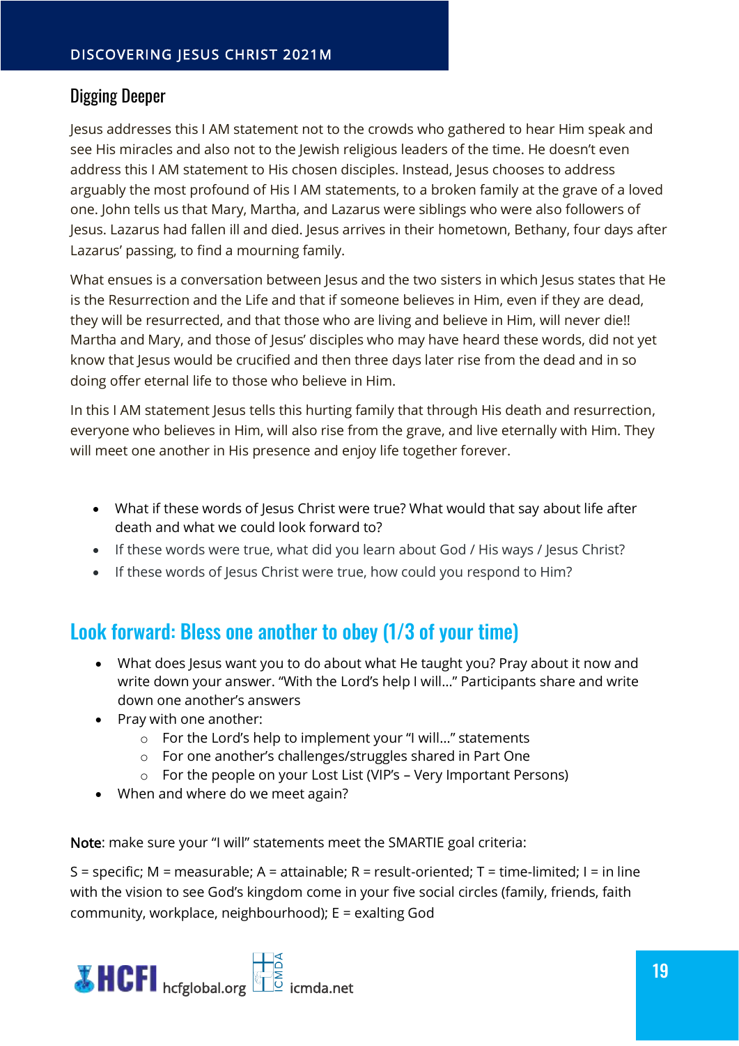## Digging Deeper

Jesus addresses this I AM statement not to the crowds who gathered to hear Him speak and see His miracles and also not to the Jewish religious leaders of the time. He doesn't even address this I AM statement to His chosen disciples. Instead, Jesus chooses to address arguably the most profound of His I AM statements, to a broken family at the grave of a loved one. John tells us that Mary, Martha, and Lazarus were siblings who were also followers of Jesus. Lazarus had fallen ill and died. Jesus arrives in their hometown, Bethany, four days after Lazarus' passing, to find a mourning family.

What ensues is a conversation between Jesus and the two sisters in which Jesus states that He is the Resurrection and the Life and that if someone believes in Him, even if they are dead, they will be resurrected, and that those who are living and believe in Him, will never die!! Martha and Mary, and those of Jesus' disciples who may have heard these words, did not yet know that Jesus would be crucified and then three days later rise from the dead and in so doing offer eternal life to those who believe in Him.

In this I AM statement Jesus tells this hurting family that through His death and resurrection, everyone who believes in Him, will also rise from the grave, and live eternally with Him. They will meet one another in His presence and enjoy life together forever.

- What if these words of Jesus Christ were true? What would that say about life after death and what we could look forward to?
- If these words were true, what did you learn about God / His ways / Jesus Christ?
- If these words of Jesus Christ were true, how could you respond to Him?

## Look forward: Bless one another to obey (1/3 of your time)

- What does Jesus want you to do about what He taught you? Pray about it now and write down your answer. "With the Lord's help I will…" Participants share and write down one another's answers
- Pray with one another:
  - For the Lord's help to implement your "I will…" statements
  - For one another's challenges/struggles shared in Part One
  - For the people on your Lost List (VIP's – Very Important Persons)
- When and where do we meet again?

Note: make sure your "I will" statements meet the SMARTIE goal criteria:

S = specific; M = measurable; A = attainable; R = result-oriented; T = time-limited; I = in line with the vision to see God's kingdom come in your five social circles (family, friends, faith community, workplace, neighbourhood); E = exalting God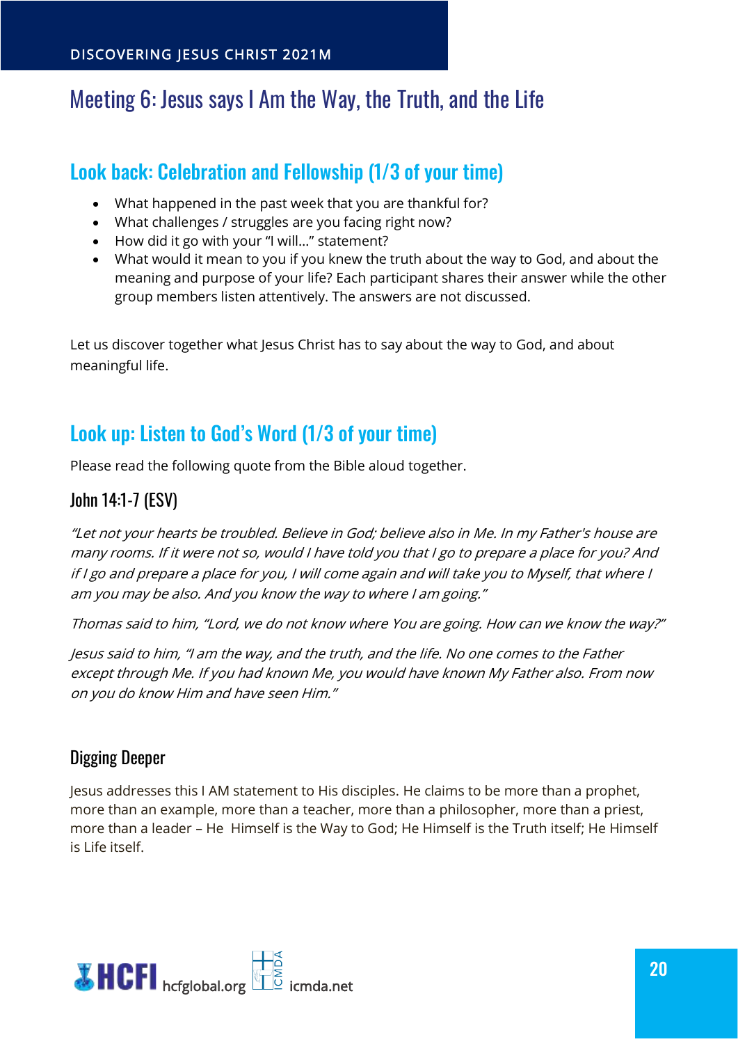# Meeting 6: Jesus says I Am the Way, the Truth, and the Life

## Look back: Celebration and Fellowship (1/3 of your time)

- What happened in the past week that you are thankful for?
- What challenges / struggles are you facing right now?
- How did it go with your "I will…" statement?
- What would it mean to you if you knew the truth about the way to God, and about the meaning and purpose of your life? Each participant shares their answer while the other group members listen attentively. The answers are not discussed.

Let us discover together what Jesus Christ has to say about the way to God, and about meaningful life.

## Look up: Listen to God's Word (1/3 of your time)

Please read the following quote from the Bible aloud together.

### John 14:1-7 (ESV)

*"Let not your hearts be troubled. Believe in God; believe also in Me. In my Father's house are many rooms. If it were not so, would I have told you that I go to prepare a place for you? And if I go and prepare a place for you, I will come again and will take you to Myself, that where I am you may be also. And you know the way to where I am going."*

*Thomas said to him, "Lord, we do not know where You are going. How can we know the way?"*

*Jesus said to him, "I am the way, and the truth, and the life. No one comes to the Father except through Me. If you had known Me, you would have known My Father also. From now on you do know Him and have seen Him."*

### Digging Deeper

Jesus addresses this I AM statement to His disciples. He claims to be more than a prophet, more than an example, more than a teacher, more than a philosopher, more than a priest, more than a leader – He Himself is the Way to God; He Himself is the Truth itself; He Himself is Life itself.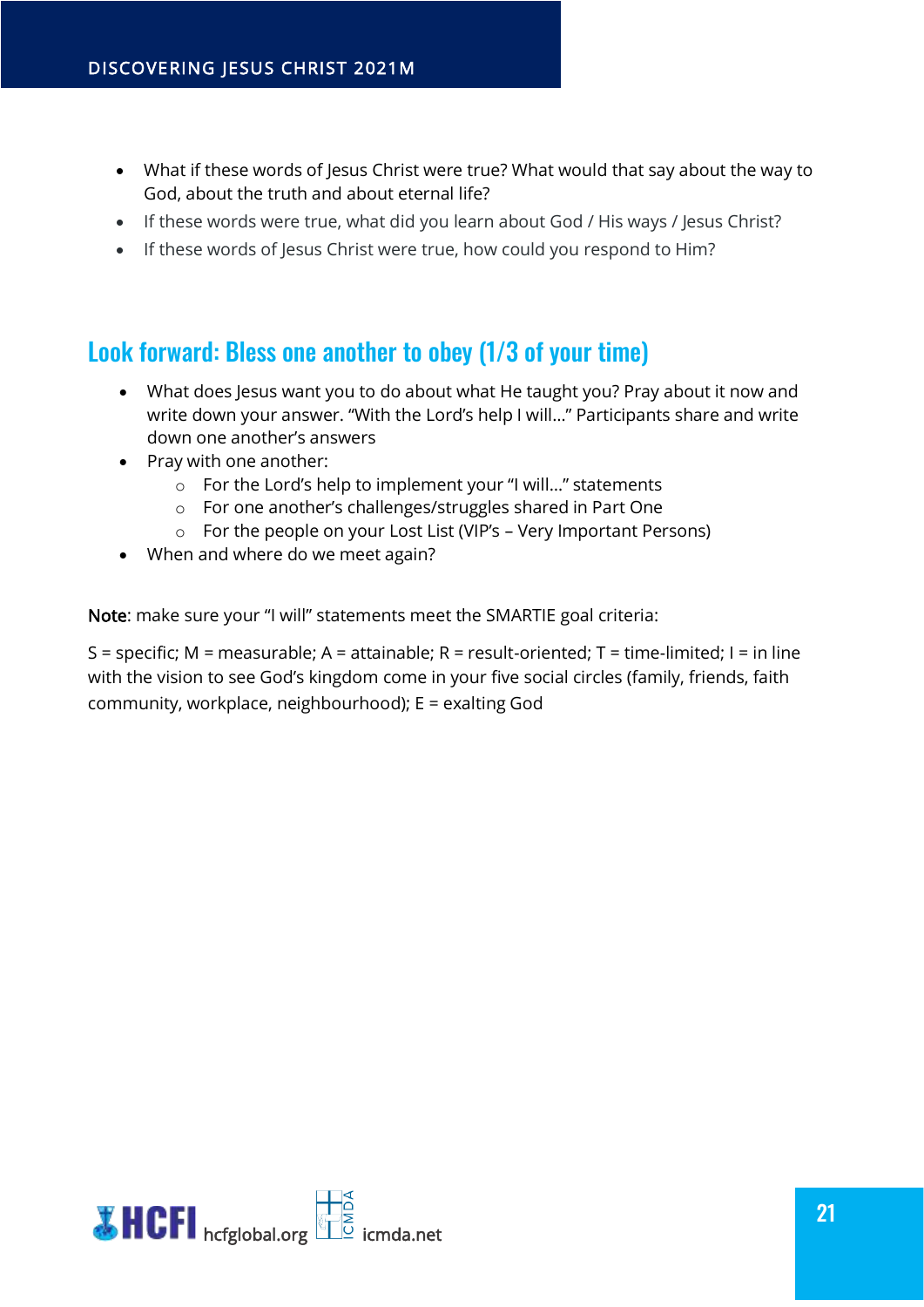- What if these words of Jesus Christ were true? What would that say about the way to God, about the truth and about eternal life?
- If these words were true, what did you learn about God / His ways / Jesus Christ?
- If these words of Jesus Christ were true, how could you respond to Him?

## Look forward: Bless one another to obey (1/3 of your time)

- What does Jesus want you to do about what He taught you? Pray about it now and write down your answer. "With the Lord's help I will…" Participants share and write down one another's answers
- Pray with one another:
  - For the Lord's help to implement your "I will…" statements
  - For one another's challenges/struggles shared in Part One
  - For the people on your Lost List (VIP's – Very Important Persons)
- When and where do we meet again?

Note: make sure your "I will" statements meet the SMARTIE goal criteria:

S = specific; M = measurable; A = attainable; R = result-oriented; T = time-limited; I = in line with the vision to see God's kingdom come in your five social circles (family, friends, faith community, workplace, neighbourhood); E = exalting God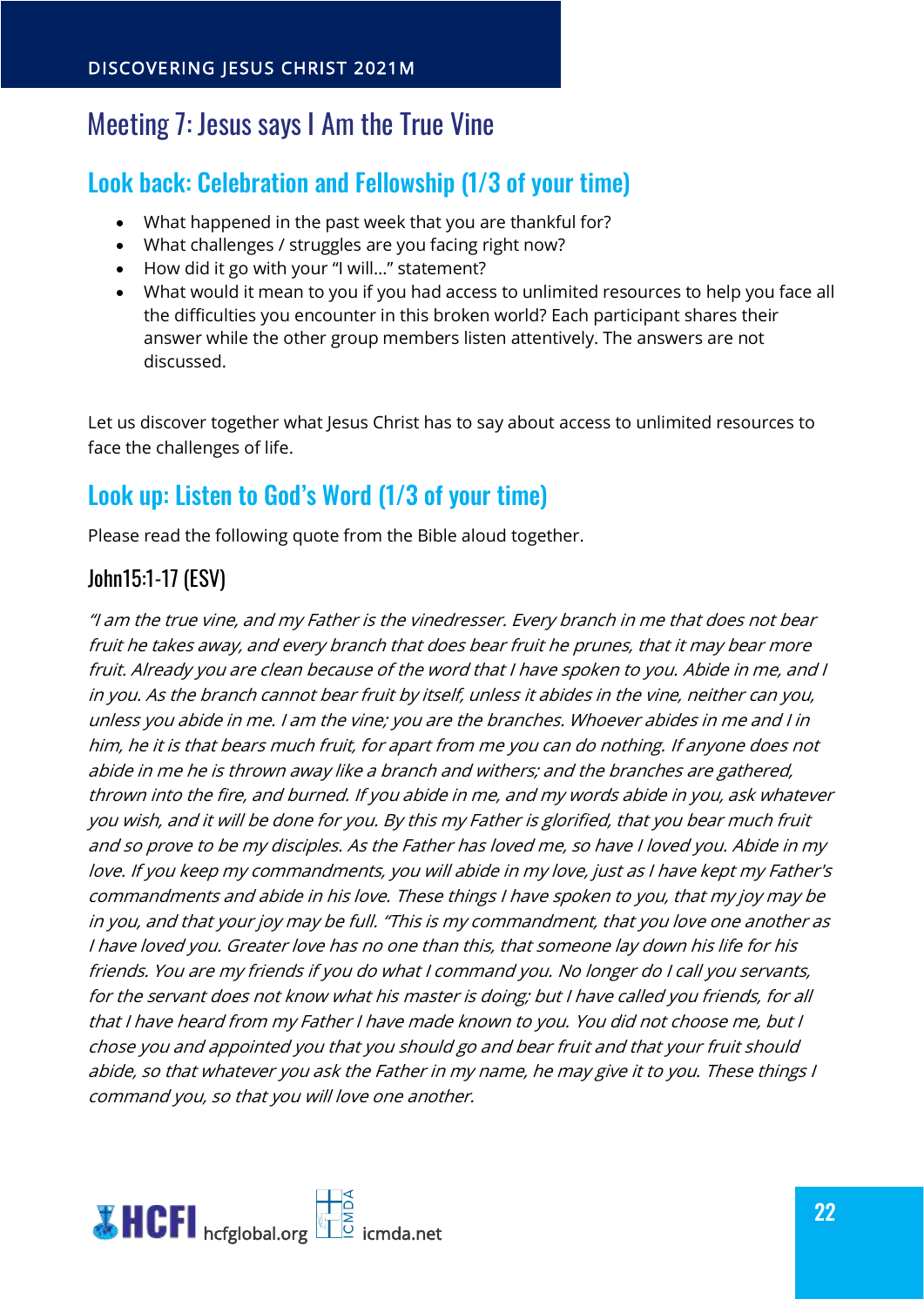# Meeting 7: Jesus says I Am the True Vine

## Look back: Celebration and Fellowship (1/3 of your time)

- What happened in the past week that you are thankful for?
- What challenges / struggles are you facing right now?
- How did it go with your "I will…" statement?
- What would it mean to you if you had access to unlimited resources to help you face all the difficulties you encounter in this broken world? Each participant shares their answer while the other group members listen attentively. The answers are not discussed.

Let us discover together what Jesus Christ has to say about access to unlimited resources to face the challenges of life.

## Look up: Listen to God's Word (1/3 of your time)

Please read the following quote from the Bible aloud together.

### John15:1-17 (ESV)

*"I am the true vine, and my Father is the vinedresser. Every branch in me that does not bear fruit he takes away, and every branch that does bear fruit he prunes, that it may bear more fruit. Already you are clean because of the word that I have spoken to you. Abide in me, and I in you. As the branch cannot bear fruit by itself, unless it abides in the vine, neither can you, unless you abide in me. I am the vine; you are the branches. Whoever abides in me and I in him, he it is that bears much fruit, for apart from me you can do nothing. If anyone does not abide in me he is thrown away like a branch and withers; and the branches are gathered, thrown into the fire, and burned. If you abide in me, and my words abide in you, ask whatever you wish, and it will be done for you. By this my Father is glorified, that you bear much fruit and so prove to be my disciples. As the Father has loved me, so have I loved you. Abide in my love. If you keep my commandments, you will abide in my love, just as I have kept my Father's commandments and abide in his love. These things I have spoken to you, that my joy may be in you, and that your joy may be full. "This is my commandment, that you love one another as I have loved you. Greater love has no one than this, that someone lay down his life for his friends. You are my friends if you do what I command you. No longer do I call you servants, for the servant does not know what his master is doing; but I have called you friends, for all that I have heard from my Father I have made known to you. You did not choose me, but I chose you and appointed you that you should go and bear fruit and that your fruit should abide, so that whatever you ask the Father in my name, he may give it to you. These things I command you, so that you will love one another.*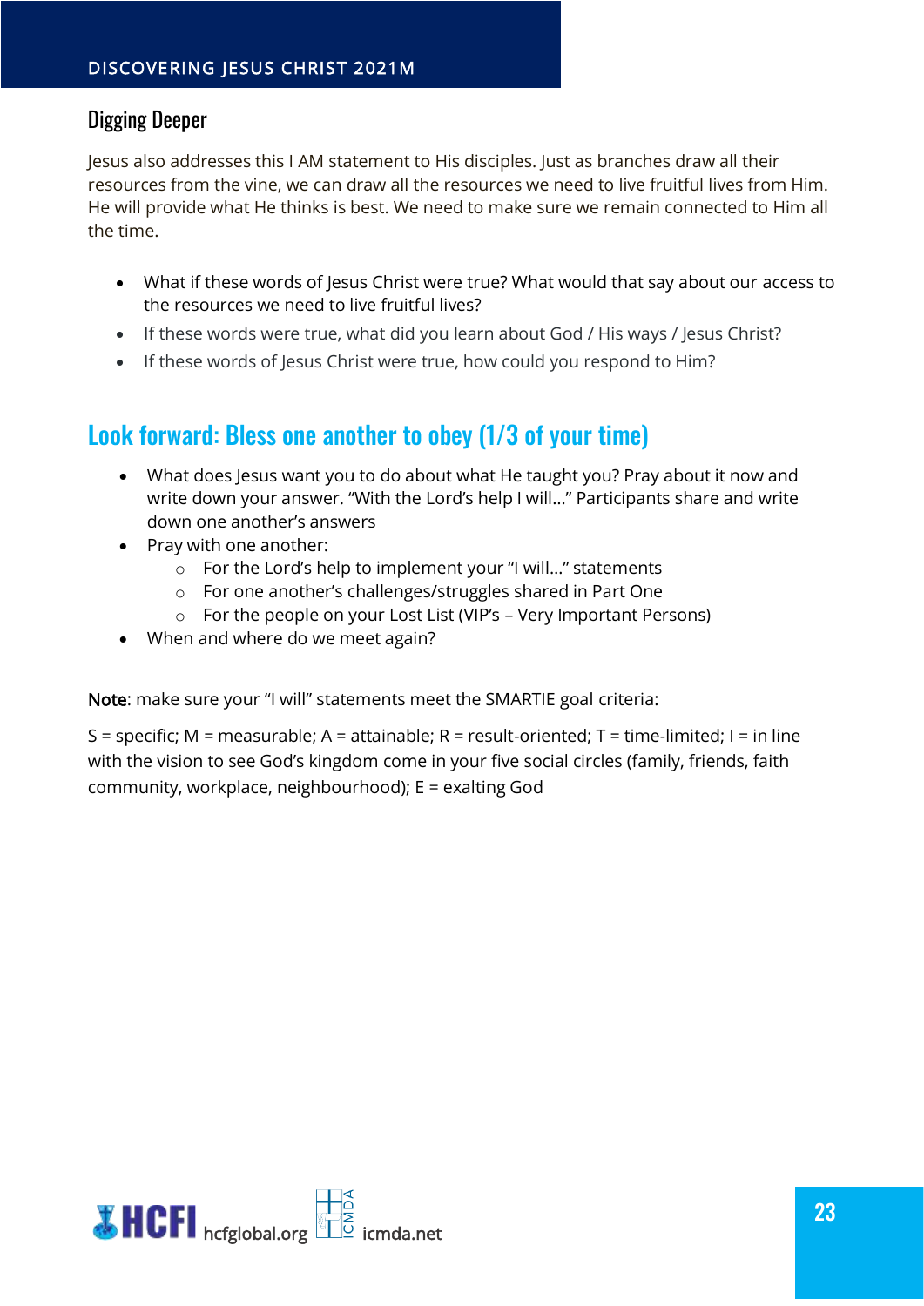## Digging Deeper

Jesus also addresses this I AM statement to His disciples. Just as branches draw all their resources from the vine, we can draw all the resources we need to live fruitful lives from Him. He will provide what He thinks is best. We need to make sure we remain connected to Him all the time.

- What if these words of Jesus Christ were true? What would that say about our access to the resources we need to live fruitful lives?
- If these words were true, what did you learn about God / His ways / Jesus Christ?
- If these words of Jesus Christ were true, how could you respond to Him?

## Look forward: Bless one another to obey (1/3 of your time)

- What does Jesus want you to do about what He taught you? Pray about it now and write down your answer. "With the Lord's help I will..." Participants share and write down one another's answers
- Pray with one another:
  - For the Lord's help to implement your "I will..." statements
  - For one another's challenges/struggles shared in Part One
  - For the people on your Lost List (VIP's – Very Important Persons)
- When and where do we meet again?

Note: make sure your "I will" statements meet the SMARTIE goal criteria:

S = specific; M = measurable; A = attainable; R = result-oriented; T = time-limited; I = in line with the vision to see God's kingdom come in your five social circles (family, friends, faith community, workplace, neighbourhood); E = exalting God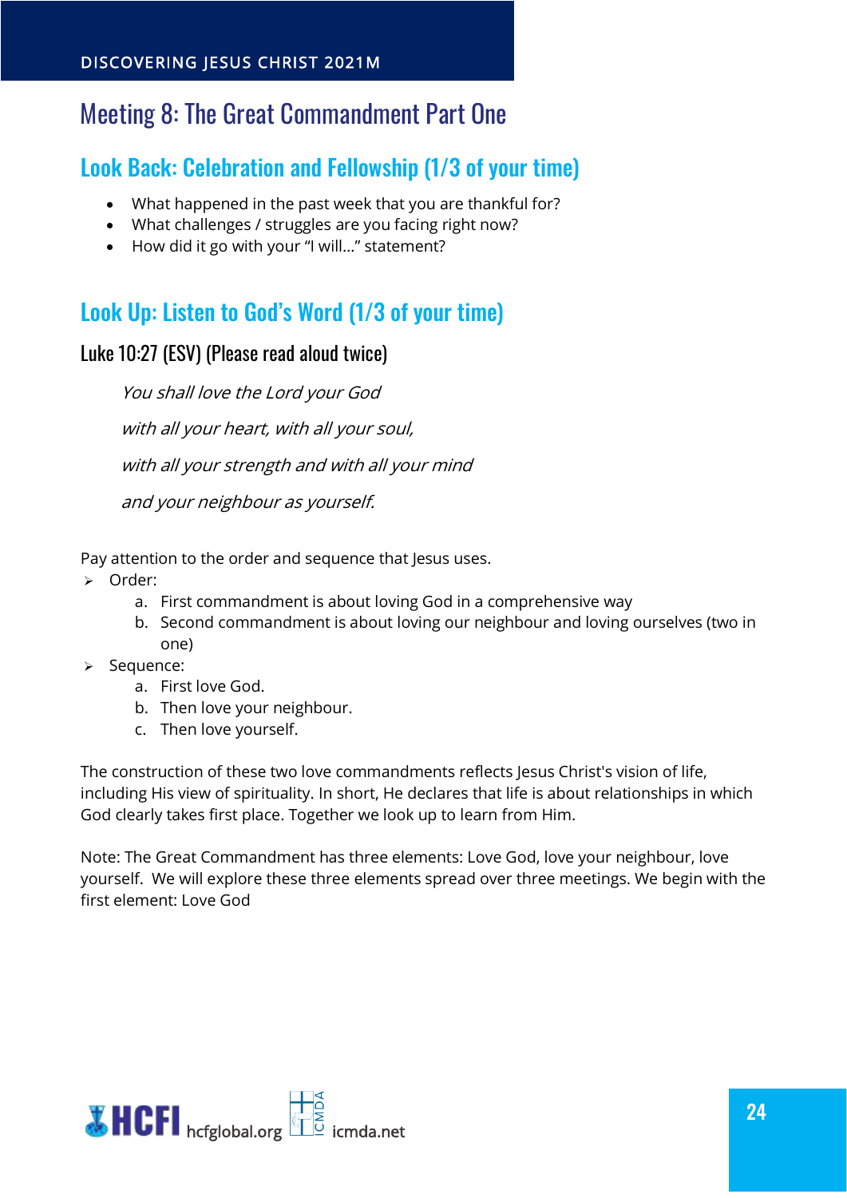# Meeting 8: The Great Commandment Part One

## Look Back: Celebration and Fellowship (1/3 of your time)

- What happened in the past week that you are thankful for?
- What challenges / struggles are you facing right now?
- How did it go with your "I will…" statement?

## Look Up: Listen to God's Word (1/3 of your time)

### Luke 10:27 (ESV) (Please read aloud twice)

*You shall love the Lord your God*

*with all your heart, with all your soul,*

*with all your strength and with all your mind*

*and your neighbour as yourself.*

Pay attention to the order and sequence that Jesus uses.

- Order:
    a. First commandment is about loving God in a comprehensive way
    b. Second commandment is about loving our neighbour and loving ourselves (two in one)
- Sequence:
    a. First love God.
    b. Then love your neighbour.
    c. Then love yourself.

The construction of these two love commandments reflects Jesus Christ's vision of life, including His view of spirituality. In short, He declares that life is about relationships in which God clearly takes first place. Together we look up to learn from Him.

Note: The Great Commandment has three elements: Love God, love your neighbour, love yourself. We will explore these three elements spread over three meetings. We begin with the first element: Love God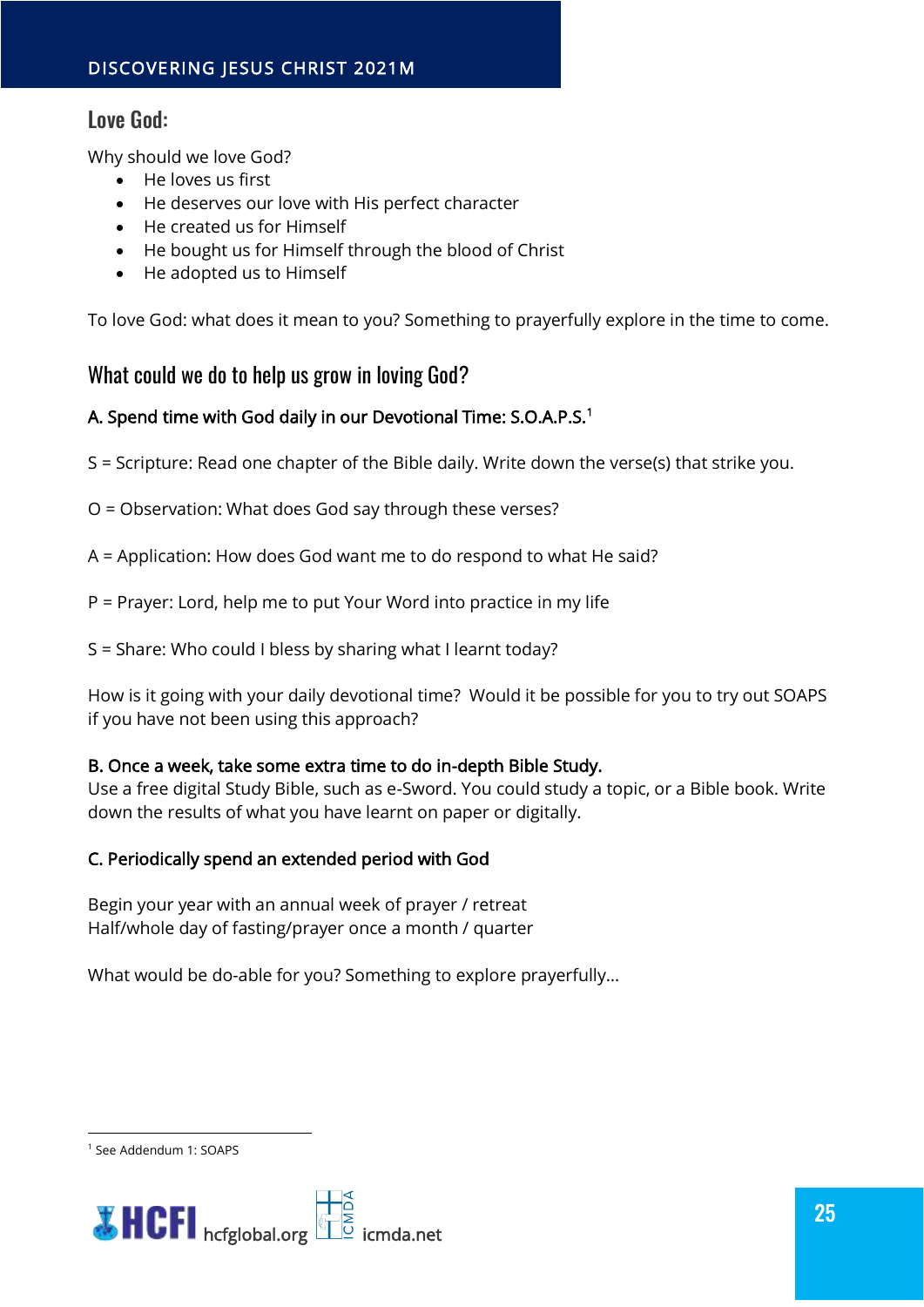## Love God:

Why should we love God?

- He loves us first
- He deserves our love with His perfect character
- He created us for Himself
- He bought us for Himself through the blood of Christ
- He adopted us to Himself

To love God: what does it mean to you? Something to prayerfully explore in the time to come.

## What could we do to help us grow in loving God?

A. Spend time with God daily in our Devotional Time: S.O.A.P.S.[1]

S = Scripture: Read one chapter of the Bible daily. Write down the verse(s) that strike you.

O = Observation: What does God say through these verses?

A = Application: How does God want me to do respond to what He said?

P = Prayer: Lord, help me to put Your Word into practice in my life

S = Share: Who could I bless by sharing what I learnt today?

How is it going with your daily devotional time? Would it be possible for you to try out SOAPS if you have not been using this approach?

B. Once a week, take some extra time to do in-depth Bible Study.
Use a free digital Study Bible, such as e-Sword. You could study a topic, or a Bible book. Write down the results of what you have learnt on paper or digitally.

C. Periodically spend an extended period with God

Begin your year with an annual week of prayer / retreat
Half/whole day of fasting/prayer once a month / quarter

What would be do-able for you? Something to explore prayerfully…

[1] See Addendum 1: SOAPS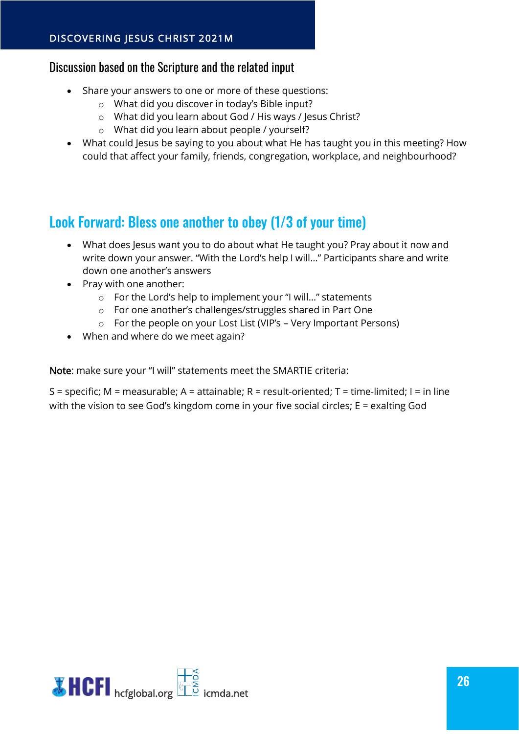### Discussion based on the Scripture and the related input

- Share your answers to one or more of these questions:
  - What did you discover in today's Bible input?
  - What did you learn about God / His ways / Jesus Christ?
  - What did you learn about people / yourself?
- What could Jesus be saying to you about what He has taught you in this meeting? How could that affect your family, friends, congregation, workplace, and neighbourhood?

## Look Forward: Bless one another to obey (1/3 of your time)

- What does Jesus want you to do about what He taught you? Pray about it now and write down your answer. "With the Lord's help I will…" Participants share and write down one another's answers
- Pray with one another:
  - For the Lord's help to implement your "I will…" statements
  - For one another's challenges/struggles shared in Part One
  - For the people on your Lost List (VIP's – Very Important Persons)
- When and where do we meet again?

Note: make sure your "I will" statements meet the SMARTIE criteria:

S = specific; M = measurable; A = attainable; R = result-oriented; T = time-limited; I = in line with the vision to see God's kingdom come in your five social circles; E = exalting God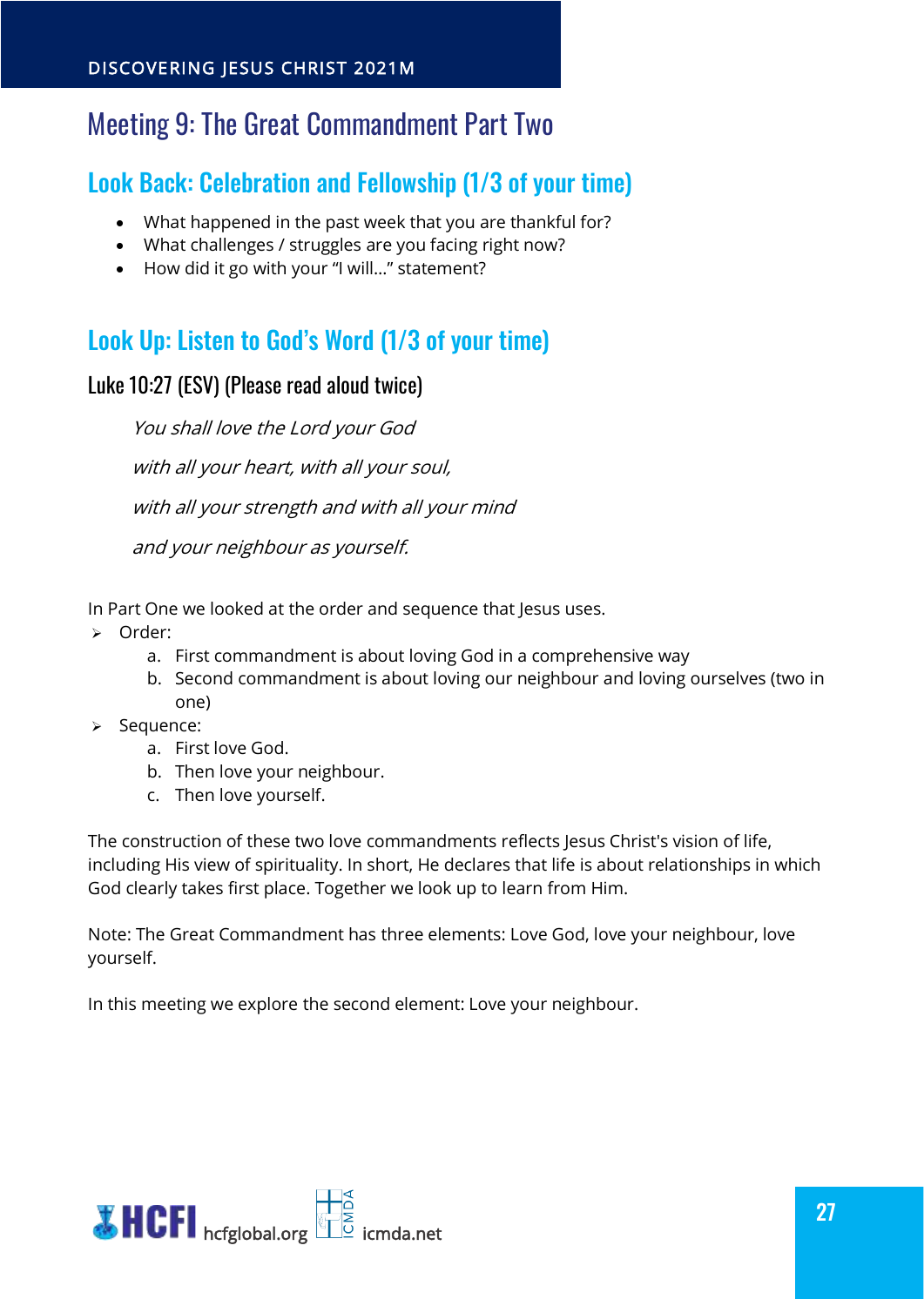# Meeting 9: The Great Commandment Part Two

## Look Back: Celebration and Fellowship (1/3 of your time)

- What happened in the past week that you are thankful for?
- What challenges / struggles are you facing right now?
- How did it go with your "I will…" statement?

## Look Up: Listen to God's Word (1/3 of your time)

### Luke 10:27 (ESV) (Please read aloud twice)

> *You shall love the Lord your God*
>
> *with all your heart, with all your soul,*
>
> *with all your strength and with all your mind*
>
> *and your neighbour as yourself.*

In Part One we looked at the order and sequence that Jesus uses.

- Order:
  a. First commandment is about loving God in a comprehensive way
  b. Second commandment is about loving our neighbour and loving ourselves (two in one)
- Sequence:
  a. First love God.
  b. Then love your neighbour.
  c. Then love yourself.

The construction of these two love commandments reflects Jesus Christ's vision of life, including His view of spirituality. In short, He declares that life is about relationships in which God clearly takes first place. Together we look up to learn from Him.

Note: The Great Commandment has three elements: Love God, love your neighbour, love yourself.

In this meeting we explore the second element: Love your neighbour.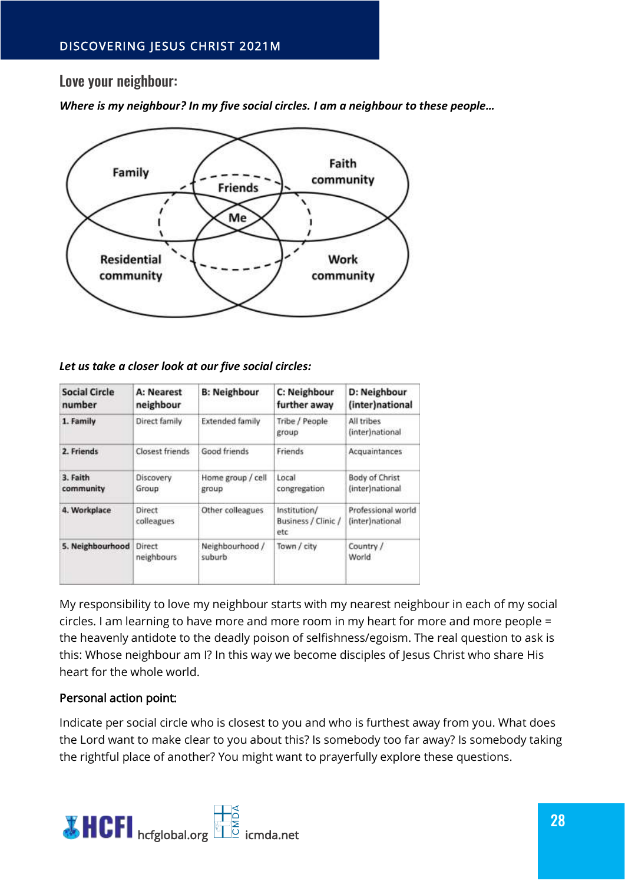## Love your neighbour:

***Where is my neighbour? In my five social circles. I am a neighbour to these people…***

Family

Friends

Faith community

Me

Residential community

Work community

***Let us take a closer look at our five social circles:***

| Social Circle number | A: Nearest neighbour | B: Neighbour | C: Neighbour further away | D: Neighbour (inter)national |
|---|---|---|---|---|
| 1. Family | Direct family | Extended family | Tribe / People group | All tribes (inter)national |
| 2. Friends | Closest friends | Good friends | Friends | Acquaintances |
| 3. Faith community | Discovery Group | Home group / cell group | Local congregation | Body of Christ (inter)national |
| 4. Workplace | Direct colleagues | Other colleagues | Institution/ Business / Clinic / etc | Professional world (inter)national |
| 5. Neighbourhood | Direct neighbours | Neighbourhood / suburb | Town / city | Country / World |

My responsibility to love my neighbour starts with my nearest neighbour in each of my social circles. I am learning to have more and more room in my heart for more and more people = the heavenly antidote to the deadly poison of selfishness/egoism. The real question to ask is this: Whose neighbour am I? In this way we become disciples of Jesus Christ who share His heart for the whole world.

Personal action point:

Indicate per social circle who is closest to you and who is furthest away from you. What does the Lord want to make clear to you about this? Is somebody too far away? Is somebody taking the rightful place of another? You might want to prayerfully explore these questions.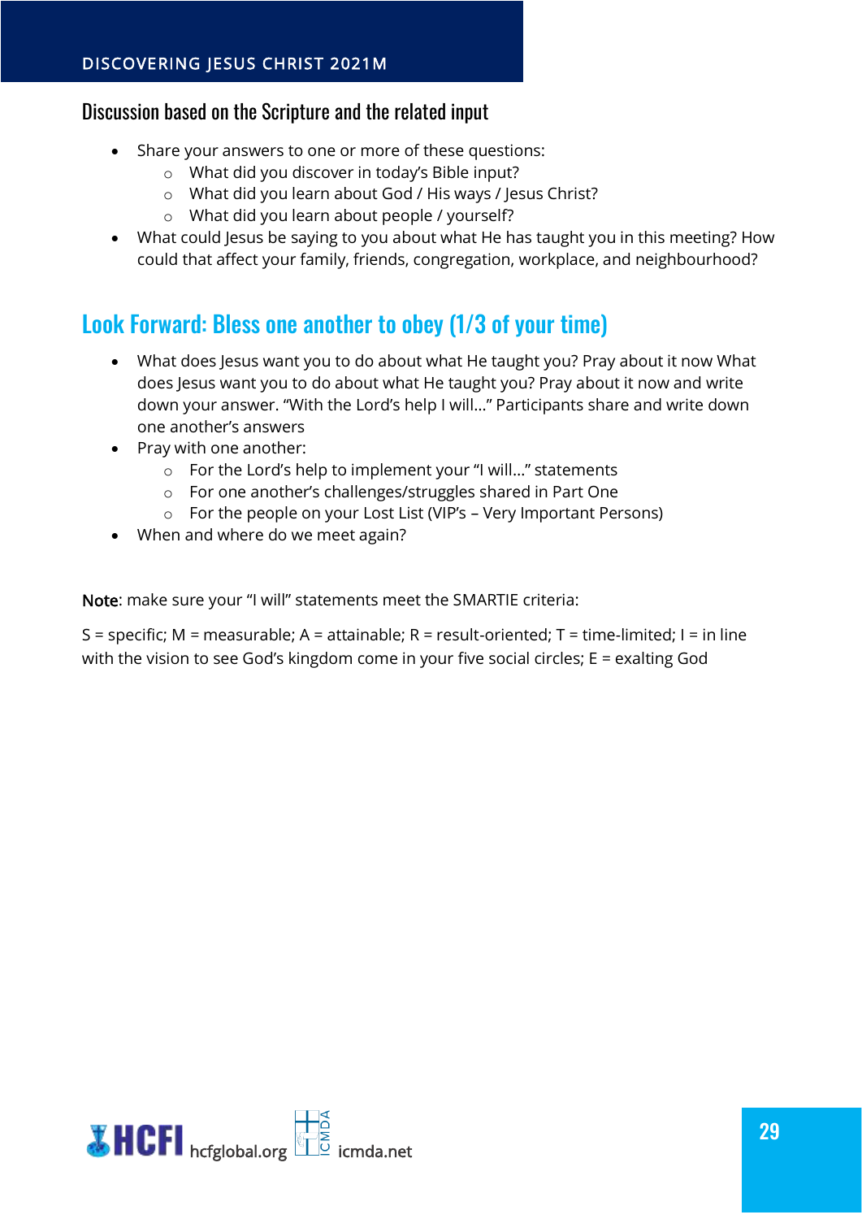### Discussion based on the Scripture and the related input

- Share your answers to one or more of these questions:
  - What did you discover in today's Bible input?
  - What did you learn about God / His ways / Jesus Christ?
  - What did you learn about people / yourself?
- What could Jesus be saying to you about what He has taught you in this meeting? How could that affect your family, friends, congregation, workplace, and neighbourhood?

## Look Forward: Bless one another to obey (1/3 of your time)

- What does Jesus want you to do about what He taught you? Pray about it now What does Jesus want you to do about what He taught you? Pray about it now and write down your answer. "With the Lord's help I will…" Participants share and write down one another's answers
- Pray with one another:
  - For the Lord's help to implement your "I will…" statements
  - For one another's challenges/struggles shared in Part One
  - For the people on your Lost List (VIP's – Very Important Persons)
- When and where do we meet again?

Note: make sure your "I will" statements meet the SMARTIE criteria:

S = specific; M = measurable; A = attainable; R = result-oriented; T = time-limited; I = in line with the vision to see God's kingdom come in your five social circles; E = exalting God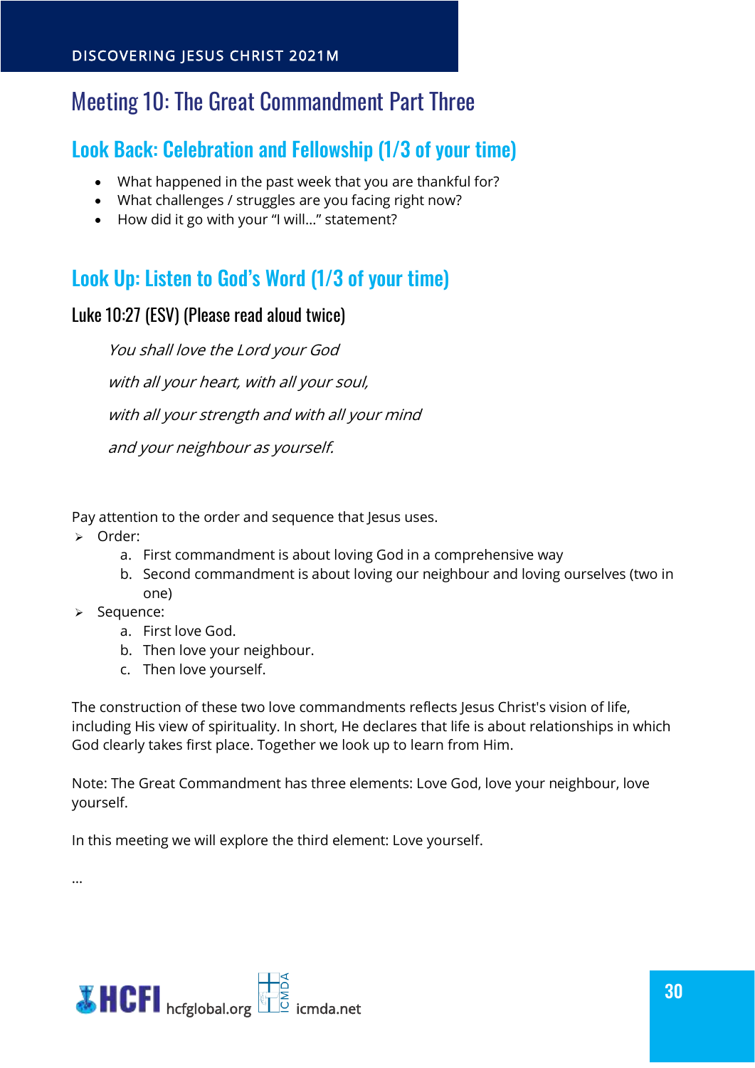# Meeting 10: The Great Commandment Part Three

## Look Back: Celebration and Fellowship (1/3 of your time)

- What happened in the past week that you are thankful for?
- What challenges / struggles are you facing right now?
- How did it go with your "I will…" statement?

## Look Up: Listen to God's Word (1/3 of your time)

### Luke 10:27 (ESV) (Please read aloud twice)

> *You shall love the Lord your God*
>
> *with all your heart, with all your soul,*
>
> *with all your strength and with all your mind*
>
> *and your neighbour as yourself.*

Pay attention to the order and sequence that Jesus uses.

- Order:
    a. First commandment is about loving God in a comprehensive way
    b. Second commandment is about loving our neighbour and loving ourselves (two in one)
- Sequence:
    a. First love God.
    b. Then love your neighbour.
    c. Then love yourself.

The construction of these two love commandments reflects Jesus Christ's vision of life, including His view of spirituality. In short, He declares that life is about relationships in which God clearly takes first place. Together we look up to learn from Him.

Note: The Great Commandment has three elements: Love God, love your neighbour, love yourself.

In this meeting we will explore the third element: Love yourself.

…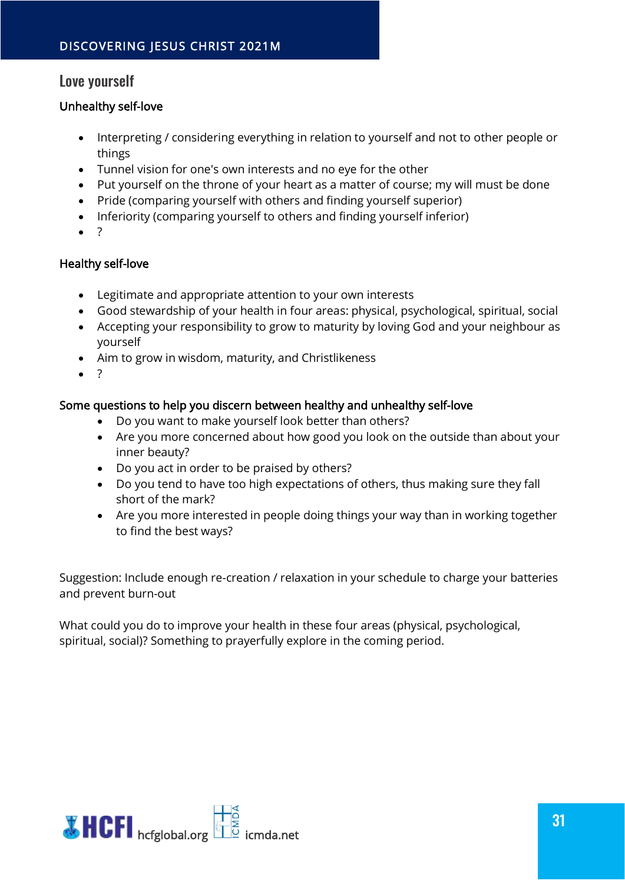## Love yourself

### Unhealthy self-love

- Interpreting / considering everything in relation to yourself and not to other people or things
- Tunnel vision for one's own interests and no eye for the other
- Put yourself on the throne of your heart as a matter of course; my will must be done
- Pride (comparing yourself with others and finding yourself superior)
- Inferiority (comparing yourself to others and finding yourself inferior)
- ?

### Healthy self-love

- Legitimate and appropriate attention to your own interests
- Good stewardship of your health in four areas: physical, psychological, spiritual, social
- Accepting your responsibility to grow to maturity by loving God and your neighbour as yourself
- Aim to grow in wisdom, maturity, and Christlikeness
- ?

### Some questions to help you discern between healthy and unhealthy self-love

- Do you want to make yourself look better than others?
- Are you more concerned about how good you look on the outside than about your inner beauty?
- Do you act in order to be praised by others?
- Do you tend to have too high expectations of others, thus making sure they fall short of the mark?
- Are you more interested in people doing things your way than in working together to find the best ways?

Suggestion: Include enough re-creation / relaxation in your schedule to charge your batteries and prevent burn-out

What could you do to improve your health in these four areas (physical, psychological, spiritual, social)? Something to prayerfully explore in the coming period.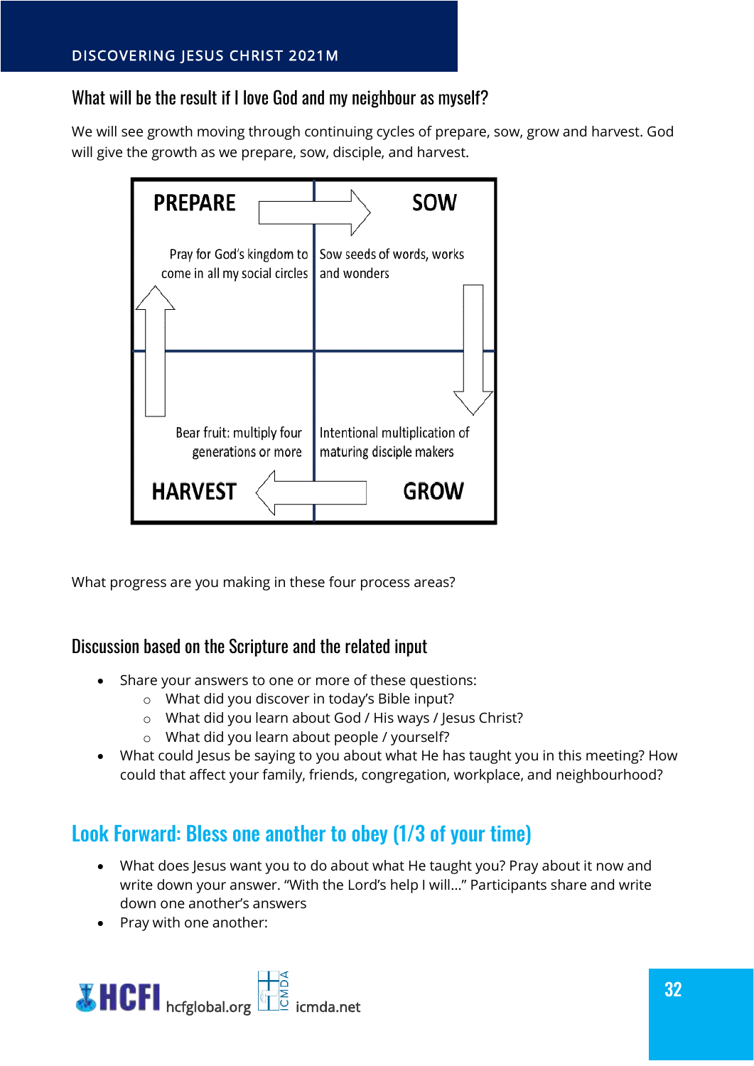## What will be the result if I love God and my neighbour as myself?

We will see growth moving through continuing cycles of prepare, sow, grow and harvest. God will give the growth as we prepare, sow, disciple, and harvest.

| PREPARE | SOW |
|---|---|
| Pray for God's kingdom to come in all my social circles | Sow seeds of words, works and wonders |
| Bear fruit: multiply four generations or more | Intentional multiplication of maturing disciple makers |
| HARVEST | GROW |

What progress are you making in these four process areas?

## Discussion based on the Scripture and the related input

- Share your answers to one or more of these questions:
  - What did you discover in today's Bible input?
  - What did you learn about God / His ways / Jesus Christ?
  - What did you learn about people / yourself?
- What could Jesus be saying to you about what He has taught you in this meeting? How could that affect your family, friends, congregation, workplace, and neighbourhood?

## Look Forward: Bless one another to obey (1/3 of your time)

- What does Jesus want you to do about what He taught you? Pray about it now and write down your answer. "With the Lord's help I will…" Participants share and write down one another's answers
- Pray with one another: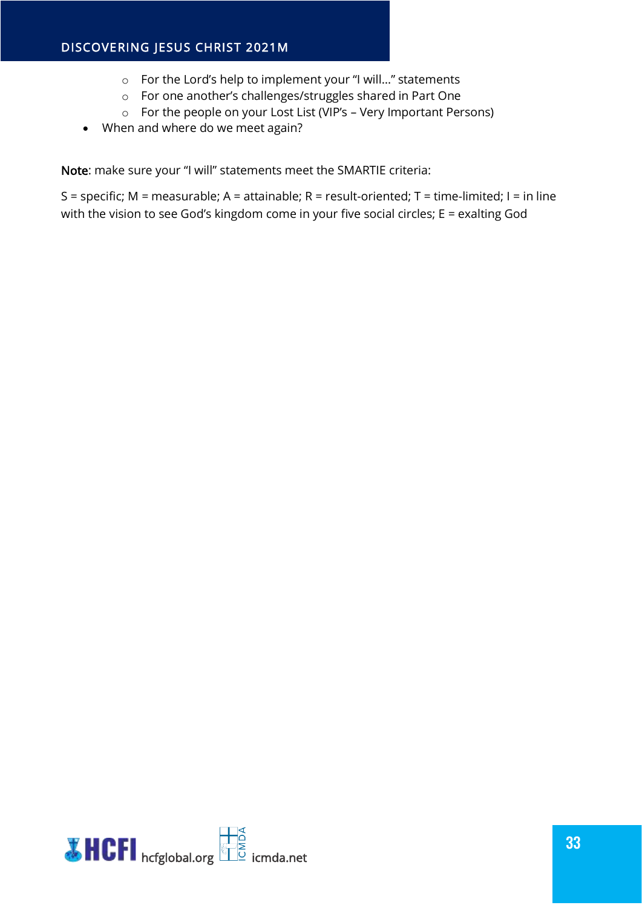- For the Lord's help to implement your "I will…" statements
  - For one another's challenges/struggles shared in Part One
  - For the people on your Lost List (VIP's – Very Important Persons)
- When and where do we meet again?

**Note**: make sure your "I will" statements meet the SMARTIE criteria:

S = specific; M = measurable; A = attainable; R = result-oriented; T = time-limited; I = in line with the vision to see God's kingdom come in your five social circles; E = exalting God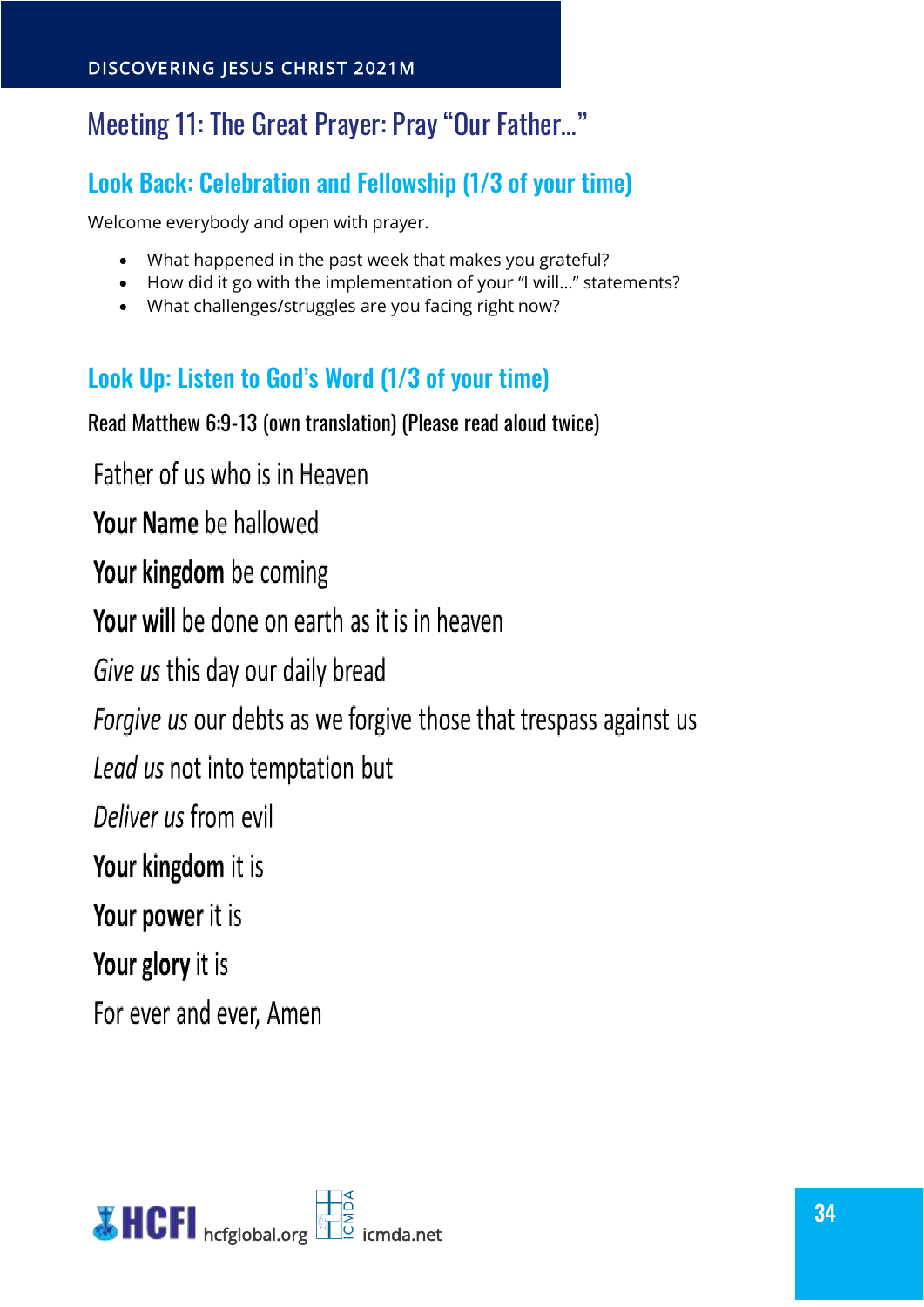# Meeting 11: The Great Prayer: Pray "Our Father..."

## Look Back: Celebration and Fellowship (1/3 of your time)

Welcome everybody and open with prayer.

- What happened in the past week that makes you grateful?
- How did it go with the implementation of your "I will..." statements?
- What challenges/struggles are you facing right now?

## Look Up: Listen to God's Word (1/3 of your time)

Read Matthew 6:9-13 (own translation) (Please read aloud twice)

Father of us who is in Heaven

**Your Name** be hallowed

**Your kingdom** be coming

**Your will** be done on earth as it is in heaven

*Give us* this day our daily bread

*Forgive us* our debts as we forgive those that trespass against us

*Lead us* not into temptation but

*Deliver us* from evil

**Your kingdom** it is

**Your power** it is

**Your glory** it is

For ever and ever, Amen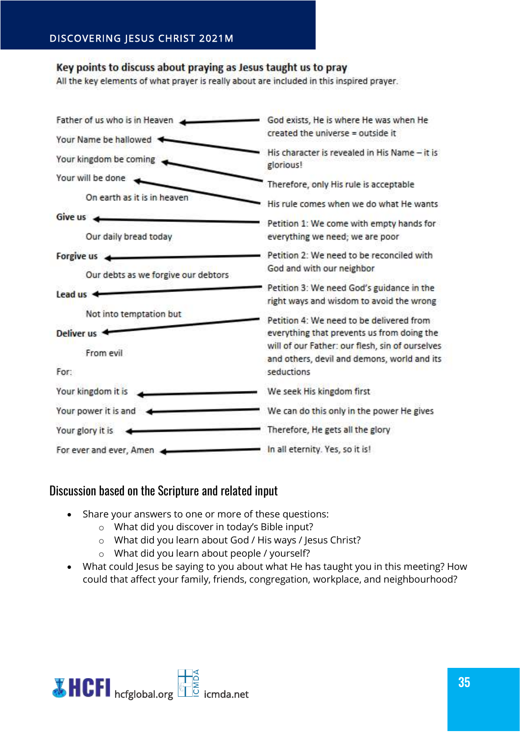## Key points to discuss about praying as Jesus taught us to pray

All the key elements of what prayer is really about are included in this inspired prayer.

| Prayer | | Meaning |
|---|---|---|
| Father of us who is in Heaven | ← | God exists, He is where He was when He created the universe = outside it |
| Your Name be hallowed | ← | His character is revealed in His Name – it is glorious! |
| Your kingdom be coming | ← | Therefore, only His rule is acceptable |
| Your will be done<br>On earth as it is in heaven | ← | His rule comes when we do what He wants |
| **Give us**<br>Our daily bread today | ← | Petition 1: We come with empty hands for everything we need; we are poor |
| **Forgive us**<br>Our debts as we forgive our debtors | ← | Petition 2: We need to be reconciled with God and with our neighbor |
| **Lead us**<br>Not into temptation but | ← | Petition 3: We need God's guidance in the right ways and wisdom to avoid the wrong |
| **Deliver us**<br>From evil | ← | Petition 4: We need to be delivered from everything that prevents us from doing the will of our Father: our flesh, sin of ourselves and others, devil and demons, world and its seductions |
| For: | | |
| Your kingdom it is | ← | We seek His kingdom first |
| Your power it is and | ← | We can do this only in the power He gives |
| Your glory it is | ← | Therefore, He gets all the glory |
| For ever and ever, Amen | ← | In all eternity. Yes, so it is! |

## Discussion based on the Scripture and related input

- Share your answers to one or more of these questions:
  - What did you discover in today's Bible input?
  - What did you learn about God / His ways / Jesus Christ?
  - What did you learn about people / yourself?
- What could Jesus be saying to you about what He has taught you in this meeting? How could that affect your family, friends, congregation, workplace, and neighbourhood?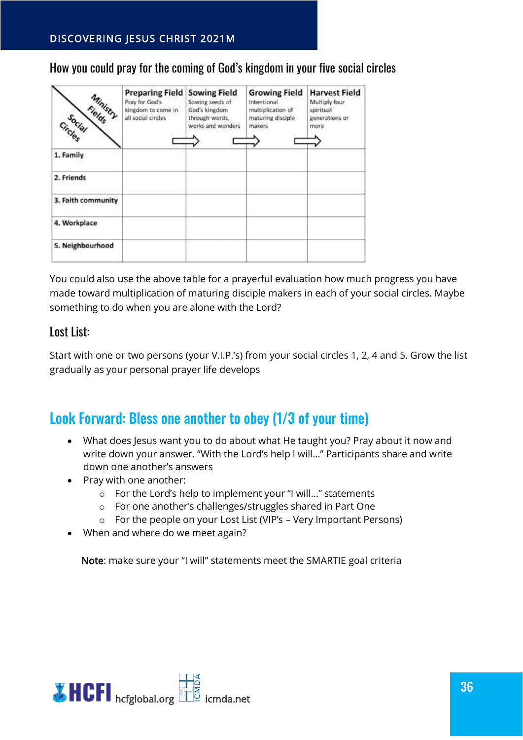## How you could pray for the coming of God's kingdom in your five social circles

| Ministry Fields / Social Circles | Preparing Field<br>Pray for God's kingdom to come in all social circles | Sowing Field<br>Sowing seeds of God's kingdom through words, works and wonders | Growing Field<br>Intentional multiplication of maturing disciple makers | Harvest Field<br>Multiply four spiritual generations or more |
|---|---|---|---|---|
| 1. Family | | | | |
| 2. Friends | | | | |
| 3. Faith community | | | | |
| 4. Workplace | | | | |
| 5. Neighbourhood | | | | |

You could also use the above table for a prayerful evaluation how much progress you have made toward multiplication of maturing disciple makers in each of your social circles. Maybe something to do when you are alone with the Lord?

### Lost List:

Start with one or two persons (your V.I.P.'s) from your social circles 1, 2, 4 and 5. Grow the list gradually as your personal prayer life develops

## Look Forward: Bless one another to obey (1/3 of your time)

- What does Jesus want you to do about what He taught you? Pray about it now and write down your answer. "With the Lord's help I will…" Participants share and write down one another's answers
- Pray with one another:
  - For the Lord's help to implement your "I will…" statements
  - For one another's challenges/struggles shared in Part One
  - For the people on your Lost List (VIP's – Very Important Persons)
- When and where do we meet again?

Note: make sure your "I will" statements meet the SMARTIE goal criteria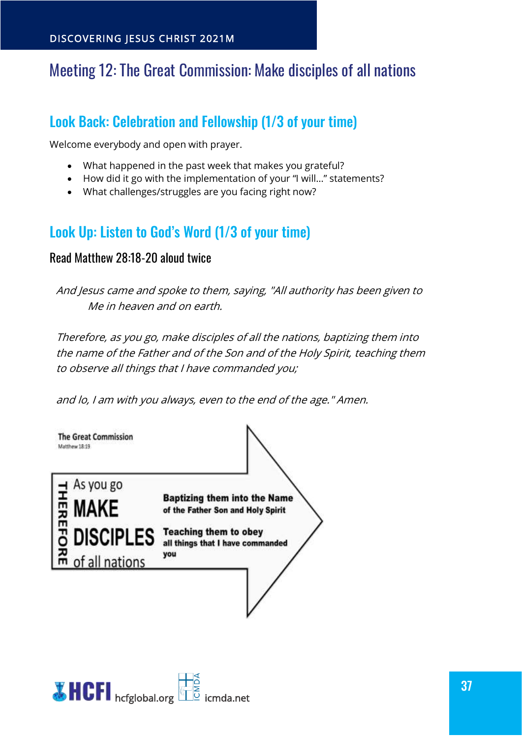# Meeting 12: The Great Commission: Make disciples of all nations

## Look Back: Celebration and Fellowship (1/3 of your time)

Welcome everybody and open with prayer.

- What happened in the past week that makes you grateful?
- How did it go with the implementation of your "I will..." statements?
- What challenges/struggles are you facing right now?

## Look Up: Listen to God's Word (1/3 of your time)

### Read Matthew 28:18-20 aloud twice

*And Jesus came and spoke to them, saying, "All authority has been given to Me in heaven and on earth.*

*Therefore, as you go, make disciples of all the nations, baptizing them into the name of the Father and of the Son and of the Holy Spirit, teaching them to observe all things that I have commanded you;*

*and lo, I am with you always, even to the end of the age." Amen.*

**The Great Commission**
Matthew 18:19

THEREFORE

As you go
**MAKE DISCIPLES**
of all nations

**Baptizing them into the Name**
**of the Father Son and Holy Spirit**

**Teaching them to obey**
**all things that I have commanded you**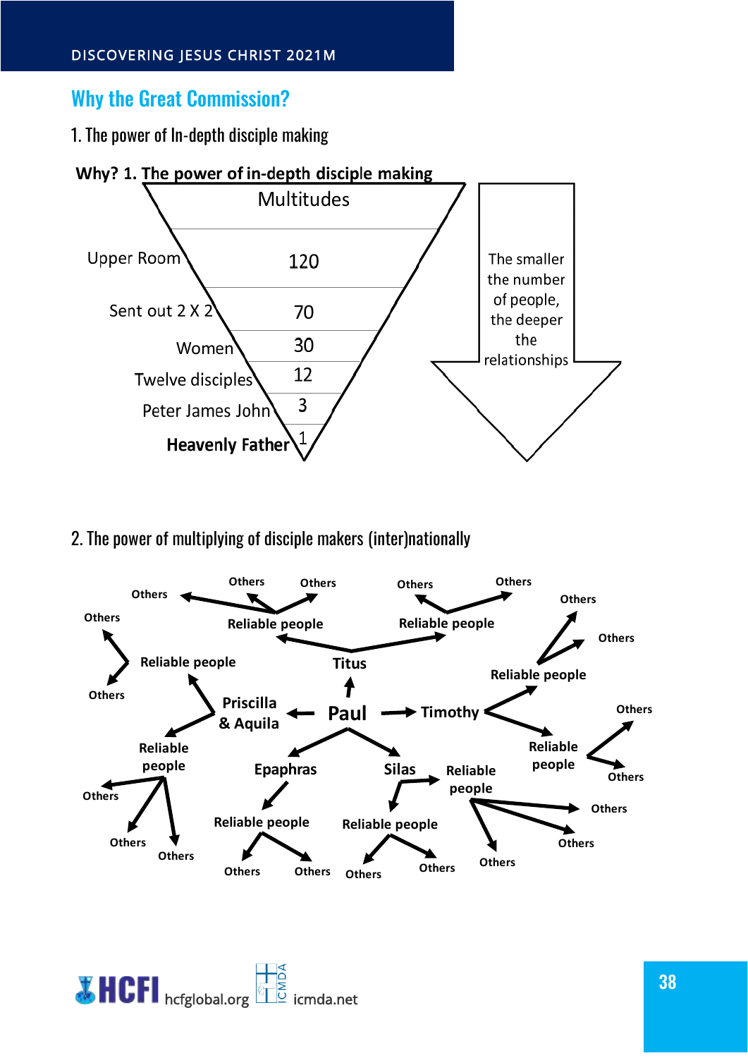## Why the Great Commission?

1. The power of In-depth disciple making

**Why? 1. The power of in-depth disciple making**

| | |
|---|---|
| | Multitudes |
| Upper Room | 120 |
| Sent out 2 X 2 | 70 |
| Women | 30 |
| Twelve disciples | 12 |
| Peter James John | 3 |
| **Heavenly Father** | 1 |

The smaller the number of people, the deeper the relationships

2. The power of multiplying of disciple makers (inter)nationally

**Paul** → Titus, Timothy, Priscilla & Aquila, Epaphras, Silas

- **Titus** → Reliable people → Others, Others, Others; Reliable people → Others, Others
- **Timothy** → Reliable people → Others, Others; Reliable people → Others, Others
- **Priscilla & Aquila** → Reliable people → Others, Others; Reliable people → Others, Others, Others
- **Epaphras** → Reliable people → Others, Others
- **Silas** → Reliable people → Others, Others; Reliable people → Others, Others, Others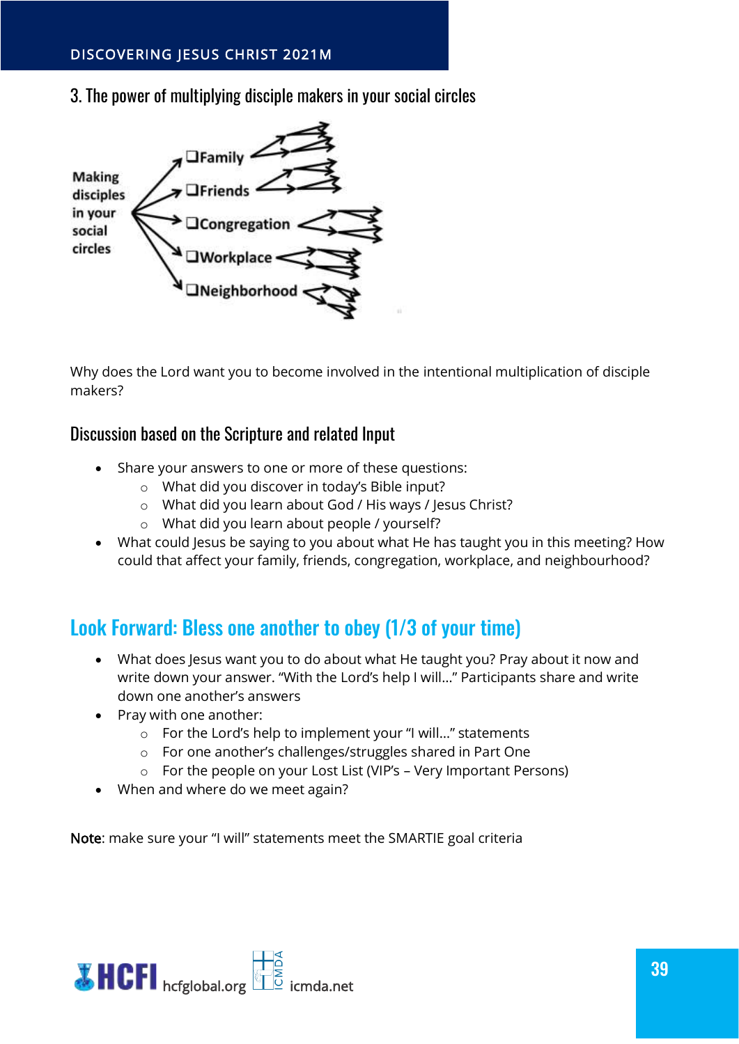### 3. The power of multiplying disciple makers in your social circles

Making disciples in your social circles

- ❑Family
- ❑Friends
- ❑Congregation
- ❑Workplace
- ❑Neighborhood

Why does the Lord want you to become involved in the intentional multiplication of disciple makers?

### Discussion based on the Scripture and related Input

- Share your answers to one or more of these questions:
  - What did you discover in today's Bible input?
  - What did you learn about God / His ways / Jesus Christ?
  - What did you learn about people / yourself?
- What could Jesus be saying to you about what He has taught you in this meeting? How could that affect your family, friends, congregation, workplace, and neighbourhood?

## Look Forward: Bless one another to obey (1/3 of your time)

- What does Jesus want you to do about what He taught you? Pray about it now and write down your answer. "With the Lord's help I will…" Participants share and write down one another's answers
- Pray with one another:
  - For the Lord's help to implement your "I will…" statements
  - For one another's challenges/struggles shared in Part One
  - For the people on your Lost List (VIP's – Very Important Persons)
- When and where do we meet again?

Note: make sure your "I will" statements meet the SMARTIE goal criteria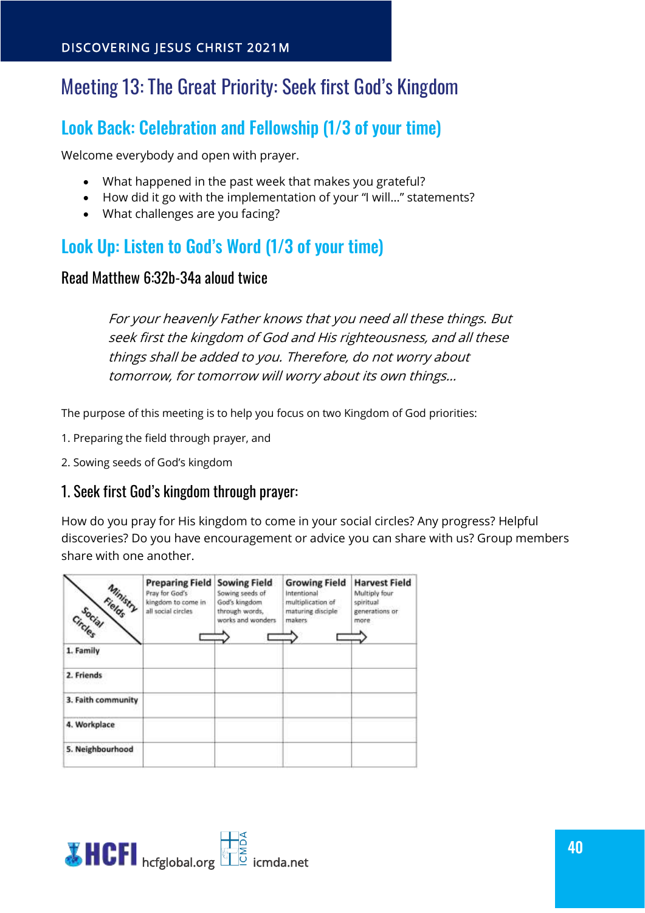# Meeting 13: The Great Priority: Seek first God's Kingdom

## Look Back: Celebration and Fellowship (1/3 of your time)

Welcome everybody and open with prayer.

- What happened in the past week that makes you grateful?
- How did it go with the implementation of your "I will…" statements?
- What challenges are you facing?

## Look Up: Listen to God's Word (1/3 of your time)

### Read Matthew 6:32b-34a aloud twice

> *For your heavenly Father knows that you need all these things. But seek first the kingdom of God and His righteousness, and all these things shall be added to you. Therefore, do not worry about tomorrow, for tomorrow will worry about its own things…*

The purpose of this meeting is to help you focus on two Kingdom of God priorities:

1. Preparing the field through prayer, and

2. Sowing seeds of God's kingdom

### 1. Seek first God's kingdom through prayer:

How do you pray for His kingdom to come in your social circles? Any progress? Helpful discoveries? Do you have encouragement or advice you can share with us? Group members share with one another.

| Ministry Fields / Social Circles | **Preparing Field** Pray for God's kingdom to come in all social circles ⇨ | **Sowing Field** Sowing seeds of God's kingdom through words, works and wonders ⇨ | **Growing Field** Intentional multiplication of maturing disciple makers ⇨ | **Harvest Field** Multiply four spiritual generations or more |
|---|---|---|---|---|
| **1. Family** | | | | |
| **2. Friends** | | | | |
| **3. Faith community** | | | | |
| **4. Workplace** | | | | |
| **5. Neighbourhood** | | | | |

HCFI hcfglobal.org ICMDA icmda.net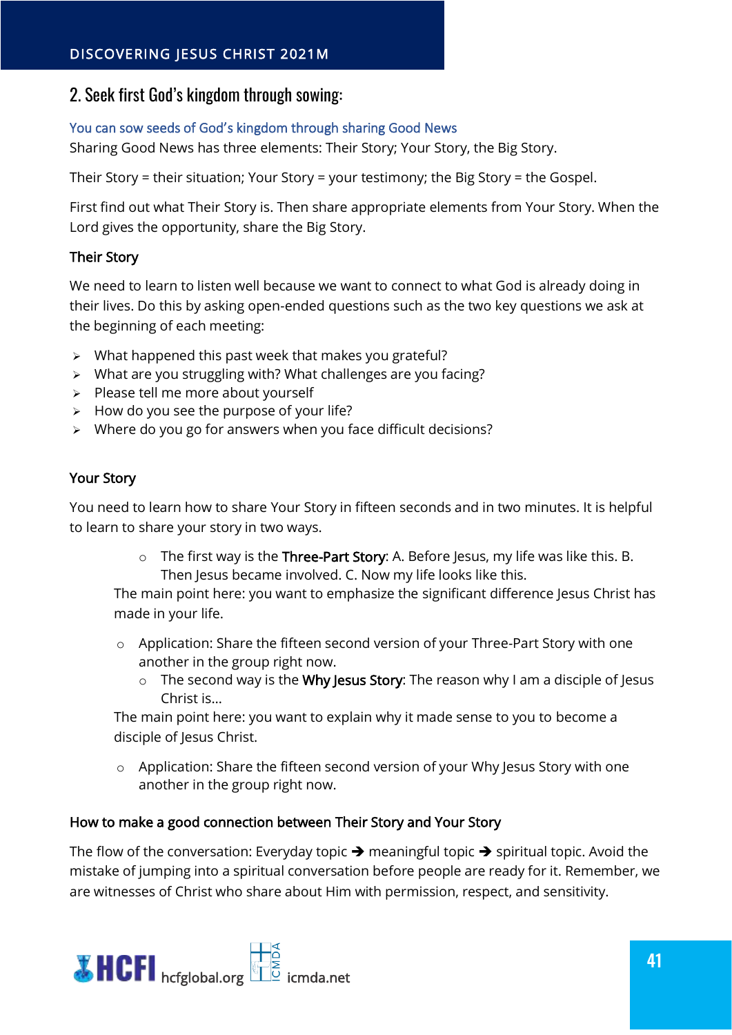## 2. Seek first God's kingdom through sowing:

### You can sow seeds of God's kingdom through sharing Good News

Sharing Good News has three elements: Their Story; Your Story, the Big Story.

Their Story = their situation; Your Story = your testimony; the Big Story = the Gospel.

First find out what Their Story is. Then share appropriate elements from Your Story. When the Lord gives the opportunity, share the Big Story.

### Their Story

We need to learn to listen well because we want to connect to what God is already doing in their lives. Do this by asking open-ended questions such as the two key questions we ask at the beginning of each meeting:

- What happened this past week that makes you grateful?
- What are you struggling with? What challenges are you facing?
- Please tell me more about yourself
- How do you see the purpose of your life?
- Where do you go for answers when you face difficult decisions?

### Your Story

You need to learn how to share Your Story in fifteen seconds and in two minutes. It is helpful to learn to share your story in two ways.

- The first way is the **Three-Part Story**: A. Before Jesus, my life was like this. B. Then Jesus became involved. C. Now my life looks like this.

The main point here: you want to emphasize the significant difference Jesus Christ has made in your life.

- Application: Share the fifteen second version of your Three-Part Story with one another in the group right now.
  - The second way is the **Why Jesus Story**: The reason why I am a disciple of Jesus Christ is…

The main point here: you want to explain why it made sense to you to become a disciple of Jesus Christ.

- Application: Share the fifteen second version of your Why Jesus Story with one another in the group right now.

### How to make a good connection between Their Story and Your Story

The flow of the conversation: Everyday topic ➔ meaningful topic ➔ spiritual topic. Avoid the mistake of jumping into a spiritual conversation before people are ready for it. Remember, we are witnesses of Christ who share about Him with permission, respect, and sensitivity.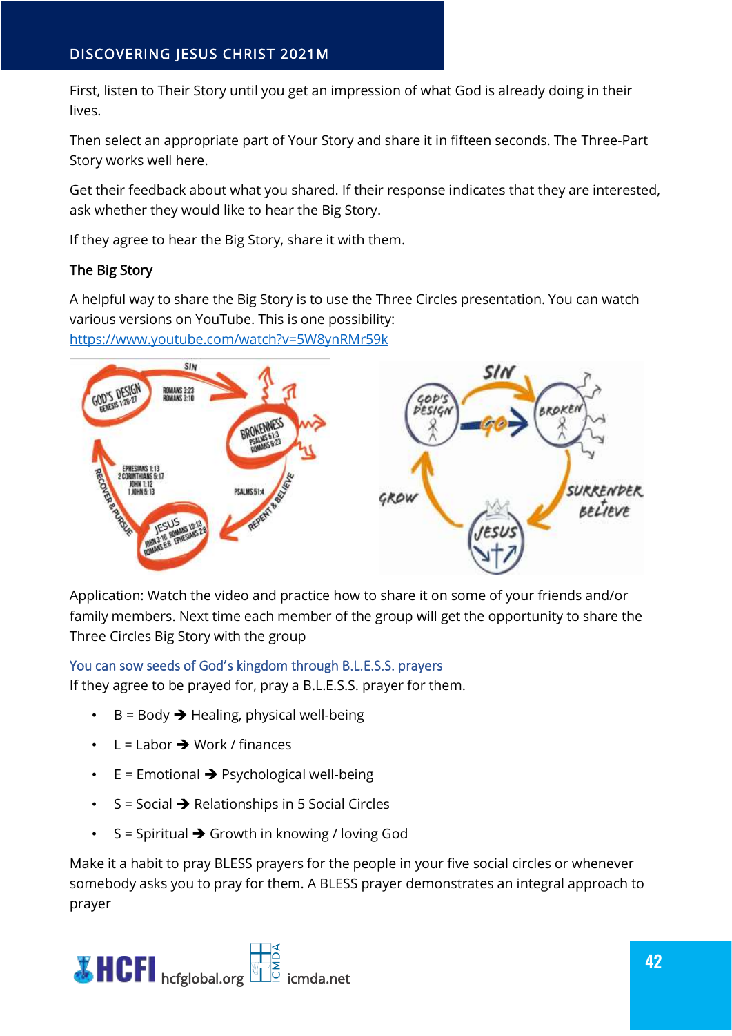First, listen to Their Story until you get an impression of what God is already doing in their lives.

Then select an appropriate part of Your Story and share it in fifteen seconds. The Three-Part Story works well here.

Get their feedback about what you shared. If their response indicates that they are interested, ask whether they would like to hear the Big Story.

If they agree to hear the Big Story, share it with them.

**The Big Story**

A helpful way to share the Big Story is to use the Three Circles presentation. You can watch various versions on YouTube. This is one possibility: [https://www.youtube.com/watch?v=5W8ynRMr59k](https://www.youtube.com/watch?v=5W8ynRMr59k)

Application: Watch the video and practice how to share it on some of your friends and/or family members. Next time each member of the group will get the opportunity to share the Three Circles Big Story with the group

### You can sow seeds of God's kingdom through B.L.E.S.S. prayers

If they agree to be prayed for, pray a B.L.E.S.S. prayer for them.

- B = Body ➔ Healing, physical well-being
- L = Labor ➔ Work / finances
- E = Emotional ➔ Psychological well-being
- S = Social ➔ Relationships in 5 Social Circles
- S = Spiritual ➔ Growth in knowing / loving God

Make it a habit to pray BLESS prayers for the people in your five social circles or whenever somebody asks you to pray for them. A BLESS prayer demonstrates an integral approach to prayer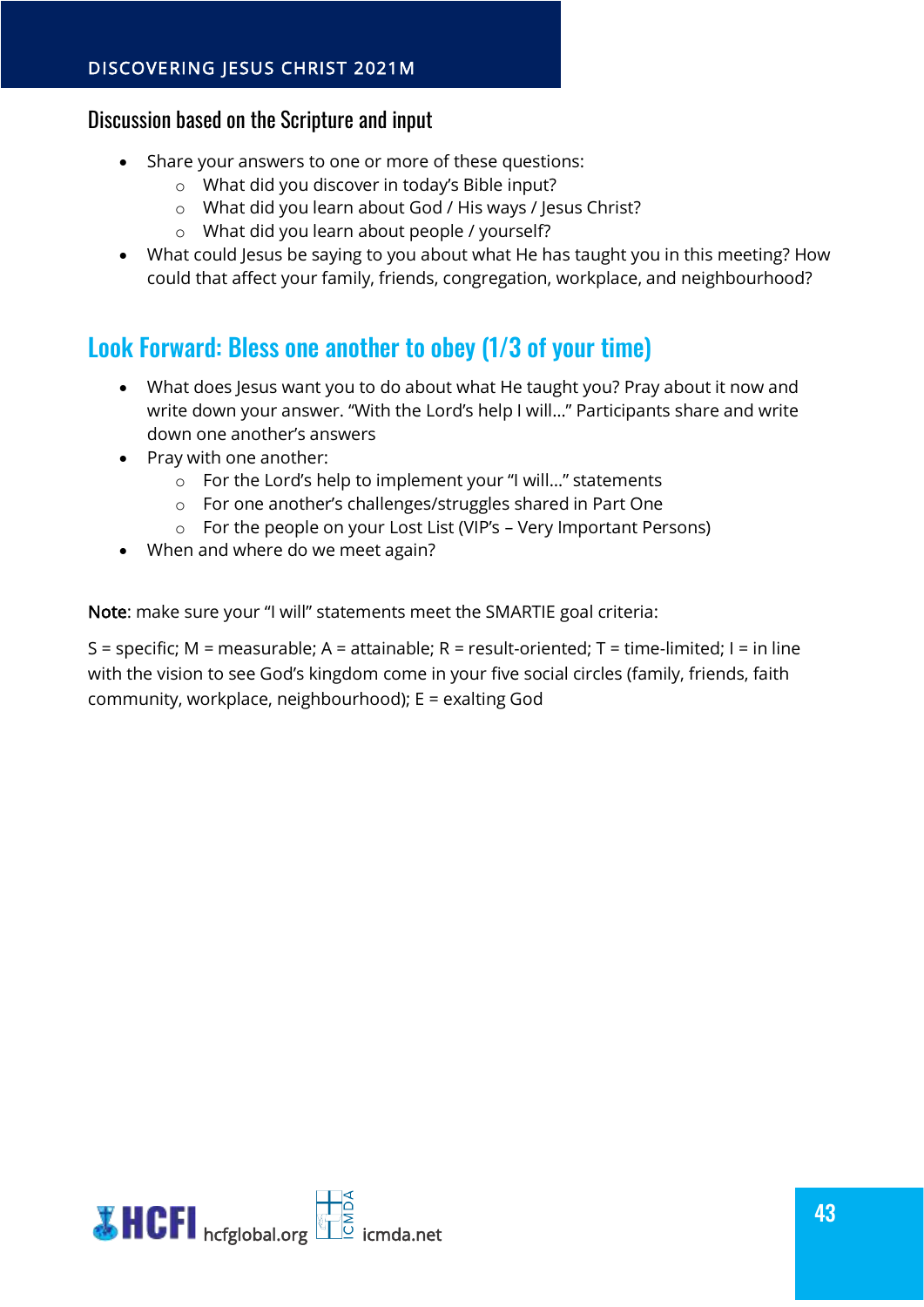### Discussion based on the Scripture and input

- Share your answers to one or more of these questions:
  - What did you discover in today's Bible input?
  - What did you learn about God / His ways / Jesus Christ?
  - What did you learn about people / yourself?
- What could Jesus be saying to you about what He has taught you in this meeting? How could that affect your family, friends, congregation, workplace, and neighbourhood?

## Look Forward: Bless one another to obey (1/3 of your time)

- What does Jesus want you to do about what He taught you? Pray about it now and write down your answer. "With the Lord's help I will…" Participants share and write down one another's answers
- Pray with one another:
  - For the Lord's help to implement your "I will…" statements
  - For one another's challenges/struggles shared in Part One
  - For the people on your Lost List (VIP's – Very Important Persons)
- When and where do we meet again?

**Note**: make sure your "I will" statements meet the SMARTIE goal criteria:

S = specific; M = measurable; A = attainable; R = result-oriented; T = time-limited; I = in line with the vision to see God's kingdom come in your five social circles (family, friends, faith community, workplace, neighbourhood); E = exalting God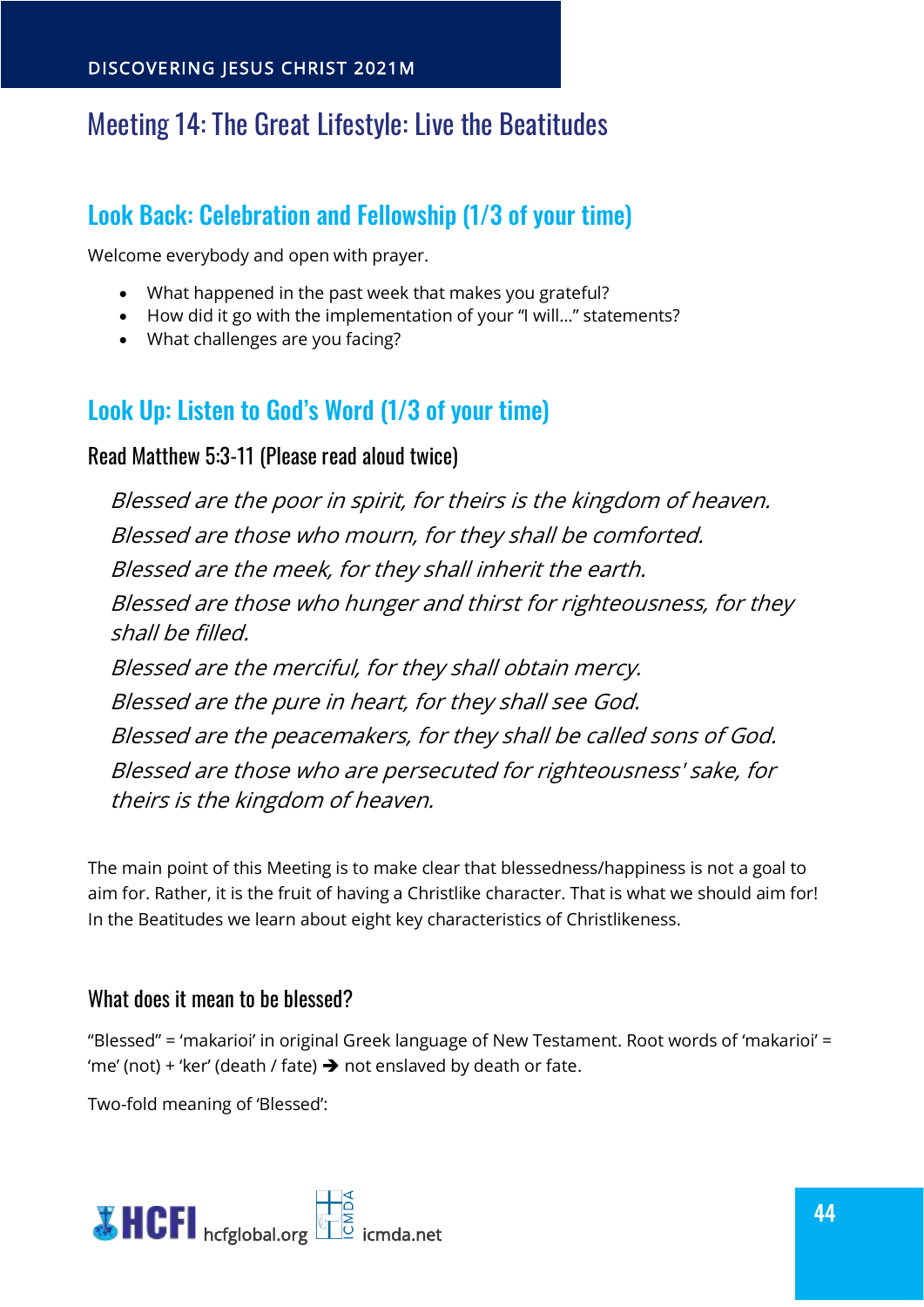# Meeting 14: The Great Lifestyle: Live the Beatitudes

## Look Back: Celebration and Fellowship (1/3 of your time)

Welcome everybody and open with prayer.

- What happened in the past week that makes you grateful?
- How did it go with the implementation of your "I will…" statements?
- What challenges are you facing?

## Look Up: Listen to God's Word (1/3 of your time)

### Read Matthew 5:3-11 (Please read aloud twice)

*Blessed are the poor in spirit, for theirs is the kingdom of heaven.*
*Blessed are those who mourn, for they shall be comforted.*
*Blessed are the meek, for they shall inherit the earth.*
*Blessed are those who hunger and thirst for righteousness, for they shall be filled.*
*Blessed are the merciful, for they shall obtain mercy.*
*Blessed are the pure in heart, for they shall see God.*
*Blessed are the peacemakers, for they shall be called sons of God.*
*Blessed are those who are persecuted for righteousness' sake, for theirs is the kingdom of heaven.*

The main point of this Meeting is to make clear that blessedness/happiness is not a goal to aim for. Rather, it is the fruit of having a Christlike character. That is what we should aim for! In the Beatitudes we learn about eight key characteristics of Christlikeness.

### What does it mean to be blessed?

"Blessed" = 'makarioi' in original Greek language of New Testament. Root words of 'makarioi' = 'me' (not) + 'ker' (death / fate) ➔ not enslaved by death or fate.

Two-fold meaning of 'Blessed':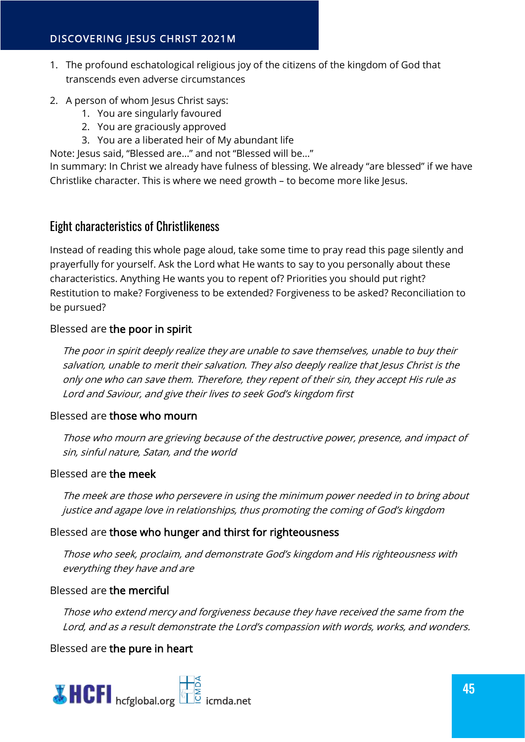1. The profound eschatological religious joy of the citizens of the kingdom of God that transcends even adverse circumstances

2. A person of whom Jesus Christ says:
    1. You are singularly favoured
    2. You are graciously approved
    3. You are a liberated heir of My abundant life

Note: Jesus said, "Blessed are…" and not "Blessed will be…"
In summary: In Christ we already have fulness of blessing. We already "are blessed" if we have Christlike character. This is where we need growth – to become more like Jesus.

## Eight characteristics of Christlikeness

Instead of reading this whole page aloud, take some time to pray read this page silently and prayerfully for yourself. Ask the Lord what He wants to say to you personally about these characteristics. Anything He wants you to repent of? Priorities you should put right? Restitution to make? Forgiveness to be extended? Forgiveness to be asked? Reconciliation to be pursued?

Blessed are **the poor in spirit**

> *The poor in spirit deeply realize they are unable to save themselves, unable to buy their salvation, unable to merit their salvation. They also deeply realize that Jesus Christ is the only one who can save them. Therefore, they repent of their sin, they accept His rule as Lord and Saviour, and give their lives to seek God's kingdom first*

Blessed are **those who mourn**

> *Those who mourn are grieving because of the destructive power, presence, and impact of sin, sinful nature, Satan, and the world*

Blessed are **the meek**

> *The meek are those who persevere in using the minimum power needed in to bring about justice and agape love in relationships, thus promoting the coming of God's kingdom*

Blessed are **those who hunger and thirst for righteousness**

> *Those who seek, proclaim, and demonstrate God's kingdom and His righteousness with everything they have and are*

Blessed are **the merciful**

> *Those who extend mercy and forgiveness because they have received the same from the Lord, and as a result demonstrate the Lord's compassion with words, works, and wonders.*

Blessed are **the pure in heart**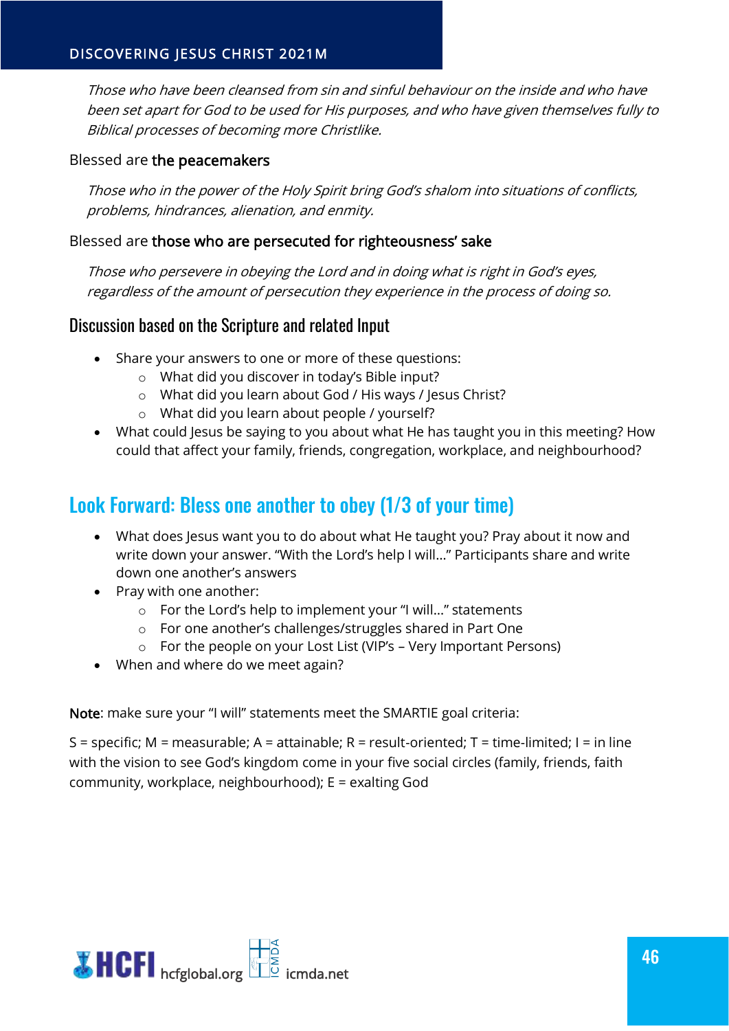*Those who have been cleansed from sin and sinful behaviour on the inside and who have been set apart for God to be used for His purposes, and who have given themselves fully to Biblical processes of becoming more Christlike.*

Blessed are **the peacemakers**

*Those who in the power of the Holy Spirit bring God's shalom into situations of conflicts, problems, hindrances, alienation, and enmity.*

Blessed are **those who are persecuted for righteousness' sake**

*Those who persevere in obeying the Lord and in doing what is right in God's eyes, regardless of the amount of persecution they experience in the process of doing so.*

### Discussion based on the Scripture and related Input

- Share your answers to one or more of these questions:
  - What did you discover in today's Bible input?
  - What did you learn about God / His ways / Jesus Christ?
  - What did you learn about people / yourself?
- What could Jesus be saying to you about what He has taught you in this meeting? How could that affect your family, friends, congregation, workplace, and neighbourhood?

## Look Forward: Bless one another to obey (1/3 of your time)

- What does Jesus want you to do about what He taught you? Pray about it now and write down your answer. "With the Lord's help I will…" Participants share and write down one another's answers
- Pray with one another:
  - For the Lord's help to implement your "I will…" statements
  - For one another's challenges/struggles shared in Part One
  - For the people on your Lost List (VIP's – Very Important Persons)
- When and where do we meet again?

**Note**: make sure your "I will" statements meet the SMARTIE goal criteria:

S = specific; M = measurable; A = attainable; R = result-oriented; T = time-limited; I = in line with the vision to see God's kingdom come in your five social circles (family, friends, faith community, workplace, neighbourhood); E = exalting God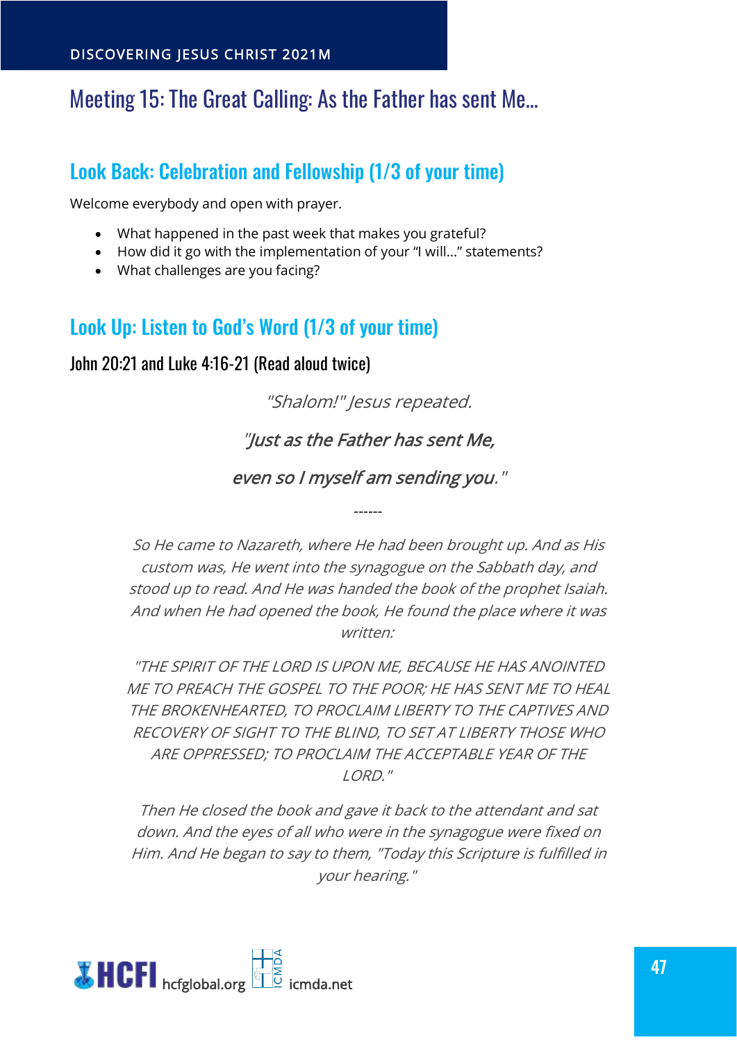# Meeting 15: The Great Calling: As the Father has sent Me...

## Look Back: Celebration and Fellowship (1/3 of your time)

Welcome everybody and open with prayer.

- What happened in the past week that makes you grateful?
- How did it go with the implementation of your "I will…" statements?
- What challenges are you facing?

## Look Up: Listen to God's Word (1/3 of your time)

### John 20:21 and Luke 4:16-21 (Read aloud twice)

*"Shalom!" Jesus repeated.*

*"Just as the Father has sent Me,*

*even so I myself am sending you."*

------

*So He came to Nazareth, where He had been brought up. And as His custom was, He went into the synagogue on the Sabbath day, and stood up to read. And He was handed the book of the prophet Isaiah. And when He had opened the book, He found the place where it was written:*

*"THE SPIRIT OF THE LORD IS UPON ME, BECAUSE HE HAS ANOINTED ME TO PREACH THE GOSPEL TO THE POOR; HE HAS SENT ME TO HEAL THE BROKENHEARTED, TO PROCLAIM LIBERTY TO THE CAPTIVES AND RECOVERY OF SIGHT TO THE BLIND, TO SET AT LIBERTY THOSE WHO ARE OPPRESSED; TO PROCLAIM THE ACCEPTABLE YEAR OF THE LORD."*

*Then He closed the book and gave it back to the attendant and sat down. And the eyes of all who were in the synagogue were fixed on Him. And He began to say to them, "Today this Scripture is fulfilled in your hearing."*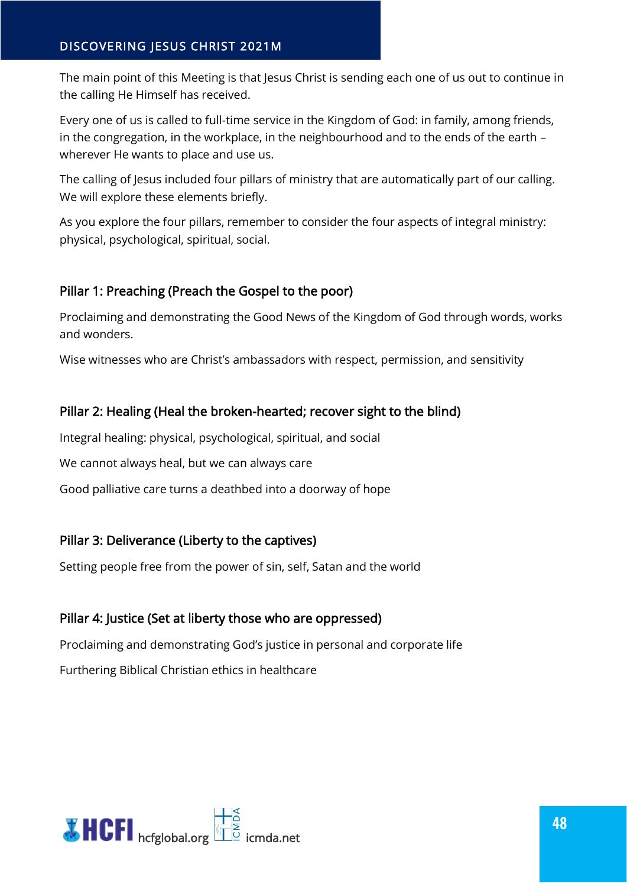The main point of this Meeting is that Jesus Christ is sending each one of us out to continue in the calling He Himself has received.

Every one of us is called to full-time service in the Kingdom of God: in family, among friends, in the congregation, in the workplace, in the neighbourhood and to the ends of the earth – wherever He wants to place and use us.

The calling of Jesus included four pillars of ministry that are automatically part of our calling. We will explore these elements briefly.

As you explore the four pillars, remember to consider the four aspects of integral ministry: physical, psychological, spiritual, social.

## Pillar 1: Preaching (Preach the Gospel to the poor)

Proclaiming and demonstrating the Good News of the Kingdom of God through words, works and wonders.

Wise witnesses who are Christ's ambassadors with respect, permission, and sensitivity

## Pillar 2: Healing (Heal the broken-hearted; recover sight to the blind)

Integral healing: physical, psychological, spiritual, and social

We cannot always heal, but we can always care

Good palliative care turns a deathbed into a doorway of hope

## Pillar 3: Deliverance (Liberty to the captives)

Setting people free from the power of sin, self, Satan and the world

## Pillar 4: Justice (Set at liberty those who are oppressed)

Proclaiming and demonstrating God's justice in personal and corporate life

Furthering Biblical Christian ethics in healthcare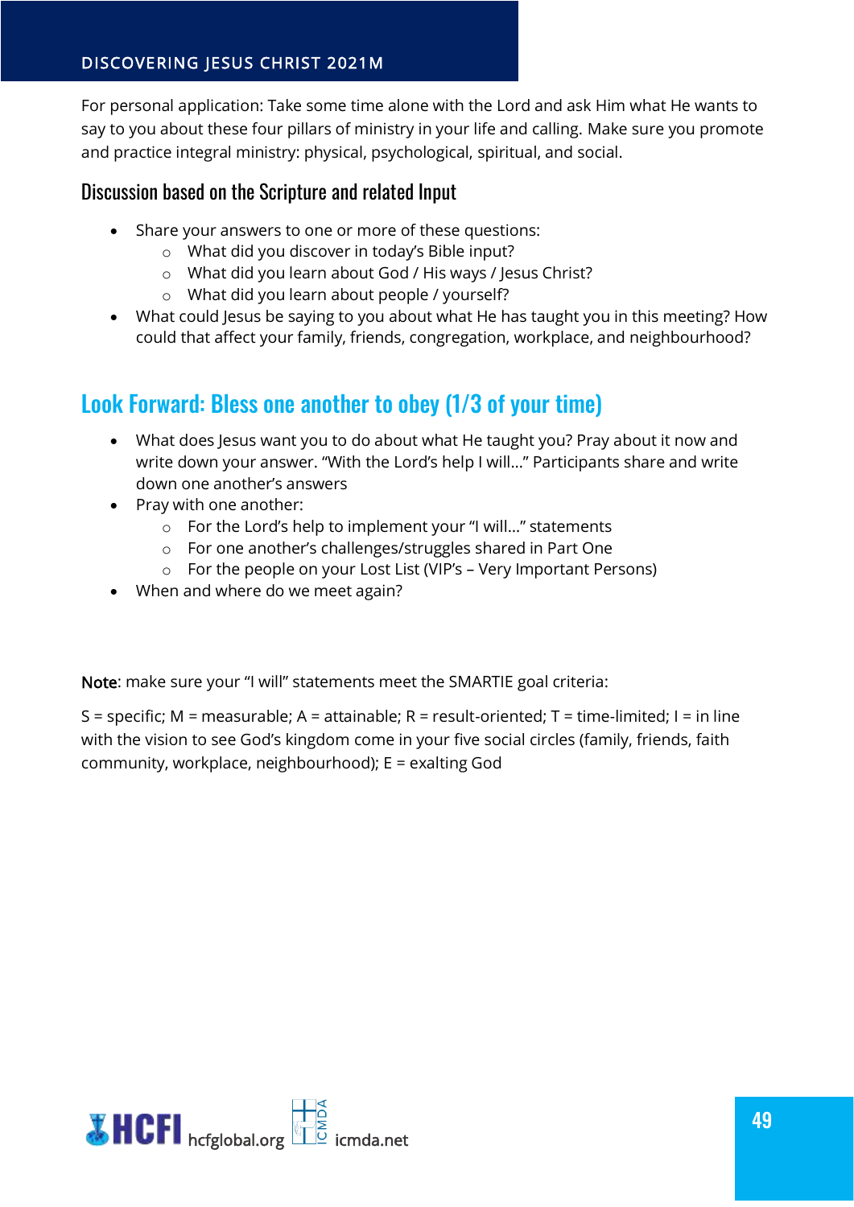For personal application: Take some time alone with the Lord and ask Him what He wants to say to you about these four pillars of ministry in your life and calling. Make sure you promote and practice integral ministry: physical, psychological, spiritual, and social.

### Discussion based on the Scripture and related Input

- Share your answers to one or more of these questions:
    - What did you discover in today's Bible input?
    - What did you learn about God / His ways / Jesus Christ?
    - What did you learn about people / yourself?
- What could Jesus be saying to you about what He has taught you in this meeting? How could that affect your family, friends, congregation, workplace, and neighbourhood?

## Look Forward: Bless one another to obey (1/3 of your time)

- What does Jesus want you to do about what He taught you? Pray about it now and write down your answer. "With the Lord's help I will…" Participants share and write down one another's answers
- Pray with one another:
    - For the Lord's help to implement your "I will…" statements
    - For one another's challenges/struggles shared in Part One
    - For the people on your Lost List (VIP's – Very Important Persons)
- When and where do we meet again?

**Note**: make sure your "I will" statements meet the SMARTIE goal criteria:

S = specific; M = measurable; A = attainable; R = result-oriented; T = time-limited; I = in line with the vision to see God's kingdom come in your five social circles (family, friends, faith community, workplace, neighbourhood); E = exalting God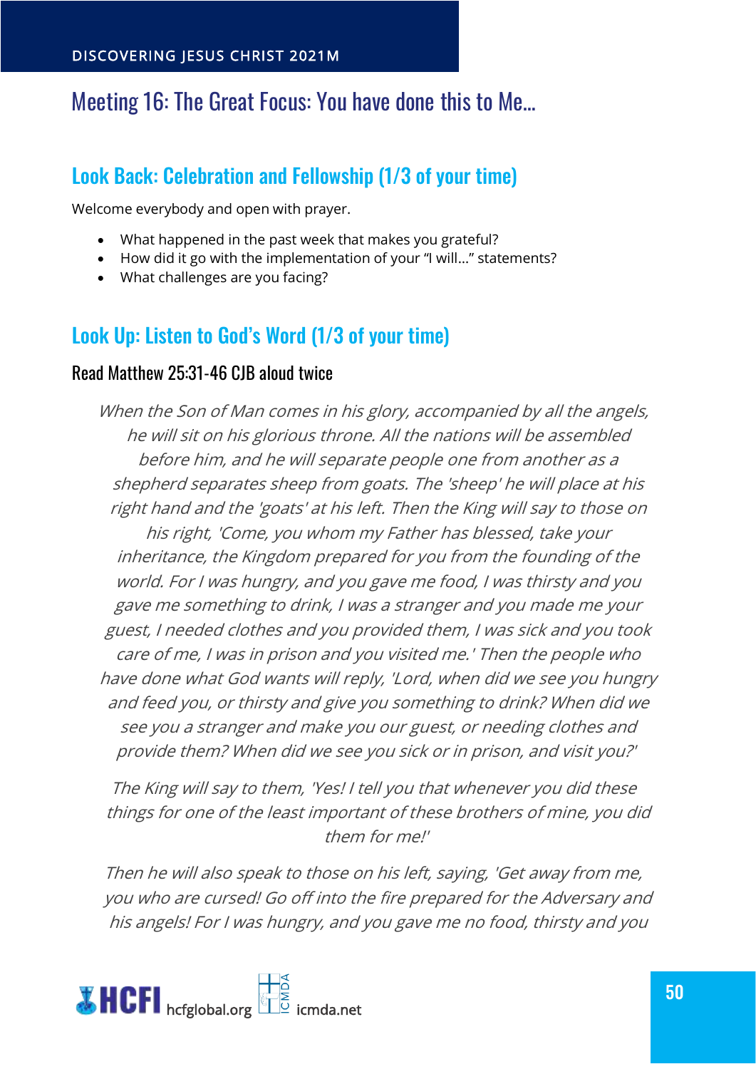# Meeting 16: The Great Focus: You have done this to Me…

## Look Back: Celebration and Fellowship (1/3 of your time)

Welcome everybody and open with prayer.

- What happened in the past week that makes you grateful?
- How did it go with the implementation of your "I will…" statements?
- What challenges are you facing?

## Look Up: Listen to God's Word (1/3 of your time)

### Read Matthew 25:31-46 CJB aloud twice

*When the Son of Man comes in his glory, accompanied by all the angels, he will sit on his glorious throne. All the nations will be assembled before him, and he will separate people one from another as a shepherd separates sheep from goats. The 'sheep' he will place at his right hand and the 'goats' at his left. Then the King will say to those on his right, 'Come, you whom my Father has blessed, take your inheritance, the Kingdom prepared for you from the founding of the world. For I was hungry, and you gave me food, I was thirsty and you gave me something to drink, I was a stranger and you made me your guest, I needed clothes and you provided them, I was sick and you took care of me, I was in prison and you visited me.' Then the people who have done what God wants will reply, 'Lord, when did we see you hungry and feed you, or thirsty and give you something to drink? When did we see you a stranger and make you our guest, or needing clothes and provide them? When did we see you sick or in prison, and visit you?'*

*The King will say to them, 'Yes! I tell you that whenever you did these things for one of the least important of these brothers of mine, you did them for me!'*

*Then he will also speak to those on his left, saying, 'Get away from me, you who are cursed! Go off into the fire prepared for the Adversary and his angels! For I was hungry, and you gave me no food, thirsty and you*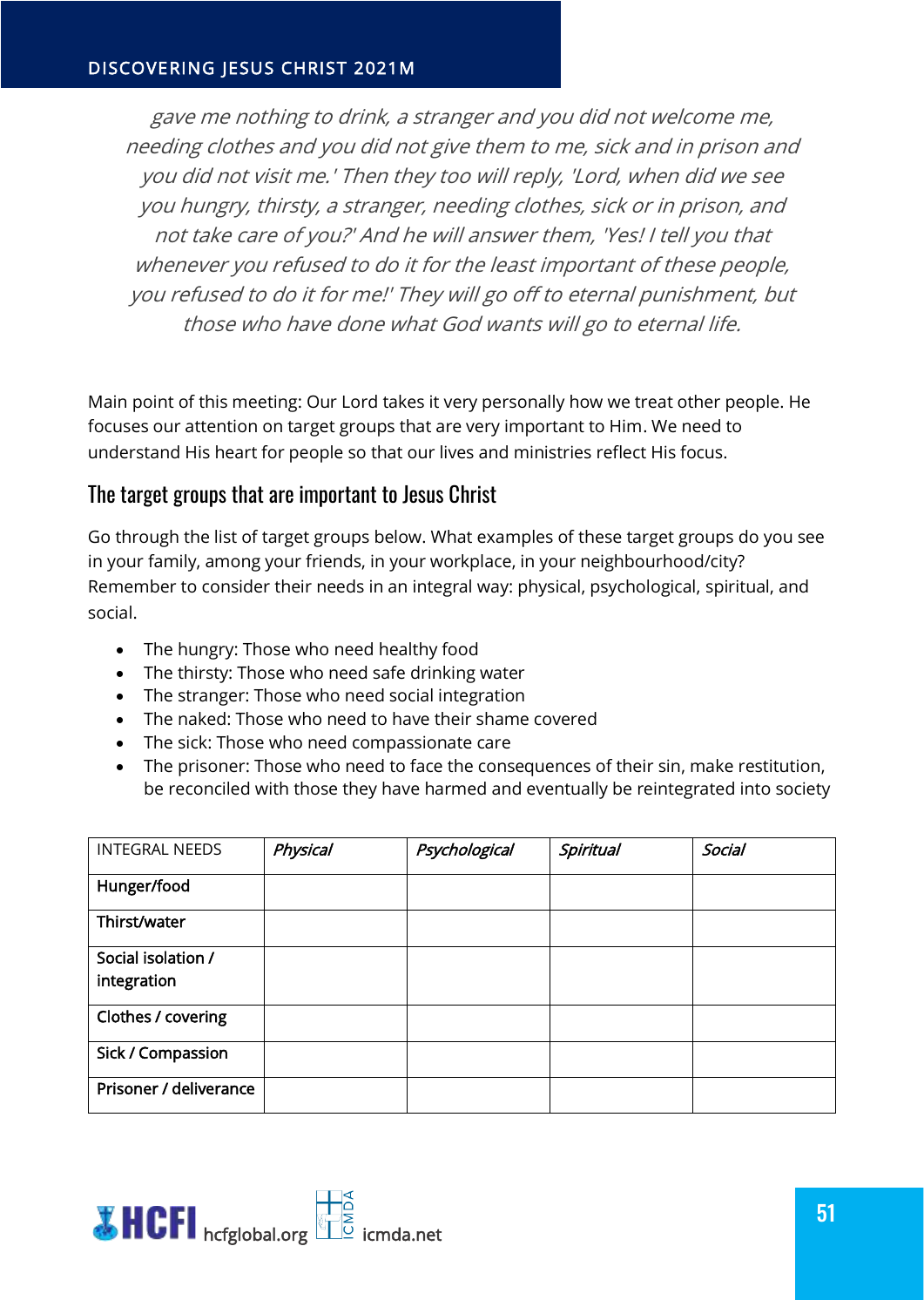*gave me nothing to drink, a stranger and you did not welcome me, needing clothes and you did not give them to me, sick and in prison and you did not visit me.' Then they too will reply, 'Lord, when did we see you hungry, thirsty, a stranger, needing clothes, sick or in prison, and not take care of you?' And he will answer them, 'Yes! I tell you that whenever you refused to do it for the least important of these people, you refused to do it for me!' They will go off to eternal punishment, but those who have done what God wants will go to eternal life.*

Main point of this meeting: Our Lord takes it very personally how we treat other people. He focuses our attention on target groups that are very important to Him. We need to understand His heart for people so that our lives and ministries reflect His focus.

## The target groups that are important to Jesus Christ

Go through the list of target groups below. What examples of these target groups do you see in your family, among your friends, in your workplace, in your neighbourhood/city? Remember to consider their needs in an integral way: physical, psychological, spiritual, and social.

- The hungry: Those who need healthy food
- The thirsty: Those who need safe drinking water
- The stranger: Those who need social integration
- The naked: Those who need to have their shame covered
- The sick: Those who need compassionate care
- The prisoner: Those who need to face the consequences of their sin, make restitution, be reconciled with those they have harmed and eventually be reintegrated into society

| INTEGRAL NEEDS | *Physical* | *Psychological* | *Spiritual* | *Social* |
|---|---|---|---|---|
| Hunger/food | | | | |
| Thirst/water | | | | |
| Social isolation / integration | | | | |
| Clothes / covering | | | | |
| Sick / Compassion | | | | |
| Prisoner / deliverance | | | | |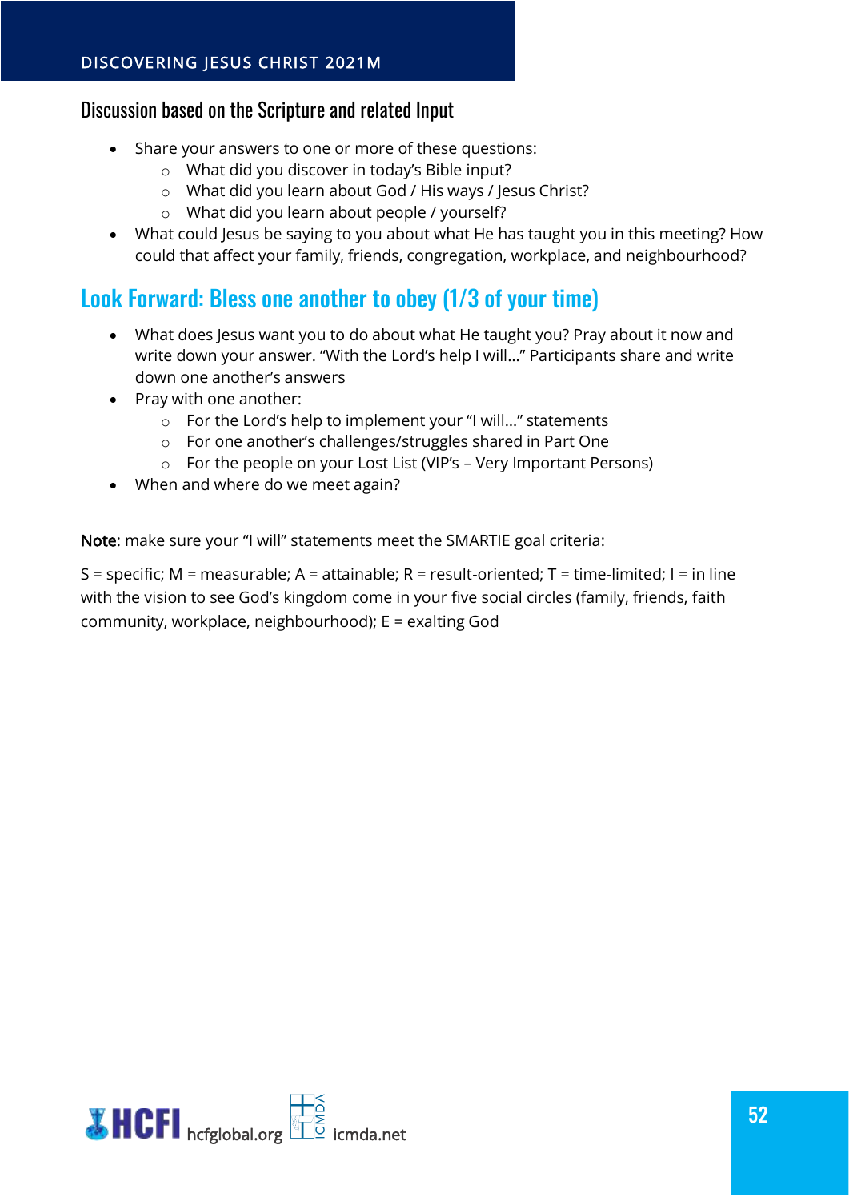### Discussion based on the Scripture and related Input

- Share your answers to one or more of these questions:
  - What did you discover in today's Bible input?
  - What did you learn about God / His ways / Jesus Christ?
  - What did you learn about people / yourself?
- What could Jesus be saying to you about what He has taught you in this meeting? How could that affect your family, friends, congregation, workplace, and neighbourhood?

## Look Forward: Bless one another to obey (1/3 of your time)

- What does Jesus want you to do about what He taught you? Pray about it now and write down your answer. "With the Lord's help I will…" Participants share and write down one another's answers
- Pray with one another:
  - For the Lord's help to implement your "I will…" statements
  - For one another's challenges/struggles shared in Part One
  - For the people on your Lost List (VIP's – Very Important Persons)
- When and where do we meet again?

**Note**: make sure your "I will" statements meet the SMARTIE goal criteria:

S = specific; M = measurable; A = attainable; R = result-oriented; T = time-limited; I = in line with the vision to see God's kingdom come in your five social circles (family, friends, faith community, workplace, neighbourhood); E = exalting God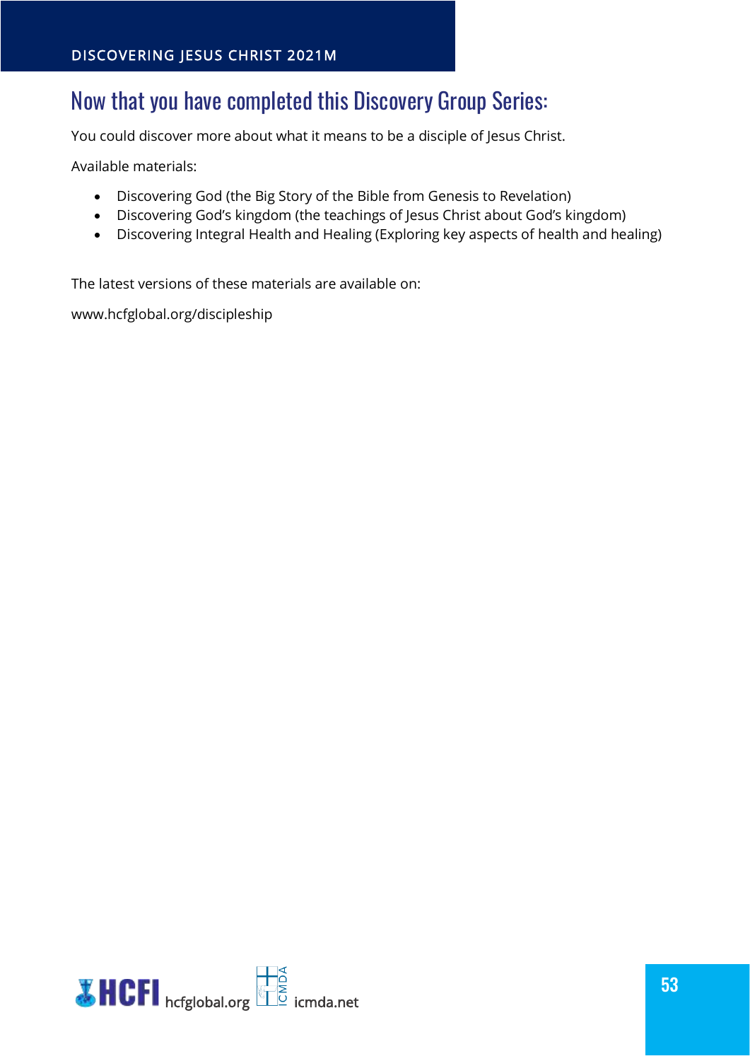## Now that you have completed this Discovery Group Series:

You could discover more about what it means to be a disciple of Jesus Christ.

Available materials:

- Discovering God (the Big Story of the Bible from Genesis to Revelation)
- Discovering God's kingdom (the teachings of Jesus Christ about God's kingdom)
- Discovering Integral Health and Healing (Exploring key aspects of health and healing)

The latest versions of these materials are available on:

www.hcfglobal.org/discipleship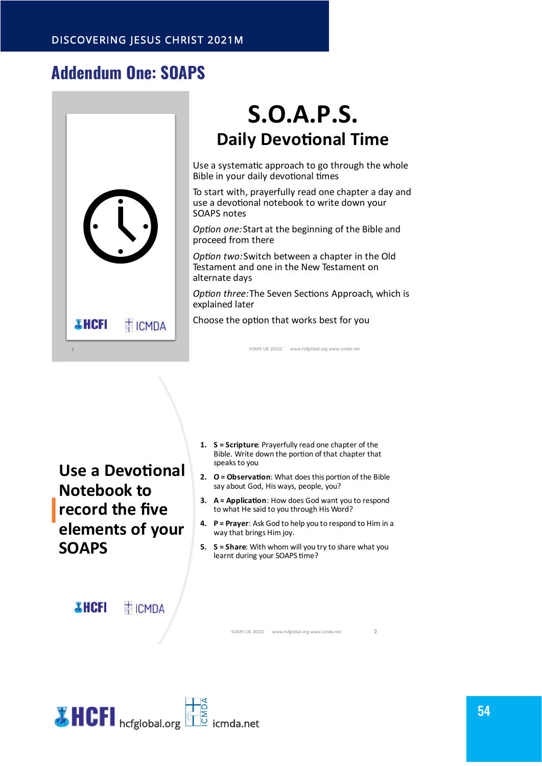## Addendum One: SOAPS

# S.O.A.P.S.

## Daily Devotional Time

Use a systematic approach to go through the whole Bible in your daily devotional times

To start with, prayerfully read one chapter a day and use a devotional notebook to write down your SOAPS notes

*Option one:* Start at the beginning of the Bible and proceed from there

*Option two:* Switch between a chapter in the Old Testament and one in the New Testament on alternate days

*Option three:* The Seven Sections Approach, which is explained later

Choose the option that works best for you

SOAPS UK 2021C www.hcfglobal.org www.icmda.net

## Use a Devotional Notebook to record the five elements of your SOAPS

1. **S = Scripture**: Prayerfully read one chapter of the Bible. Write down the portion of that chapter that speaks to you
2. **O = Observation**: What does this portion of the Bible say about God, His ways, people, you?
3. **A = Application**: How does God want you to respond to what He said to you through His Word?
4. **P = Prayer**: Ask God to help you to respond to Him in a way that brings Him joy.
5. **S = Share**: With whom will you try to share what you learnt during your SOAPS time?

SOAPS UK 2021C www.hcfglobal.org www.icmda.net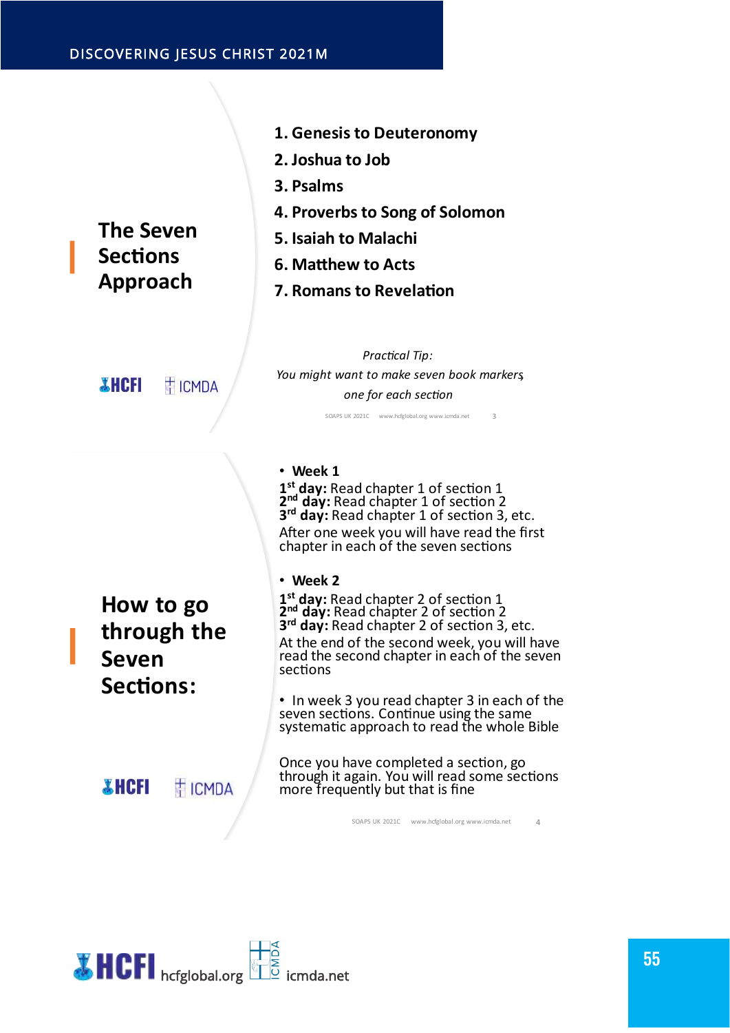## The Seven Sections Approach

1. **Genesis to Deuteronomy**
2. **Joshua to Job**
3. **Psalms**
4. **Proverbs to Song of Solomon**
5. **Isaiah to Malachi**
6. **Matthew to Acts**
7. **Romans to Revelation**

*Practical Tip:*
*You might want to make seven book markers,*
*one for each section*

## How to go through the Seven Sections:

- **Week 1**

**1st day:** Read chapter 1 of section 1
**2nd day:** Read chapter 1 of section 2
**3rd day:** Read chapter 1 of section 3, etc.
After one week you will have read the first chapter in each of the seven sections

- **Week 2**

**1st day:** Read chapter 2 of section 1
**2nd day:** Read chapter 2 of section 2
**3rd day:** Read chapter 2 of section 3, etc.
At the end of the second week, you will have read the second chapter in each of the seven sections

- In week 3 you read chapter 3 in each of the seven sections. Continue using the same systematic approach to read the whole Bible

Once you have completed a section, go through it again. You will read some sections more frequently but that is fine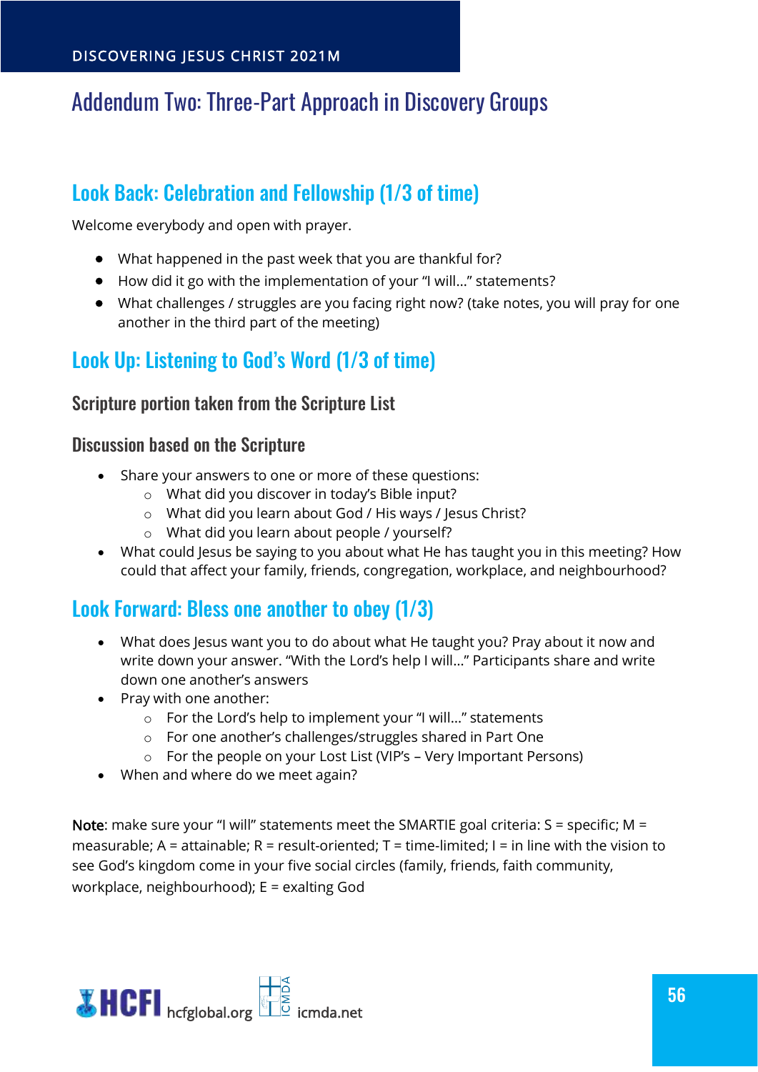# Addendum Two: Three-Part Approach in Discovery Groups

## Look Back: Celebration and Fellowship (1/3 of time)

Welcome everybody and open with prayer.

- What happened in the past week that you are thankful for?
- How did it go with the implementation of your "I will…" statements?
- What challenges / struggles are you facing right now? (take notes, you will pray for one another in the third part of the meeting)

## Look Up: Listening to God's Word (1/3 of time)

### Scripture portion taken from the Scripture List

### Discussion based on the Scripture

- Share your answers to one or more of these questions:
    - What did you discover in today's Bible input?
    - What did you learn about God / His ways / Jesus Christ?
    - What did you learn about people / yourself?
- What could Jesus be saying to you about what He has taught you in this meeting? How could that affect your family, friends, congregation, workplace, and neighbourhood?

## Look Forward: Bless one another to obey (1/3)

- What does Jesus want you to do about what He taught you? Pray about it now and write down your answer. "With the Lord's help I will…" Participants share and write down one another's answers
- Pray with one another:
    - For the Lord's help to implement your "I will…" statements
    - For one another's challenges/struggles shared in Part One
    - For the people on your Lost List (VIP's – Very Important Persons)
- When and where do we meet again?

**Note**: make sure your "I will" statements meet the SMARTIE goal criteria: S = specific; M = measurable; A = attainable; R = result-oriented; T = time-limited; I = in line with the vision to see God's kingdom come in your five social circles (family, friends, faith community, workplace, neighbourhood); E = exalting God